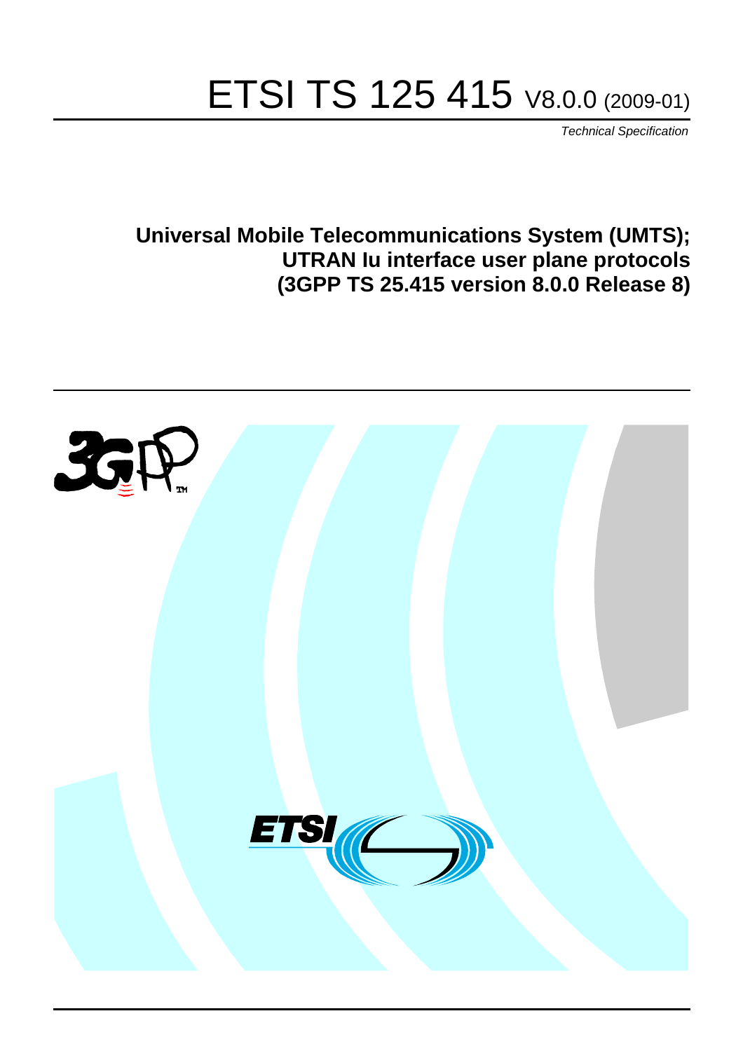# ETSI TS 125 415 V8.0.0 (2009-01)

*Technical Specification*

**Universal Mobile Telecommunications System (UMTS); UTRAN Iu interface user plane protocols (3GPP TS 25.415 version 8.0.0 Release 8)**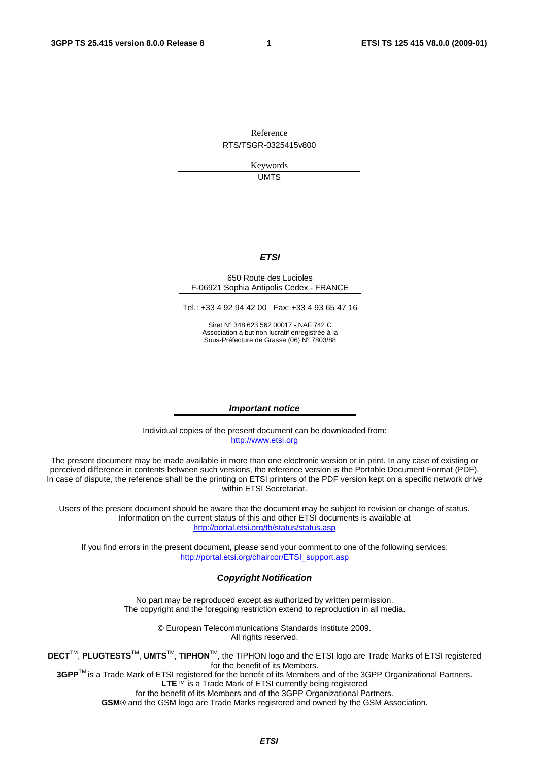Reference

RTS/TSGR-0325415v800

Keywords

UMTS

***ETSI***

650 Route des Lucioles
F-06921 Sophia Antipolis Cedex - FRANCE

Tel.: +33 4 92 94 42 00   Fax: +33 4 93 65 47 16

Siret N° 348 623 562 00017 - NAF 742 C
Association à but non lucratif enregistrée à la
Sous-Préfecture de Grasse (06) N° 7803/88

***Important notice***

Individual copies of the present document can be downloaded from:
http://www.etsi.org

The present document may be made available in more than one electronic version or in print. In any case of existing or perceived difference in contents between such versions, the reference version is the Portable Document Format (PDF). In case of dispute, the reference shall be the printing on ETSI printers of the PDF version kept on a specific network drive within ETSI Secretariat.

Users of the present document should be aware that the document may be subject to revision or change of status. Information on the current status of this and other ETSI documents is available at
http://portal.etsi.org/tb/status/status.asp

If you find errors in the present document, please send your comment to one of the following services:
http://portal.etsi.org/chaircor/ETSI_support.asp

***Copyright Notification***

No part may be reproduced except as authorized by written permission.
The copyright and the foregoing restriction extend to reproduction in all media.

© European Telecommunications Standards Institute 2009.
All rights reserved.

**DECT**™, **PLUGTESTS**™, **UMTS**™, **TIPHON**™, the TIPHON logo and the ETSI logo are Trade Marks of ETSI registered for the benefit of its Members.
**3GPP**™ is a Trade Mark of ETSI registered for the benefit of its Members and of the 3GPP Organizational Partners.
**LTE**™ is a Trade Mark of ETSI currently being registered
for the benefit of its Members and of the 3GPP Organizational Partners.
**GSM**® and the GSM logo are Trade Marks registered and owned by the GSM Association.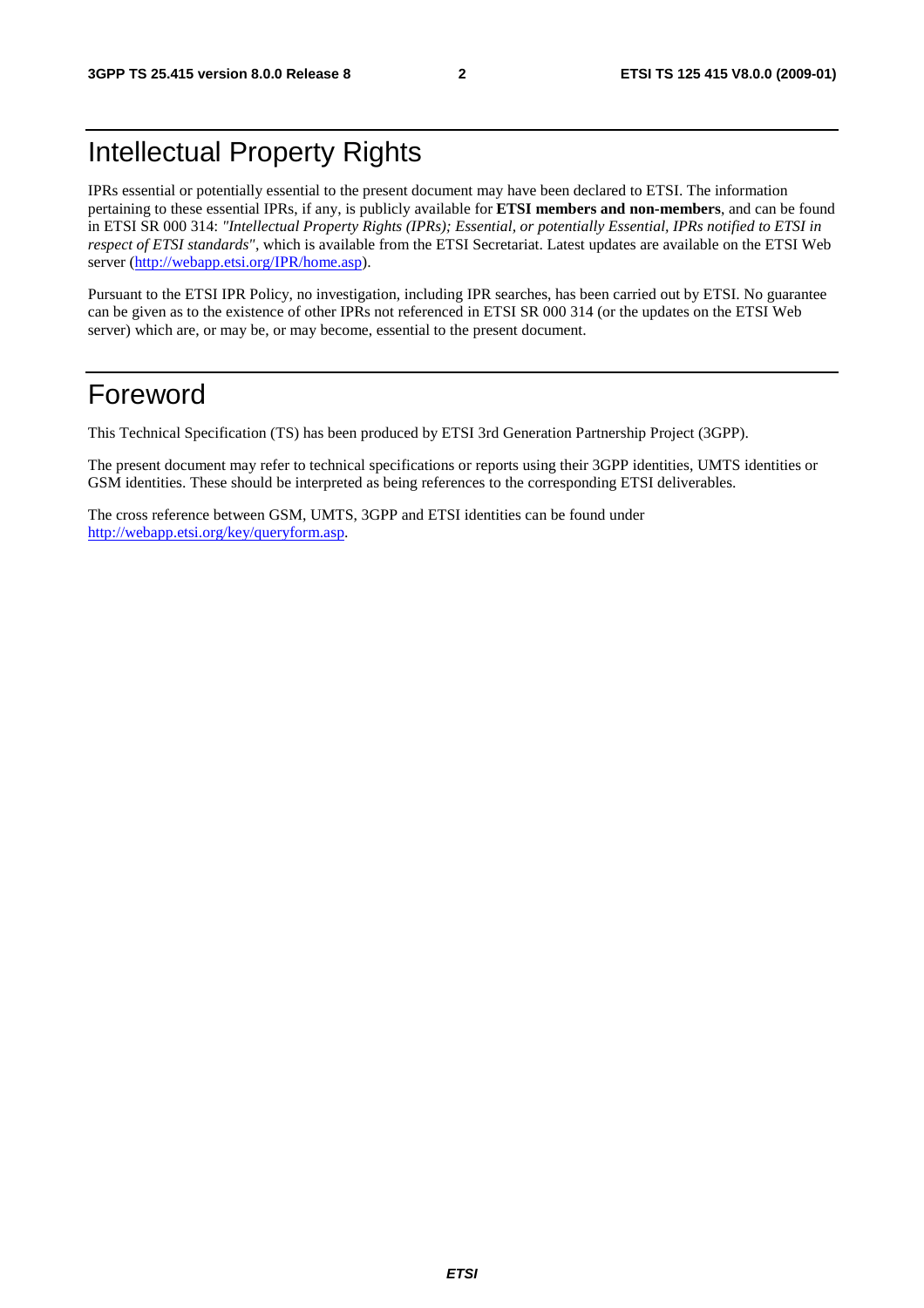# Intellectual Property Rights

IPRs essential or potentially essential to the present document may have been declared to ETSI. The information pertaining to these essential IPRs, if any, is publicly available for **ETSI members and non-members**, and can be found in ETSI SR 000 314: *"Intellectual Property Rights (IPRs); Essential, or potentially Essential, IPRs notified to ETSI in respect of ETSI standards"*, which is available from the ETSI Secretariat. Latest updates are available on the ETSI Web server (http://webapp.etsi.org/IPR/home.asp).

Pursuant to the ETSI IPR Policy, no investigation, including IPR searches, has been carried out by ETSI. No guarantee can be given as to the existence of other IPRs not referenced in ETSI SR 000 314 (or the updates on the ETSI Web server) which are, or may be, or may become, essential to the present document.

# Foreword

This Technical Specification (TS) has been produced by ETSI 3rd Generation Partnership Project (3GPP).

The present document may refer to technical specifications or reports using their 3GPP identities, UMTS identities or GSM identities. These should be interpreted as being references to the corresponding ETSI deliverables.

The cross reference between GSM, UMTS, 3GPP and ETSI identities can be found under http://webapp.etsi.org/key/queryform.asp.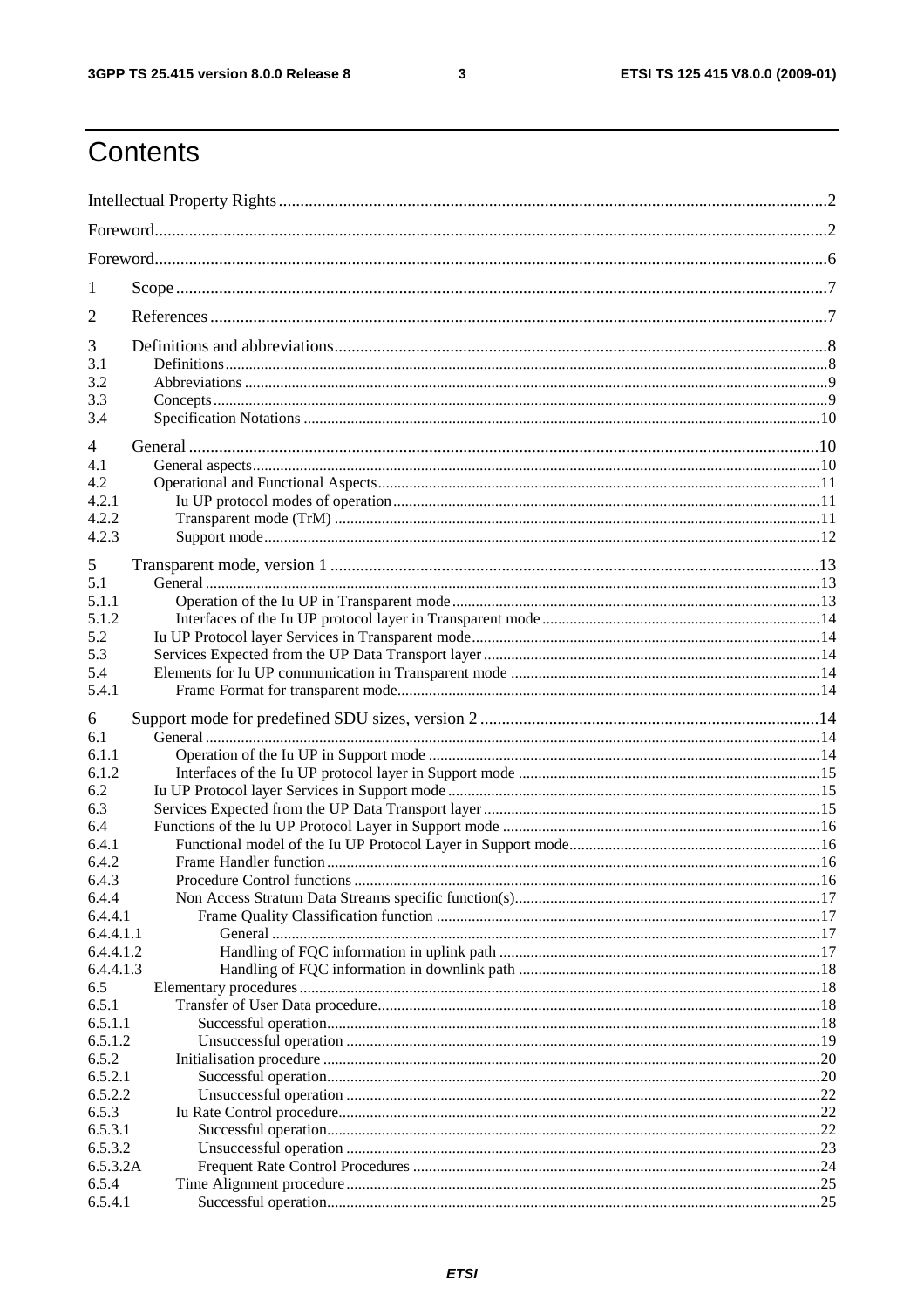# Contents

Intellectual Property Rights ..... 2

Foreword ..... 2

Foreword ..... 6

1 Scope ..... 7

2 References ..... 7

3 Definitions and abbreviations ..... 8
- 3.1 Definitions ..... 8
- 3.2 Abbreviations ..... 9
- 3.3 Concepts ..... 9
- 3.4 Specification Notations ..... 10

4 General ..... 10
- 4.1 General aspects ..... 10
- 4.2 Operational and Functional Aspects ..... 11
- 4.2.1 Iu UP protocol modes of operation ..... 11
- 4.2.2 Transparent mode (TrM) ..... 11
- 4.2.3 Support mode ..... 12

5 Transparent mode, version 1 ..... 13
- 5.1 General ..... 13
- 5.1.1 Operation of the Iu UP in Transparent mode ..... 13
- 5.1.2 Interfaces of the Iu UP protocol layer in Transparent mode ..... 14
- 5.2 Iu UP Protocol layer Services in Transparent mode ..... 14
- 5.3 Services Expected from the UP Data Transport layer ..... 14
- 5.4 Elements for Iu UP communication in Transparent mode ..... 14
- 5.4.1 Frame Format for transparent mode ..... 14

6 Support mode for predefined SDU sizes, version 2 ..... 14
- 6.1 General ..... 14
- 6.1.1 Operation of the Iu UP in Support mode ..... 14
- 6.1.2 Interfaces of the Iu UP protocol layer in Support mode ..... 15
- 6.2 Iu UP Protocol layer Services in Support mode ..... 15
- 6.3 Services Expected from the UP Data Transport layer ..... 15
- 6.4 Functions of the Iu UP Protocol Layer in Support mode ..... 16
- 6.4.1 Functional model of the Iu UP Protocol Layer in Support mode ..... 16
- 6.4.2 Frame Handler function ..... 16
- 6.4.3 Procedure Control functions ..... 16
- 6.4.4 Non Access Stratum Data Streams specific function(s) ..... 17
- 6.4.4.1 Frame Quality Classification function ..... 17
- 6.4.4.1.1 General ..... 17
- 6.4.4.1.2 Handling of FQC information in uplink path ..... 17
- 6.4.4.1.3 Handling of FQC information in downlink path ..... 18
- 6.5 Elementary procedures ..... 18
- 6.5.1 Transfer of User Data procedure ..... 18
- 6.5.1.1 Successful operation ..... 18
- 6.5.1.2 Unsuccessful operation ..... 19
- 6.5.2 Initialisation procedure ..... 20
- 6.5.2.1 Successful operation ..... 20
- 6.5.2.2 Unsuccessful operation ..... 22
- 6.5.3 Iu Rate Control procedure ..... 22
- 6.5.3.1 Successful operation ..... 22
- 6.5.3.2 Unsuccessful operation ..... 23
- 6.5.3.2A Frequent Rate Control Procedures ..... 24
- 6.5.4 Time Alignment procedure ..... 25
- 6.5.4.1 Successful operation ..... 25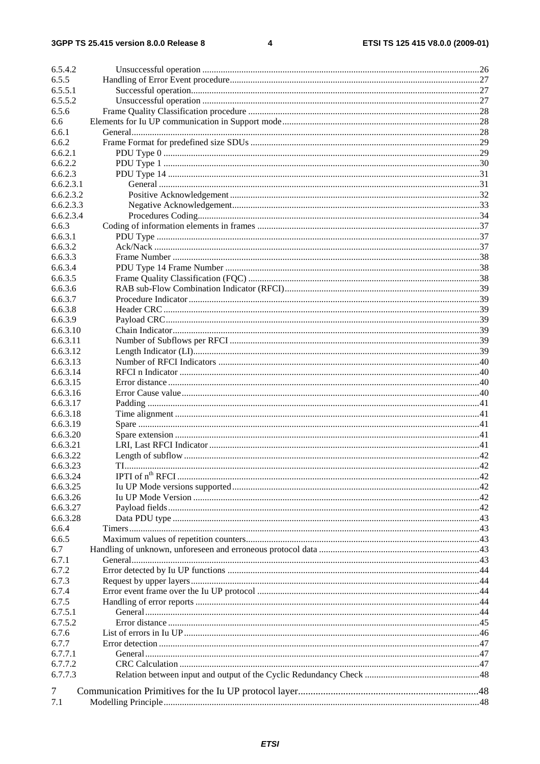| | | |
|---|---|---|
| 6.5.4.2 | Unsuccessful operation | 26 |
| 6.5.5 | Handling of Error Event procedure | 27 |
| 6.5.5.1 | Successful operation | 27 |
| 6.5.5.2 | Unsuccessful operation | 27 |
| 6.5.6 | Frame Quality Classification procedure | 28 |
| 6.6 | Elements for Iu UP communication in Support mode | 28 |
| 6.6.1 | General | 28 |
| 6.6.2 | Frame Format for predefined size SDUs | 29 |
| 6.6.2.1 | PDU Type 0 | 29 |
| 6.6.2.2 | PDU Type 1 | 30 |
| 6.6.2.3 | PDU Type 14 | 31 |
| 6.6.2.3.1 | General | 31 |
| 6.6.2.3.2 | Positive Acknowledgement | 32 |
| 6.6.2.3.3 | Negative Acknowledgement | 33 |
| 6.6.2.3.4 | Procedures Coding | 34 |
| 6.6.3 | Coding of information elements in frames | 37 |
| 6.6.3.1 | PDU Type | 37 |
| 6.6.3.2 | Ack/Nack | 37 |
| 6.6.3.3 | Frame Number | 38 |
| 6.6.3.4 | PDU Type 14 Frame Number | 38 |
| 6.6.3.5 | Frame Quality Classification (FQC) | 38 |
| 6.6.3.6 | RAB sub-Flow Combination Indicator (RFCI) | 39 |
| 6.6.3.7 | Procedure Indicator | 39 |
| 6.6.3.8 | Header CRC | 39 |
| 6.6.3.9 | Payload CRC | 39 |
| 6.6.3.10 | Chain Indicator | 39 |
| 6.6.3.11 | Number of Subflows per RFCI | 39 |
| 6.6.3.12 | Length Indicator (LI) | 39 |
| 6.6.3.13 | Number of RFCI Indicators | 40 |
| 6.6.3.14 | RFCI n Indicator | 40 |
| 6.6.3.15 | Error distance | 40 |
| 6.6.3.16 | Error Cause value | 40 |
| 6.6.3.17 | Padding | 41 |
| 6.6.3.18 | Time alignment | 41 |
| 6.6.3.19 | Spare | 41 |
| 6.6.3.20 | Spare extension | 41 |
| 6.6.3.21 | LRI, Last RFCI Indicator | 41 |
| 6.6.3.22 | Length of subflow | 42 |
| 6.6.3.23 | TI | 42 |
| 6.6.3.24 | IPTI of $n^{th}$ RFCI | 42 |
| 6.6.3.25 | Iu UP Mode versions supported | 42 |
| 6.6.3.26 | Iu UP Mode Version | 42 |
| 6.6.3.27 | Payload fields | 42 |
| 6.6.3.28 | Data PDU type | 43 |
| 6.6.4 | Timers | 43 |
| 6.6.5 | Maximum values of repetition counters | 43 |
| 6.7 | Handling of unknown, unforeseen and erroneous protocol data | 43 |
| 6.7.1 | General | 43 |
| 6.7.2 | Error detected by Iu UP functions | 44 |
| 6.7.3 | Request by upper layers | 44 |
| 6.7.4 | Error event frame over the Iu UP protocol | 44 |
| 6.7.5 | Handling of error reports | 44 |
| 6.7.5.1 | General | 44 |
| 6.7.5.2 | Error distance | 45 |
| 6.7.6 | List of errors in Iu UP | 46 |
| 6.7.7 | Error detection | 47 |
| 6.7.7.1 | General | 47 |
| 6.7.7.2 | CRC Calculation | 47 |
| 6.7.7.3 | Relation between input and output of the Cyclic Redundancy Check | 48 |
| 7 | Communication Primitives for the Iu UP protocol layer | 48 |
| 7.1 | Modelling Principle | 48 |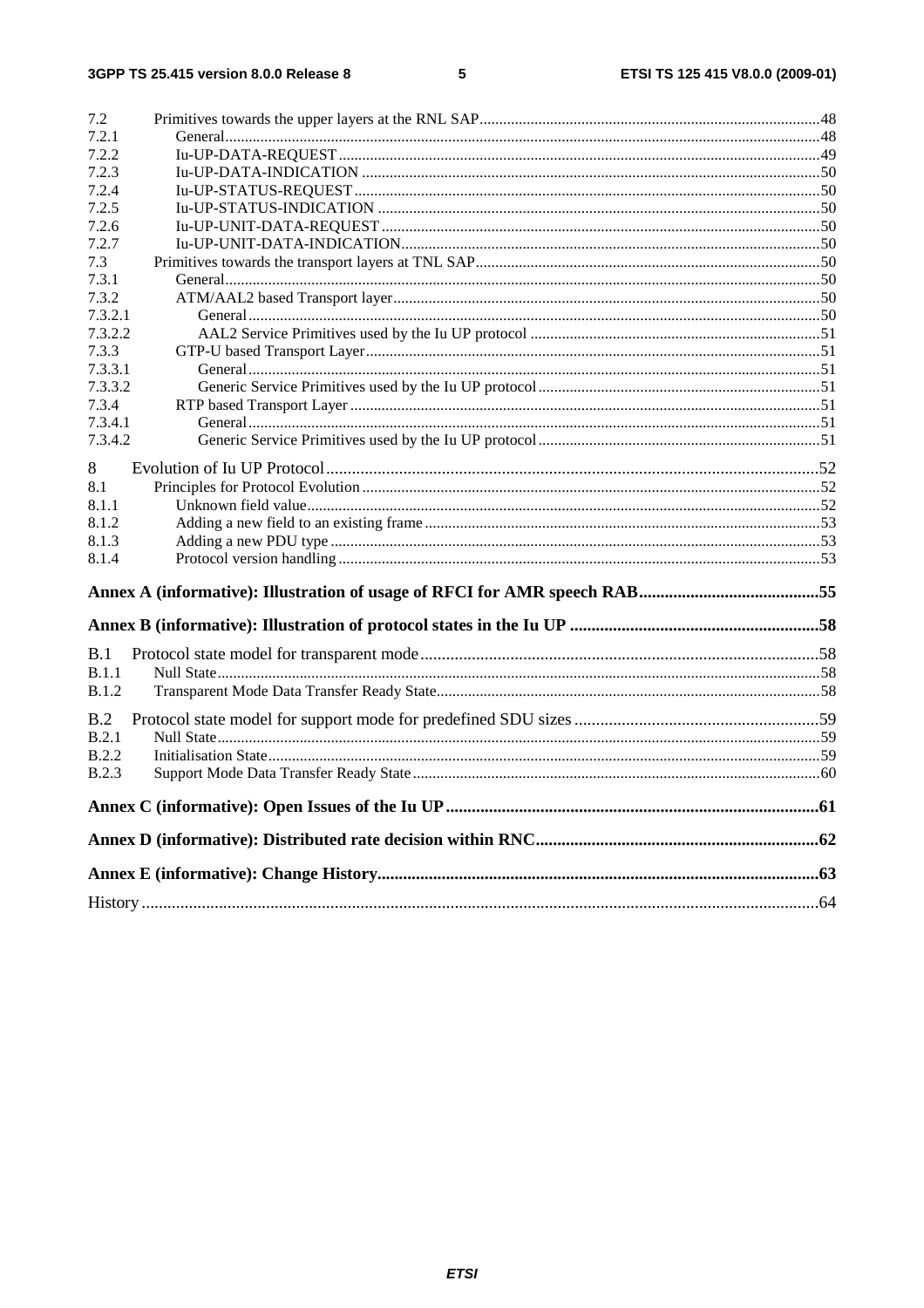7.2 Primitives towards the upper layers at the RNL SAP....48
7.2.1 General....48
7.2.2 Iu-UP-DATA-REQUEST....49
7.2.3 Iu-UP-DATA-INDICATION....50
7.2.4 Iu-UP-STATUS-REQUEST....50
7.2.5 Iu-UP-STATUS-INDICATION....50
7.2.6 Iu-UP-UNIT-DATA-REQUEST....50
7.2.7 Iu-UP-UNIT-DATA-INDICATION....50
7.3 Primitives towards the transport layers at TNL SAP....50
7.3.1 General....50
7.3.2 ATM/AAL2 based Transport layer....50
7.3.2.1 General....50
7.3.2.2 AAL2 Service Primitives used by the Iu UP protocol....51
7.3.3 GTP-U based Transport Layer....51
7.3.3.1 General....51
7.3.3.2 Generic Service Primitives used by the Iu UP protocol....51
7.3.4 RTP based Transport Layer....51
7.3.4.1 General....51
7.3.4.2 Generic Service Primitives used by the Iu UP protocol....51

8 Evolution of Iu UP Protocol....52
8.1 Principles for Protocol Evolution....52
8.1.1 Unknown field value....52
8.1.2 Adding a new field to an existing frame....53
8.1.3 Adding a new PDU type....53
8.1.4 Protocol version handling....53

**Annex A (informative): Illustration of usage of RFCI for AMR speech RAB....55**

**Annex B (informative): Illustration of protocol states in the Iu UP....58**

B.1 Protocol state model for transparent mode....58
B.1.1 Null State....58
B.1.2 Transparent Mode Data Transfer Ready State....58

B.2 Protocol state model for support mode for predefined SDU sizes....59
B.2.1 Null State....59
B.2.2 Initialisation State....59
B.2.3 Support Mode Data Transfer Ready State....60

**Annex C (informative): Open Issues of the Iu UP....61**

**Annex D (informative): Distributed rate decision within RNC....62**

**Annex E (informative): Change History....63**

History....64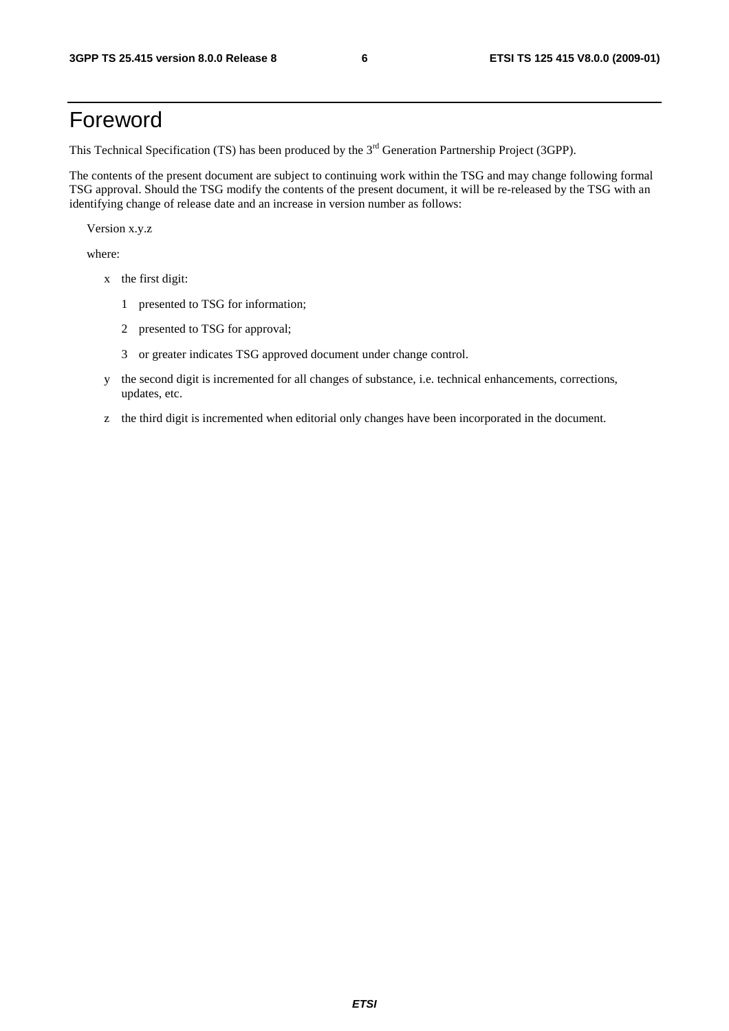# Foreword

This Technical Specification (TS) has been produced by the 3rd Generation Partnership Project (3GPP).

The contents of the present document are subject to continuing work within the TSG and may change following formal TSG approval. Should the TSG modify the contents of the present document, it will be re-released by the TSG with an identifying change of release date and an increase in version number as follows:

Version x.y.z

where:

- x the first digit:
  - 1 presented to TSG for information;
  - 2 presented to TSG for approval;
  - 3 or greater indicates TSG approved document under change control.
- y the second digit is incremented for all changes of substance, i.e. technical enhancements, corrections, updates, etc.
- z the third digit is incremented when editorial only changes have been incorporated in the document.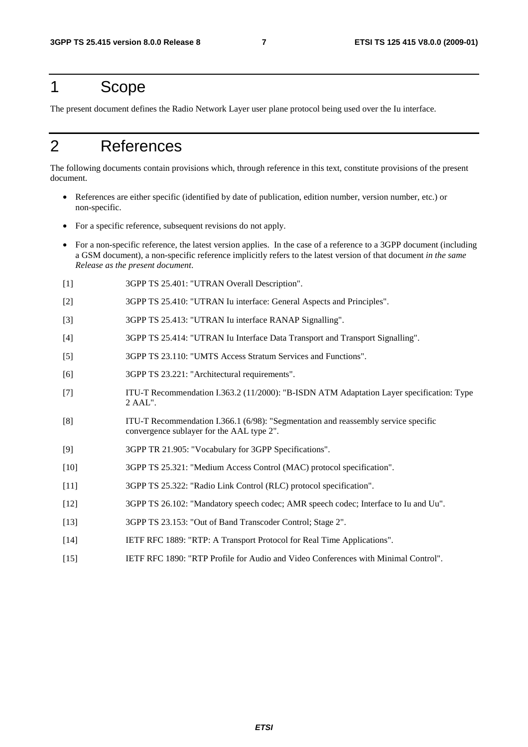# 1 Scope

The present document defines the Radio Network Layer user plane protocol being used over the Iu interface.

# 2 References

The following documents contain provisions which, through reference in this text, constitute provisions of the present document.

- References are either specific (identified by date of publication, edition number, version number, etc.) or non-specific.
- For a specific reference, subsequent revisions do not apply.
- For a non-specific reference, the latest version applies. In the case of a reference to a 3GPP document (including a GSM document), a non-specific reference implicitly refers to the latest version of that document *in the same Release as the present document*.

[1] 3GPP TS 25.401: "UTRAN Overall Description".

[2] 3GPP TS 25.410: "UTRAN Iu interface: General Aspects and Principles".

[3] 3GPP TS 25.413: "UTRAN Iu interface RANAP Signalling".

[4] 3GPP TS 25.414: "UTRAN Iu Interface Data Transport and Transport Signalling".

[5] 3GPP TS 23.110: "UMTS Access Stratum Services and Functions".

[6] 3GPP TS 23.221: "Architectural requirements".

[7] ITU-T Recommendation I.363.2 (11/2000): "B-ISDN ATM Adaptation Layer specification: Type 2 AAL".

[8] ITU-T Recommendation I.366.1 (6/98): "Segmentation and reassembly service specific convergence sublayer for the AAL type 2".

[9] 3GPP TR 21.905: "Vocabulary for 3GPP Specifications".

[10] 3GPP TS 25.321: "Medium Access Control (MAC) protocol specification".

[11] 3GPP TS 25.322: "Radio Link Control (RLC) protocol specification".

[12] 3GPP TS 26.102: "Mandatory speech codec; AMR speech codec; Interface to Iu and Uu".

[13] 3GPP TS 23.153: "Out of Band Transcoder Control; Stage 2".

[14] IETF RFC 1889: "RTP: A Transport Protocol for Real Time Applications".

[15] IETF RFC 1890: "RTP Profile for Audio and Video Conferences with Minimal Control".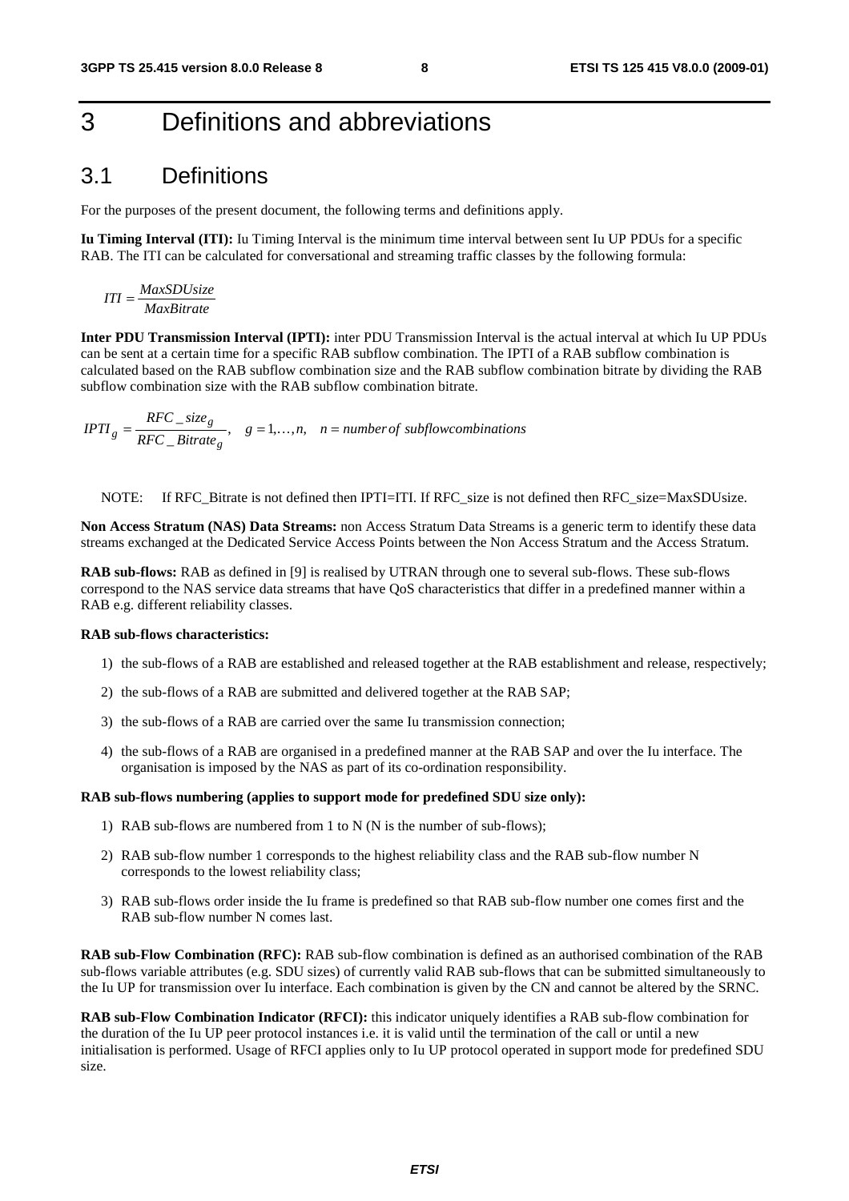# 3 Definitions and abbreviations

## 3.1 Definitions

For the purposes of the present document, the following terms and definitions apply.

**Iu Timing Interval (ITI):** Iu Timing Interval is the minimum time interval between sent Iu UP PDUs for a specific RAB. The ITI can be calculated for conversational and streaming traffic classes by the following formula:

$$ITI = \frac{MaxSDUsize}{MaxBitrate}$$

**Inter PDU Transmission Interval (IPTI):** inter PDU Transmission Interval is the actual interval at which Iu UP PDUs can be sent at a certain time for a specific RAB subflow combination. The IPTI of a RAB subflow combination is calculated based on the RAB subflow combination size and the RAB subflow combination bitrate by dividing the RAB subflow combination size with the RAB subflow combination bitrate.

$$IPTI_g = \frac{RFC\_size_g}{RFC\_Bitrate_g}, \quad g = 1,\ldots,n, \quad n = number\ of\ subflowcombinations$$

NOTE: If RFC_Bitrate is not defined then IPTI=ITI. If RFC_size is not defined then RFC_size=MaxSDUsize.

**Non Access Stratum (NAS) Data Streams:** non Access Stratum Data Streams is a generic term to identify these data streams exchanged at the Dedicated Service Access Points between the Non Access Stratum and the Access Stratum.

**RAB sub-flows:** RAB as defined in [9] is realised by UTRAN through one to several sub-flows. These sub-flows correspond to the NAS service data streams that have QoS characteristics that differ in a predefined manner within a RAB e.g. different reliability classes.

**RAB sub-flows characteristics:**

1) the sub-flows of a RAB are established and released together at the RAB establishment and release, respectively;
2) the sub-flows of a RAB are submitted and delivered together at the RAB SAP;
3) the sub-flows of a RAB are carried over the same Iu transmission connection;
4) the sub-flows of a RAB are organised in a predefined manner at the RAB SAP and over the Iu interface. The organisation is imposed by the NAS as part of its co-ordination responsibility.

**RAB sub-flows numbering (applies to support mode for predefined SDU size only):**

1) RAB sub-flows are numbered from 1 to N (N is the number of sub-flows);
2) RAB sub-flow number 1 corresponds to the highest reliability class and the RAB sub-flow number N corresponds to the lowest reliability class;
3) RAB sub-flows order inside the Iu frame is predefined so that RAB sub-flow number one comes first and the RAB sub-flow number N comes last.

**RAB sub-Flow Combination (RFC):** RAB sub-flow combination is defined as an authorised combination of the RAB sub-flows variable attributes (e.g. SDU sizes) of currently valid RAB sub-flows that can be submitted simultaneously to the Iu UP for transmission over Iu interface. Each combination is given by the CN and cannot be altered by the SRNC.

**RAB sub-Flow Combination Indicator (RFCI):** this indicator uniquely identifies a RAB sub-flow combination for the duration of the Iu UP peer protocol instances i.e. it is valid until the termination of the call or until a new initialisation is performed. Usage of RFCI applies only to Iu UP protocol operated in support mode for predefined SDU size.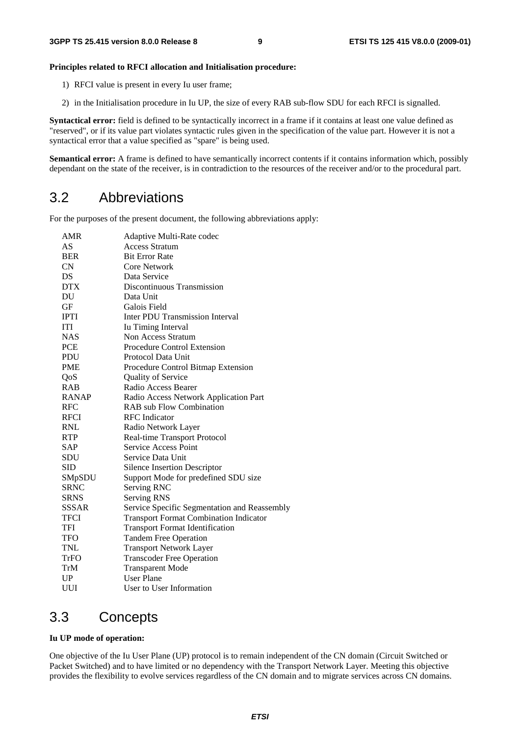**Principles related to RFCI allocation and Initialisation procedure:**

1) RFCI value is present in every Iu user frame;

2) in the Initialisation procedure in Iu UP, the size of every RAB sub-flow SDU for each RFCI is signalled.

**Syntactical error:** field is defined to be syntactically incorrect in a frame if it contains at least one value defined as "reserved", or if its value part violates syntactic rules given in the specification of the value part. However it is not a syntactical error that a value specified as "spare" is being used.

**Semantical error:** A frame is defined to have semantically incorrect contents if it contains information which, possibly dependant on the state of the receiver, is in contradiction to the resources of the receiver and/or to the procedural part.

## 3.2 Abbreviations

For the purposes of the present document, the following abbreviations apply:

| | |
|---|---|
| AMR | Adaptive Multi-Rate codec |
| AS | Access Stratum |
| BER | Bit Error Rate |
| CN | Core Network |
| DS | Data Service |
| DTX | Discontinuous Transmission |
| DU | Data Unit |
| GF | Galois Field |
| IPTI | Inter PDU Transmission Interval |
| ITI | Iu Timing Interval |
| NAS | Non Access Stratum |
| PCE | Procedure Control Extension |
| PDU | Protocol Data Unit |
| PME | Procedure Control Bitmap Extension |
| QoS | Quality of Service |
| RAB | Radio Access Bearer |
| RANAP | Radio Access Network Application Part |
| RFC | RAB sub Flow Combination |
| RFCI | RFC Indicator |
| RNL | Radio Network Layer |
| RTP | Real-time Transport Protocol |
| SAP | Service Access Point |
| SDU | Service Data Unit |
| SID | Silence Insertion Descriptor |
| SMpSDU | Support Mode for predefined SDU size |
| SRNC | Serving RNC |
| SRNS | Serving RNS |
| SSSAR | Service Specific Segmentation and Reassembly |
| TFCI | Transport Format Combination Indicator |
| TFI | Transport Format Identification |
| TFO | Tandem Free Operation |
| TNL | Transport Network Layer |
| TrFO | Transcoder Free Operation |
| TrM | Transparent Mode |
| UP | User Plane |
| UUI | User to User Information |

## 3.3 Concepts

**Iu UP mode of operation:**

One objective of the Iu User Plane (UP) protocol is to remain independent of the CN domain (Circuit Switched or Packet Switched) and to have limited or no dependency with the Transport Network Layer. Meeting this objective provides the flexibility to evolve services regardless of the CN domain and to migrate services across CN domains.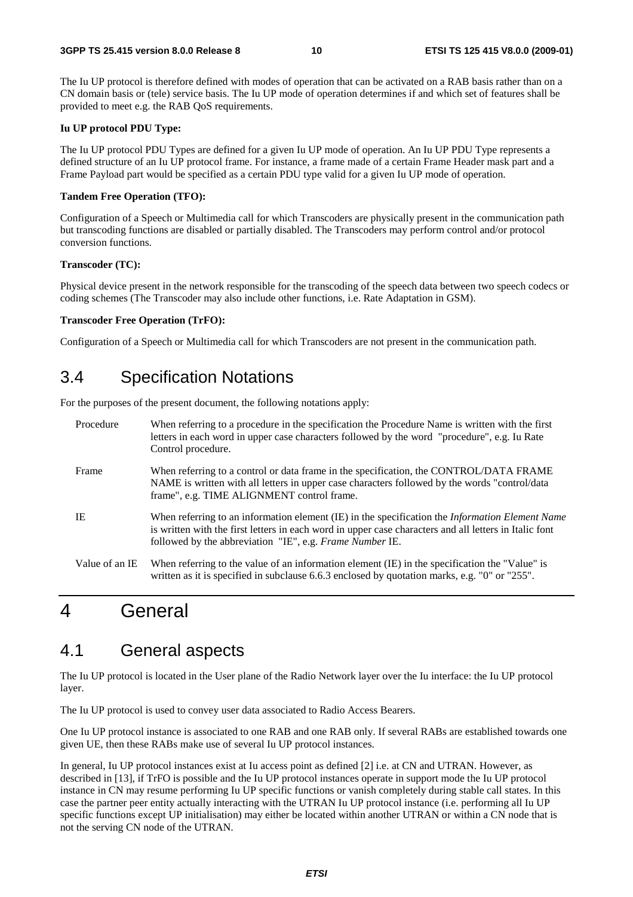The Iu UP protocol is therefore defined with modes of operation that can be activated on a RAB basis rather than on a CN domain basis or (tele) service basis. The Iu UP mode of operation determines if and which set of features shall be provided to meet e.g. the RAB QoS requirements.

**Iu UP protocol PDU Type:**

The Iu UP protocol PDU Types are defined for a given Iu UP mode of operation. An Iu UP PDU Type represents a defined structure of an Iu UP protocol frame. For instance, a frame made of a certain Frame Header mask part and a Frame Payload part would be specified as a certain PDU type valid for a given Iu UP mode of operation.

**Tandem Free Operation (TFO):**

Configuration of a Speech or Multimedia call for which Transcoders are physically present in the communication path but transcoding functions are disabled or partially disabled. The Transcoders may perform control and/or protocol conversion functions.

**Transcoder (TC):**

Physical device present in the network responsible for the transcoding of the speech data between two speech codecs or coding schemes (The Transcoder may also include other functions, i.e. Rate Adaptation in GSM).

**Transcoder Free Operation (TrFO):**

Configuration of a Speech or Multimedia call for which Transcoders are not present in the communication path.

## 3.4 Specification Notations

For the purposes of the present document, the following notations apply:

| | |
|---|---|
| Procedure | When referring to a procedure in the specification the Procedure Name is written with the first letters in each word in upper case characters followed by the word "procedure", e.g. Iu Rate Control procedure. |
| Frame | When referring to a control or data frame in the specification, the CONTROL/DATA FRAME NAME is written with all letters in upper case characters followed by the words "control/data frame", e.g. TIME ALIGNMENT control frame. |
| IE | When referring to an information element (IE) in the specification the *Information Element Name* is written with the first letters in each word in upper case characters and all letters in Italic font followed by the abbreviation "IE", e.g. *Frame Number* IE. |
| Value of an IE | When referring to the value of an information element (IE) in the specification the "Value" is written as it is specified in subclause 6.6.3 enclosed by quotation marks, e.g. "0" or "255". |

# 4 General

## 4.1 General aspects

The Iu UP protocol is located in the User plane of the Radio Network layer over the Iu interface: the Iu UP protocol layer.

The Iu UP protocol is used to convey user data associated to Radio Access Bearers.

One Iu UP protocol instance is associated to one RAB and one RAB only. If several RABs are established towards one given UE, then these RABs make use of several Iu UP protocol instances.

In general, Iu UP protocol instances exist at Iu access point as defined [2] i.e. at CN and UTRAN. However, as described in [13], if TrFO is possible and the Iu UP protocol instances operate in support mode the Iu UP protocol instance in CN may resume performing Iu UP specific functions or vanish completely during stable call states. In this case the partner peer entity actually interacting with the UTRAN Iu UP protocol instance (i.e. performing all Iu UP specific functions except UP initialisation) may either be located within another UTRAN or within a CN node that is not the serving CN node of the UTRAN.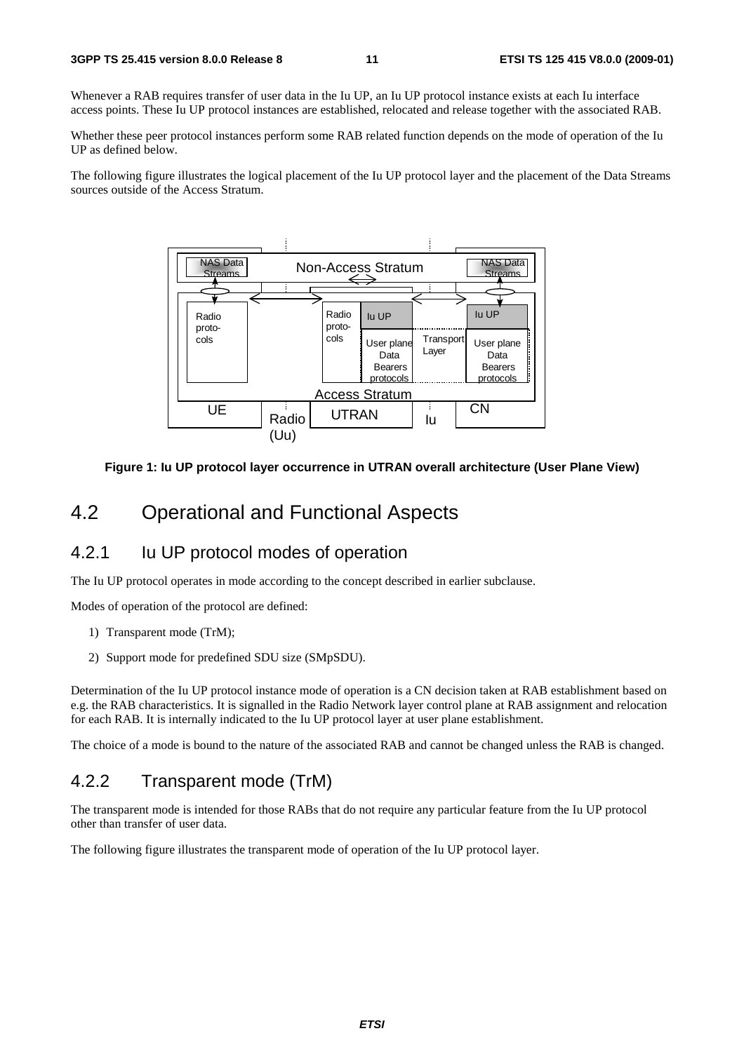Whenever a RAB requires transfer of user data in the Iu UP, an Iu UP protocol instance exists at each Iu interface access points. These Iu UP protocol instances are established, relocated and release together with the associated RAB.

Whether these peer protocol instances perform some RAB related function depends on the mode of operation of the Iu UP as defined below.

The following figure illustrates the logical placement of the Iu UP protocol layer and the placement of the Data Streams sources outside of the Access Stratum.

**Figure 1: Iu UP protocol layer occurrence in UTRAN overall architecture (User Plane View)**

## 4.2 Operational and Functional Aspects

### 4.2.1 Iu UP protocol modes of operation

The Iu UP protocol operates in mode according to the concept described in earlier subclause.

Modes of operation of the protocol are defined:

1) Transparent mode (TrM);
2) Support mode for predefined SDU size (SMpSDU).

Determination of the Iu UP protocol instance mode of operation is a CN decision taken at RAB establishment based on e.g. the RAB characteristics. It is signalled in the Radio Network layer control plane at RAB assignment and relocation for each RAB. It is internally indicated to the Iu UP protocol layer at user plane establishment.

The choice of a mode is bound to the nature of the associated RAB and cannot be changed unless the RAB is changed.

### 4.2.2 Transparent mode (TrM)

The transparent mode is intended for those RABs that do not require any particular feature from the Iu UP protocol other than transfer of user data.

The following figure illustrates the transparent mode of operation of the Iu UP protocol layer.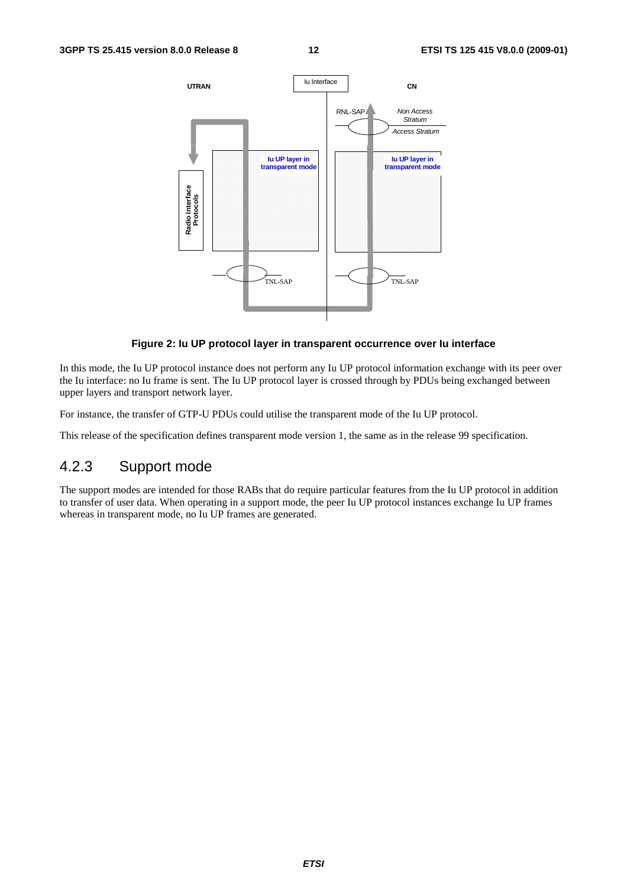**Figure 2: Iu UP protocol layer in transparent occurrence over Iu interface**

In this mode, the Iu UP protocol instance does not perform any Iu UP protocol information exchange with its peer over the Iu interface: no Iu frame is sent. The Iu UP protocol layer is crossed through by PDUs being exchanged between upper layers and transport network layer.

For instance, the transfer of GTP-U PDUs could utilise the transparent mode of the Iu UP protocol.

This release of the specification defines transparent mode version 1, the same as in the release 99 specification.

### 4.2.3 Support mode

The support modes are intended for those RABs that do require particular features from the Iu UP protocol in addition to transfer of user data. When operating in a support mode, the peer Iu UP protocol instances exchange Iu UP frames whereas in transparent mode, no Iu UP frames are generated.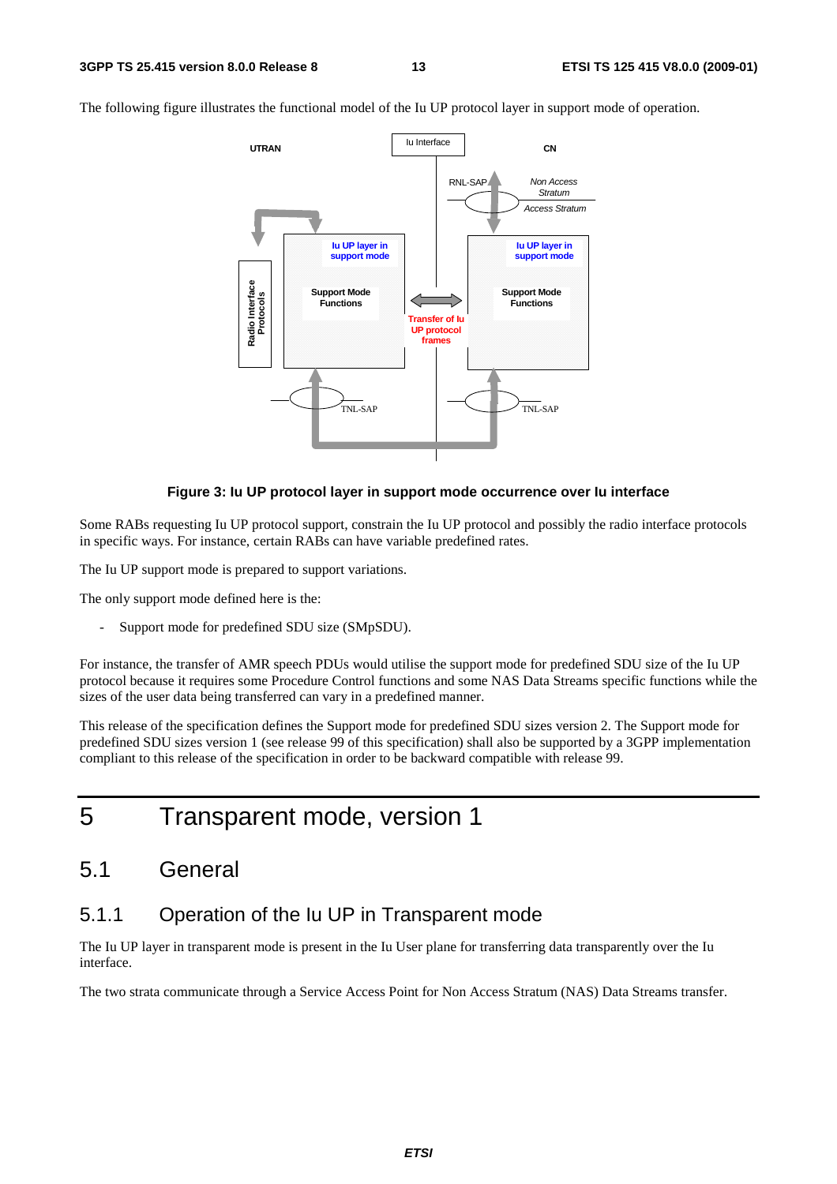The following figure illustrates the functional model of the Iu UP protocol layer in support mode of operation.

**Figure 3: Iu UP protocol layer in support mode occurrence over Iu interface**

Some RABs requesting Iu UP protocol support, constrain the Iu UP protocol and possibly the radio interface protocols in specific ways. For instance, certain RABs can have variable predefined rates.

The Iu UP support mode is prepared to support variations.

The only support mode defined here is the:

- Support mode for predefined SDU size (SMpSDU).

For instance, the transfer of AMR speech PDUs would utilise the support mode for predefined SDU size of the Iu UP protocol because it requires some Procedure Control functions and some NAS Data Streams specific functions while the sizes of the user data being transferred can vary in a predefined manner.

This release of the specification defines the Support mode for predefined SDU sizes version 2. The Support mode for predefined SDU sizes version 1 (see release 99 of this specification) shall also be supported by a 3GPP implementation compliant to this release of the specification in order to be backward compatible with release 99.

# 5 Transparent mode, version 1

## 5.1 General

### 5.1.1 Operation of the Iu UP in Transparent mode

The Iu UP layer in transparent mode is present in the Iu User plane for transferring data transparently over the Iu interface.

The two strata communicate through a Service Access Point for Non Access Stratum (NAS) Data Streams transfer.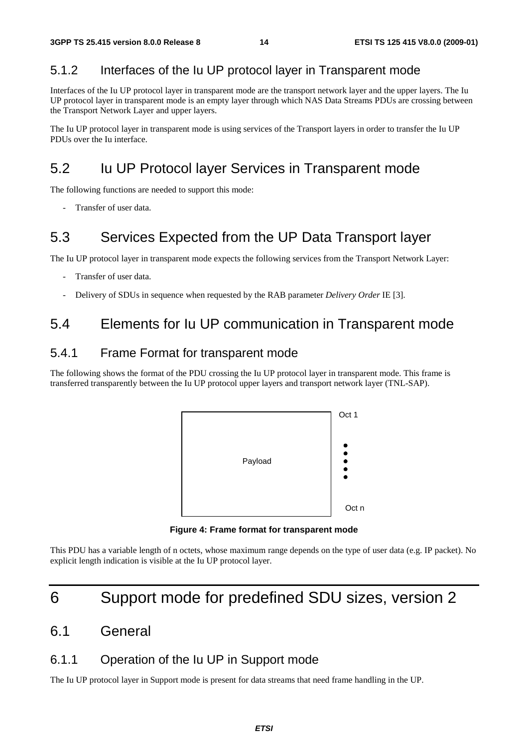### 5.1.2 Interfaces of the Iu UP protocol layer in Transparent mode

Interfaces of the Iu UP protocol layer in transparent mode are the transport network layer and the upper layers. The Iu UP protocol layer in transparent mode is an empty layer through which NAS Data Streams PDUs are crossing between the Transport Network Layer and upper layers.

The Iu UP protocol layer in transparent mode is using services of the Transport layers in order to transfer the Iu UP PDUs over the Iu interface.

## 5.2 Iu UP Protocol layer Services in Transparent mode

The following functions are needed to support this mode:

- Transfer of user data.

## 5.3 Services Expected from the UP Data Transport layer

The Iu UP protocol layer in transparent mode expects the following services from the Transport Network Layer:

- Transfer of user data.
- Delivery of SDUs in sequence when requested by the RAB parameter *Delivery Order* IE [3].

## 5.4 Elements for Iu UP communication in Transparent mode

### 5.4.1 Frame Format for transparent mode

The following shows the format of the PDU crossing the Iu UP protocol layer in transparent mode. This frame is transferred transparently between the Iu UP protocol upper layers and transport network layer (TNL-SAP).

| Payload | Oct 1<br>•<br>•<br>•<br>•<br>•<br>Oct n |
|---|---|

**Figure 4: Frame format for transparent mode**

This PDU has a variable length of n octets, whose maximum range depends on the type of user data (e.g. IP packet). No explicit length indication is visible at the Iu UP protocol layer.

# 6 Support mode for predefined SDU sizes, version 2

## 6.1 General

### 6.1.1 Operation of the Iu UP in Support mode

The Iu UP protocol layer in Support mode is present for data streams that need frame handling in the UP.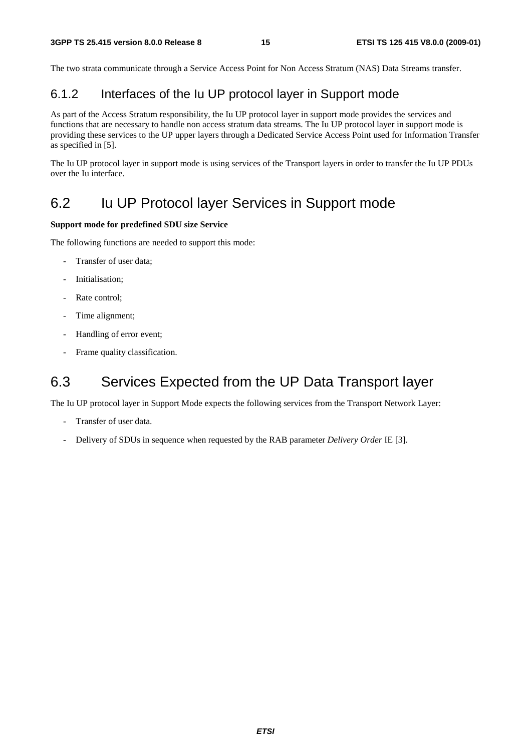The two strata communicate through a Service Access Point for Non Access Stratum (NAS) Data Streams transfer.

### 6.1.2 Interfaces of the Iu UP protocol layer in Support mode

As part of the Access Stratum responsibility, the Iu UP protocol layer in support mode provides the services and functions that are necessary to handle non access stratum data streams. The Iu UP protocol layer in support mode is providing these services to the UP upper layers through a Dedicated Service Access Point used for Information Transfer as specified in [5].

The Iu UP protocol layer in support mode is using services of the Transport layers in order to transfer the Iu UP PDUs over the Iu interface.

## 6.2 Iu UP Protocol layer Services in Support mode

**Support mode for predefined SDU size Service**

The following functions are needed to support this mode:

- Transfer of user data;
- Initialisation;
- Rate control;
- Time alignment;
- Handling of error event;
- Frame quality classification.

## 6.3 Services Expected from the UP Data Transport layer

The Iu UP protocol layer in Support Mode expects the following services from the Transport Network Layer:

- Transfer of user data.
- Delivery of SDUs in sequence when requested by the RAB parameter *Delivery Order* IE [3].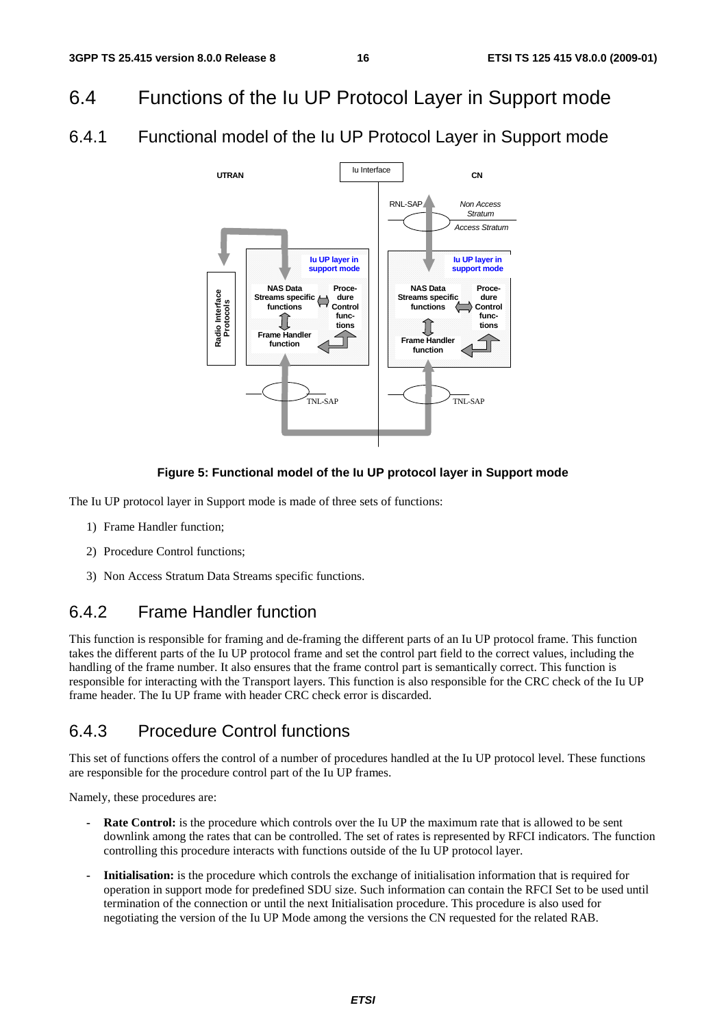## 6.4 Functions of the Iu UP Protocol Layer in Support mode

### 6.4.1 Functional model of the Iu UP Protocol Layer in Support mode

**Figure 5: Functional model of the Iu UP protocol layer in Support mode**

The Iu UP protocol layer in Support mode is made of three sets of functions:

1) Frame Handler function;

2) Procedure Control functions;

3) Non Access Stratum Data Streams specific functions.

### 6.4.2 Frame Handler function

This function is responsible for framing and de-framing the different parts of an Iu UP protocol frame. This function takes the different parts of the Iu UP protocol frame and set the control part field to the correct values, including the handling of the frame number. It also ensures that the frame control part is semantically correct. This function is responsible for interacting with the Transport layers. This function is also responsible for the CRC check of the Iu UP frame header. The Iu UP frame with header CRC check error is discarded.

### 6.4.3 Procedure Control functions

This set of functions offers the control of a number of procedures handled at the Iu UP protocol level. These functions are responsible for the procedure control part of the Iu UP frames.

Namely, these procedures are:

- **Rate Control:** is the procedure which controls over the Iu UP the maximum rate that is allowed to be sent downlink among the rates that can be controlled. The set of rates is represented by RFCI indicators. The function controlling this procedure interacts with functions outside of the Iu UP protocol layer.

- **Initialisation:** is the procedure which controls the exchange of initialisation information that is required for operation in support mode for predefined SDU size. Such information can contain the RFCI Set to be used until termination of the connection or until the next Initialisation procedure. This procedure is also used for negotiating the version of the Iu UP Mode among the versions the CN requested for the related RAB.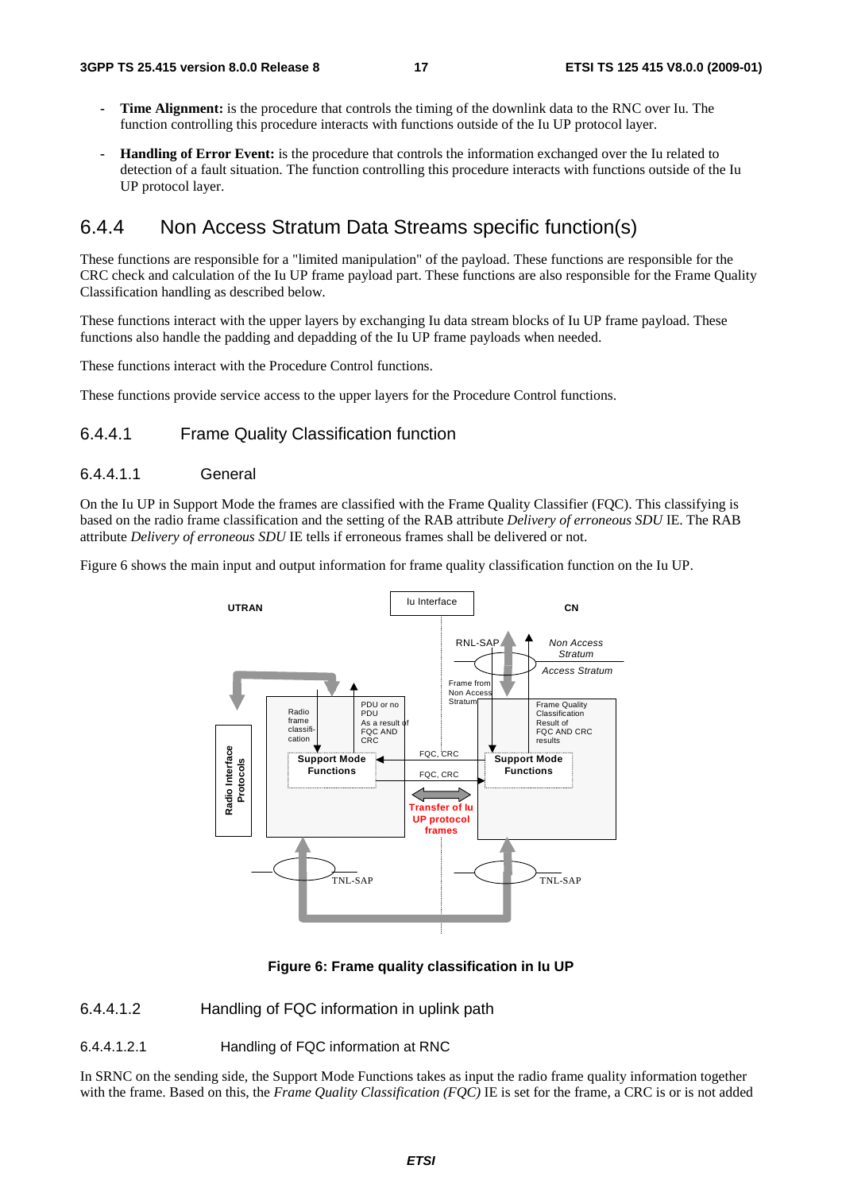- **Time Alignment:** is the procedure that controls the timing of the downlink data to the RNC over Iu. The function controlling this procedure interacts with functions outside of the Iu UP protocol layer.

- **Handling of Error Event:** is the procedure that controls the information exchanged over the Iu related to detection of a fault situation. The function controlling this procedure interacts with functions outside of the Iu UP protocol layer.

### 6.4.4 Non Access Stratum Data Streams specific function(s)

These functions are responsible for a "limited manipulation" of the payload. These functions are responsible for the CRC check and calculation of the Iu UP frame payload part. These functions are also responsible for the Frame Quality Classification handling as described below.

These functions interact with the upper layers by exchanging Iu data stream blocks of Iu UP frame payload. These functions also handle the padding and depadding of the Iu UP frame payloads when needed.

These functions interact with the Procedure Control functions.

These functions provide service access to the upper layers for the Procedure Control functions.

#### 6.4.4.1 Frame Quality Classification function

##### 6.4.4.1.1 General

On the Iu UP in Support Mode the frames are classified with the Frame Quality Classifier (FQC). This classifying is based on the radio frame classification and the setting of the RAB attribute *Delivery of erroneous SDU* IE. The RAB attribute *Delivery of erroneous SDU* IE tells if erroneous frames shall be delivered or not.

Figure 6 shows the main input and output information for frame quality classification function on the Iu UP.

**Figure 6: Frame quality classification in Iu UP**

##### 6.4.4.1.2 Handling of FQC information in uplink path

###### 6.4.4.1.2.1 Handling of FQC information at RNC

In SRNC on the sending side, the Support Mode Functions takes as input the radio frame quality information together with the frame. Based on this, the *Frame Quality Classification (FQC)* IE is set for the frame, a CRC is or is not added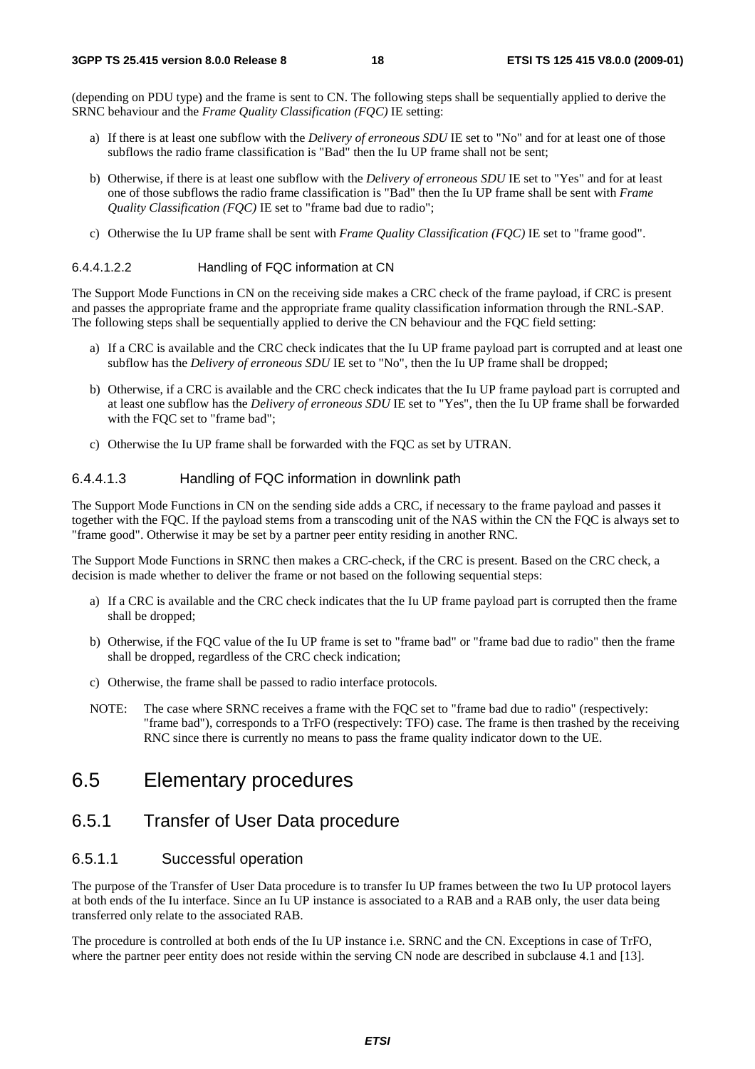(depending on PDU type) and the frame is sent to CN. The following steps shall be sequentially applied to derive the SRNC behaviour and the *Frame Quality Classification (FQC)* IE setting:

a) If there is at least one subflow with the *Delivery of erroneous SDU* IE set to "No" and for at least one of those subflows the radio frame classification is "Bad" then the Iu UP frame shall not be sent;

b) Otherwise, if there is at least one subflow with the *Delivery of erroneous SDU* IE set to "Yes" and for at least one of those subflows the radio frame classification is "Bad" then the Iu UP frame shall be sent with *Frame Quality Classification (FQC)* IE set to "frame bad due to radio";

c) Otherwise the Iu UP frame shall be sent with *Frame Quality Classification (FQC)* IE set to "frame good".

###### 6.4.4.1.2.2 Handling of FQC information at CN

The Support Mode Functions in CN on the receiving side makes a CRC check of the frame payload, if CRC is present and passes the appropriate frame and the appropriate frame quality classification information through the RNL-SAP. The following steps shall be sequentially applied to derive the CN behaviour and the FQC field setting:

a) If a CRC is available and the CRC check indicates that the Iu UP frame payload part is corrupted and at least one subflow has the *Delivery of erroneous SDU* IE set to "No", then the Iu UP frame shall be dropped;

b) Otherwise, if a CRC is available and the CRC check indicates that the Iu UP frame payload part is corrupted and at least one subflow has the *Delivery of erroneous SDU* IE set to "Yes", then the Iu UP frame shall be forwarded with the FQC set to "frame bad";

c) Otherwise the Iu UP frame shall be forwarded with the FQC as set by UTRAN.

##### 6.4.4.1.3 Handling of FQC information in downlink path

The Support Mode Functions in CN on the sending side adds a CRC, if necessary to the frame payload and passes it together with the FQC. If the payload stems from a transcoding unit of the NAS within the CN the FQC is always set to "frame good". Otherwise it may be set by a partner peer entity residing in another RNC.

The Support Mode Functions in SRNC then makes a CRC-check, if the CRC is present. Based on the CRC check, a decision is made whether to deliver the frame or not based on the following sequential steps:

a) If a CRC is available and the CRC check indicates that the Iu UP frame payload part is corrupted then the frame shall be dropped;

b) Otherwise, if the FQC value of the Iu UP frame is set to "frame bad" or "frame bad due to radio" then the frame shall be dropped, regardless of the CRC check indication;

c) Otherwise, the frame shall be passed to radio interface protocols.

NOTE: The case where SRNC receives a frame with the FQC set to "frame bad due to radio" (respectively: "frame bad"), corresponds to a TrFO (respectively: TFO) case. The frame is then trashed by the receiving RNC since there is currently no means to pass the frame quality indicator down to the UE.

# 6.5 Elementary procedures

## 6.5.1 Transfer of User Data procedure

### 6.5.1.1 Successful operation

The purpose of the Transfer of User Data procedure is to transfer Iu UP frames between the two Iu UP protocol layers at both ends of the Iu interface. Since an Iu UP instance is associated to a RAB and a RAB only, the user data being transferred only relate to the associated RAB.

The procedure is controlled at both ends of the Iu UP instance i.e. SRNC and the CN. Exceptions in case of TrFO, where the partner peer entity does not reside within the serving CN node are described in subclause 4.1 and [13].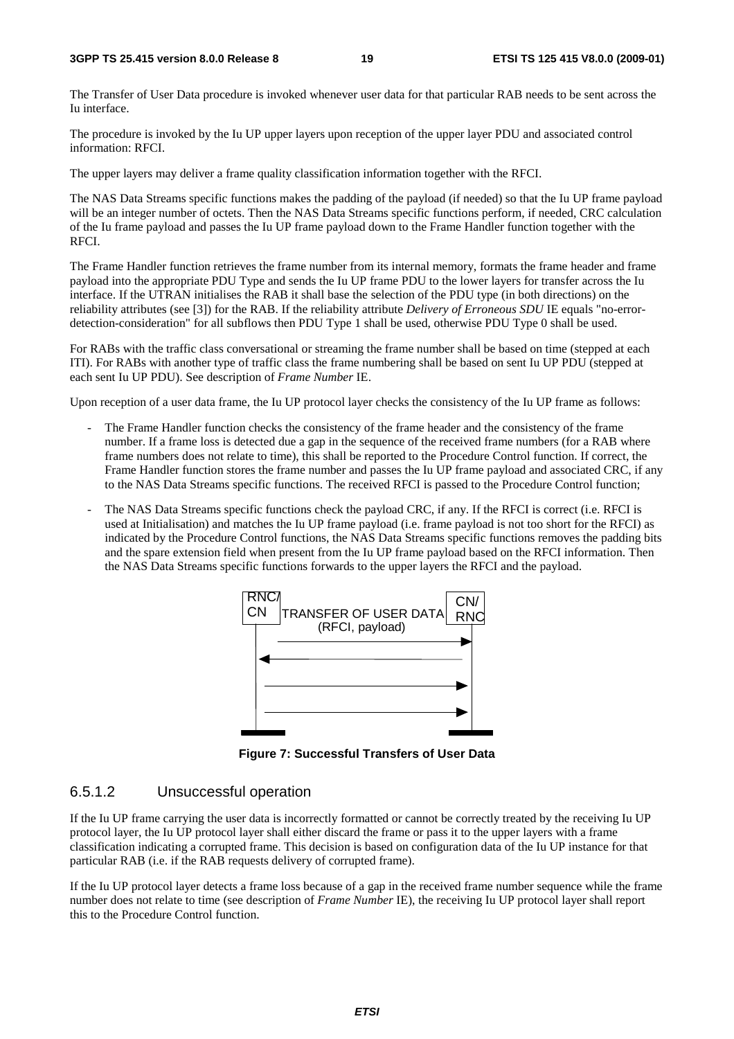The Transfer of User Data procedure is invoked whenever user data for that particular RAB needs to be sent across the Iu interface.

The procedure is invoked by the Iu UP upper layers upon reception of the upper layer PDU and associated control information: RFCI.

The upper layers may deliver a frame quality classification information together with the RFCI.

The NAS Data Streams specific functions makes the padding of the payload (if needed) so that the Iu UP frame payload will be an integer number of octets. Then the NAS Data Streams specific functions perform, if needed, CRC calculation of the Iu frame payload and passes the Iu UP frame payload down to the Frame Handler function together with the RFCI.

The Frame Handler function retrieves the frame number from its internal memory, formats the frame header and frame payload into the appropriate PDU Type and sends the Iu UP frame PDU to the lower layers for transfer across the Iu interface. If the UTRAN initialises the RAB it shall base the selection of the PDU type (in both directions) on the reliability attributes (see [3]) for the RAB. If the reliability attribute *Delivery of Erroneous SDU* IE equals "no-error-detection-consideration" for all subflows then PDU Type 1 shall be used, otherwise PDU Type 0 shall be used.

For RABs with the traffic class conversational or streaming the frame number shall be based on time (stepped at each ITI). For RABs with another type of traffic class the frame numbering shall be based on sent Iu UP PDU (stepped at each sent Iu UP PDU). See description of *Frame Number* IE.

Upon reception of a user data frame, the Iu UP protocol layer checks the consistency of the Iu UP frame as follows:

- The Frame Handler function checks the consistency of the frame header and the consistency of the frame number. If a frame loss is detected due a gap in the sequence of the received frame numbers (for a RAB where frame numbers does not relate to time), this shall be reported to the Procedure Control function. If correct, the Frame Handler function stores the frame number and passes the Iu UP frame payload and associated CRC, if any to the NAS Data Streams specific functions. The received RFCI is passed to the Procedure Control function;
- The NAS Data Streams specific functions check the payload CRC, if any. If the RFCI is correct (i.e. RFCI is used at Initialisation) and matches the Iu UP frame payload (i.e. frame payload is not too short for the RFCI) as indicated by the Procedure Control functions, the NAS Data Streams specific functions removes the padding bits and the spare extension field when present from the Iu UP frame payload based on the RFCI information. Then the NAS Data Streams specific functions forwards to the upper layers the RFCI and the payload.

RNC/CN — TRANSFER OF USER DATA (RFCI, payload) — CN/RNC

**Figure 7: Successful Transfers of User Data**

### 6.5.1.2 Unsuccessful operation

If the Iu UP frame carrying the user data is incorrectly formatted or cannot be correctly treated by the receiving Iu UP protocol layer, the Iu UP protocol layer shall either discard the frame or pass it to the upper layers with a frame classification indicating a corrupted frame. This decision is based on configuration data of the Iu UP instance for that particular RAB (i.e. if the RAB requests delivery of corrupted frame).

If the Iu UP protocol layer detects a frame loss because of a gap in the received frame number sequence while the frame number does not relate to time (see description of *Frame Number* IE), the receiving Iu UP protocol layer shall report this to the Procedure Control function.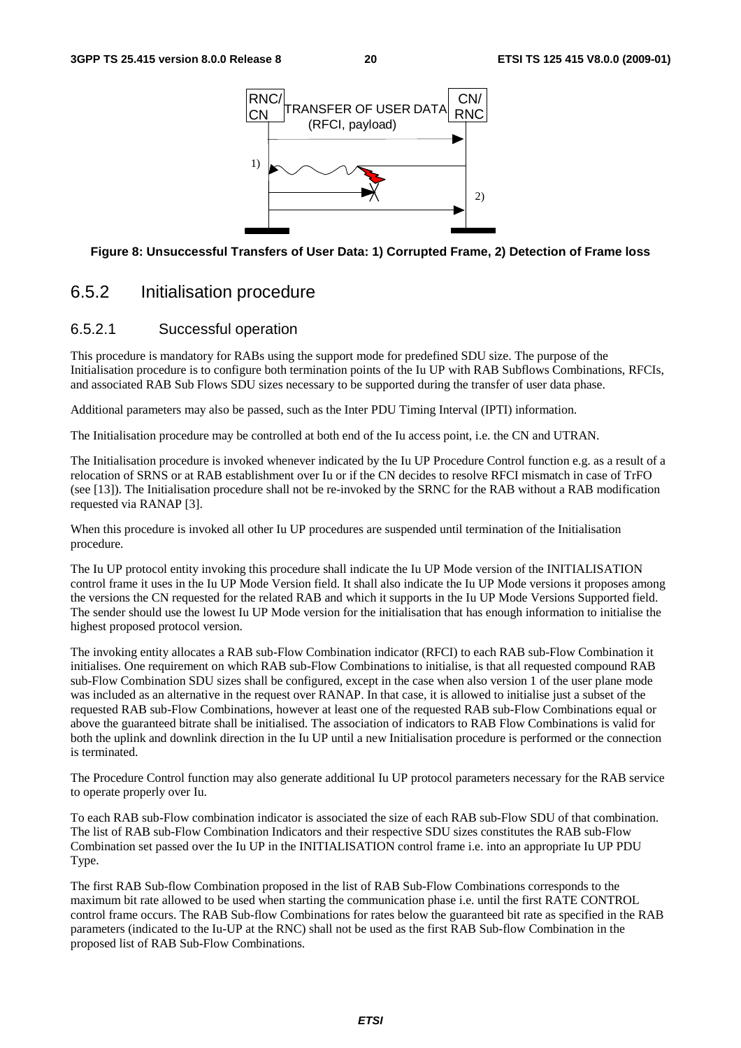RNC/CN — TRANSFER OF USER DATA (RFCI, payload) — CN/RNC

**Figure 8: Unsuccessful Transfers of User Data: 1) Corrupted Frame, 2) Detection of Frame loss**

## 6.5.2 Initialisation procedure

### 6.5.2.1 Successful operation

This procedure is mandatory for RABs using the support mode for predefined SDU size. The purpose of the Initialisation procedure is to configure both termination points of the Iu UP with RAB Subflows Combinations, RFCIs, and associated RAB Sub Flows SDU sizes necessary to be supported during the transfer of user data phase.

Additional parameters may also be passed, such as the Inter PDU Timing Interval (IPTI) information.

The Initialisation procedure may be controlled at both end of the Iu access point, i.e. the CN and UTRAN.

The Initialisation procedure is invoked whenever indicated by the Iu UP Procedure Control function e.g. as a result of a relocation of SRNS or at RAB establishment over Iu or if the CN decides to resolve RFCI mismatch in case of TrFO (see [13]). The Initialisation procedure shall not be re-invoked by the SRNC for the RAB without a RAB modification requested via RANAP [3].

When this procedure is invoked all other Iu UP procedures are suspended until termination of the Initialisation procedure.

The Iu UP protocol entity invoking this procedure shall indicate the Iu UP Mode version of the INITIALISATION control frame it uses in the Iu UP Mode Version field. It shall also indicate the Iu UP Mode versions it proposes among the versions the CN requested for the related RAB and which it supports in the Iu UP Mode Versions Supported field. The sender should use the lowest Iu UP Mode version for the initialisation that has enough information to initialise the highest proposed protocol version.

The invoking entity allocates a RAB sub-Flow Combination indicator (RFCI) to each RAB sub-Flow Combination it initialises. One requirement on which RAB sub-Flow Combinations to initialise, is that all requested compound RAB sub-Flow Combination SDU sizes shall be configured, except in the case when also version 1 of the user plane mode was included as an alternative in the request over RANAP. In that case, it is allowed to initialise just a subset of the requested RAB sub-Flow Combinations, however at least one of the requested RAB sub-Flow Combinations equal or above the guaranteed bitrate shall be initialised. The association of indicators to RAB Flow Combinations is valid for both the uplink and downlink direction in the Iu UP until a new Initialisation procedure is performed or the connection is terminated.

The Procedure Control function may also generate additional Iu UP protocol parameters necessary for the RAB service to operate properly over Iu.

To each RAB sub-Flow combination indicator is associated the size of each RAB sub-Flow SDU of that combination. The list of RAB sub-Flow Combination Indicators and their respective SDU sizes constitutes the RAB sub-Flow Combination set passed over the Iu UP in the INITIALISATION control frame i.e. into an appropriate Iu UP PDU Type.

The first RAB Sub-flow Combination proposed in the list of RAB Sub-Flow Combinations corresponds to the maximum bit rate allowed to be used when starting the communication phase i.e. until the first RATE CONTROL control frame occurs. The RAB Sub-flow Combinations for rates below the guaranteed bit rate as specified in the RAB parameters (indicated to the Iu-UP at the RNC) shall not be used as the first RAB Sub-flow Combination in the proposed list of RAB Sub-Flow Combinations.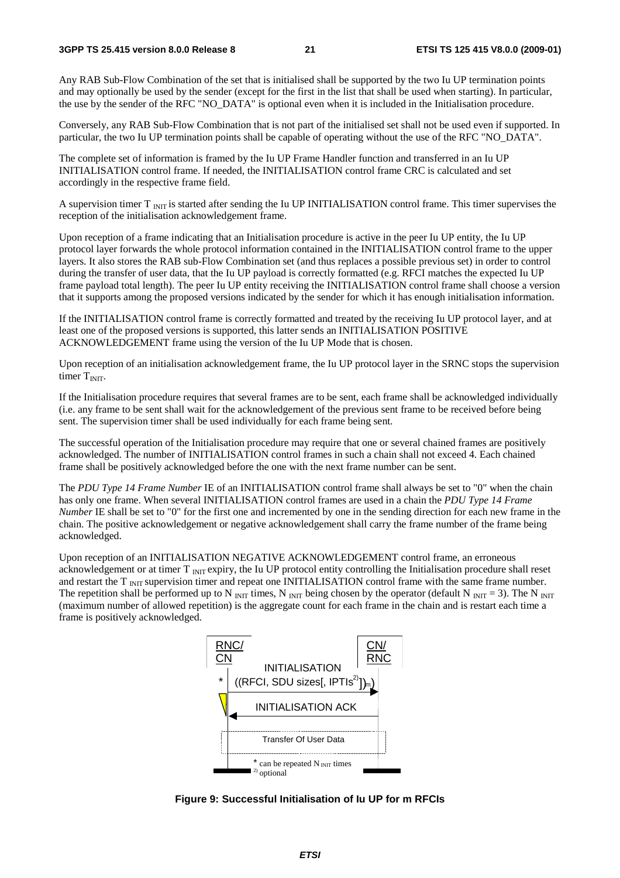Any RAB Sub-Flow Combination of the set that is initialised shall be supported by the two Iu UP termination points and may optionally be used by the sender (except for the first in the list that shall be used when starting). In particular, the use by the sender of the RFC "NO_DATA" is optional even when it is included in the Initialisation procedure.

Conversely, any RAB Sub-Flow Combination that is not part of the initialised set shall not be used even if supported. In particular, the two Iu UP termination points shall be capable of operating without the use of the RFC "NO_DATA".

The complete set of information is framed by the Iu UP Frame Handler function and transferred in an Iu UP INITIALISATION control frame. If needed, the INITIALISATION control frame CRC is calculated and set accordingly in the respective frame field.

A supervision timer $T_{INIT}$ is started after sending the Iu UP INITIALISATION control frame. This timer supervises the reception of the initialisation acknowledgement frame.

Upon reception of a frame indicating that an Initialisation procedure is active in the peer Iu UP entity, the Iu UP protocol layer forwards the whole protocol information contained in the INITIALISATION control frame to the upper layers. It also stores the RAB sub-Flow Combination set (and thus replaces a possible previous set) in order to control during the transfer of user data, that the Iu UP payload is correctly formatted (e.g. RFCI matches the expected Iu UP frame payload total length). The peer Iu UP entity receiving the INITIALISATION control frame shall choose a version that it supports among the proposed versions indicated by the sender for which it has enough initialisation information.

If the INITIALISATION control frame is correctly formatted and treated by the receiving Iu UP protocol layer, and at least one of the proposed versions is supported, this latter sends an INITIALISATION POSITIVE ACKNOWLEDGEMENT frame using the version of the Iu UP Mode that is chosen.

Upon reception of an initialisation acknowledgement frame, the Iu UP protocol layer in the SRNC stops the supervision timer $T_{INIT}$.

If the Initialisation procedure requires that several frames are to be sent, each frame shall be acknowledged individually (i.e. any frame to be sent shall wait for the acknowledgement of the previous sent frame to be received before being sent. The supervision timer shall be used individually for each frame being sent.

The successful operation of the Initialisation procedure may require that one or several chained frames are positively acknowledged. The number of INITIALISATION control frames in such a chain shall not exceed 4. Each chained frame shall be positively acknowledged before the one with the next frame number can be sent.

The *PDU Type 14 Frame Number* IE of an INITIALISATION control frame shall always be set to "0" when the chain has only one frame. When several INITIALISATION control frames are used in a chain the *PDU Type 14 Frame Number* IE shall be set to "0" for the first one and incremented by one in the sending direction for each new frame in the chain. The positive acknowledgement or negative acknowledgement shall carry the frame number of the frame being acknowledged.

Upon reception of an INITIALISATION NEGATIVE ACKNOWLEDGEMENT control frame, an erroneous acknowledgement or at timer $T_{INIT}$ expiry, the Iu UP protocol entity controlling the Initialisation procedure shall reset and restart the $T_{INIT}$ supervision timer and repeat one INITIALISATION control frame with the same frame number. The repetition shall be performed up to $N_{INIT}$ times, $N_{INIT}$ being chosen by the operator (default $N_{INIT} = 3$). The $N_{INIT}$ (maximum number of allowed repetition) is the aggregate count for each frame in the chain and is restart each time a frame is positively acknowledged.

**Figure 9: Successful Initialisation of Iu UP for m RFCIs**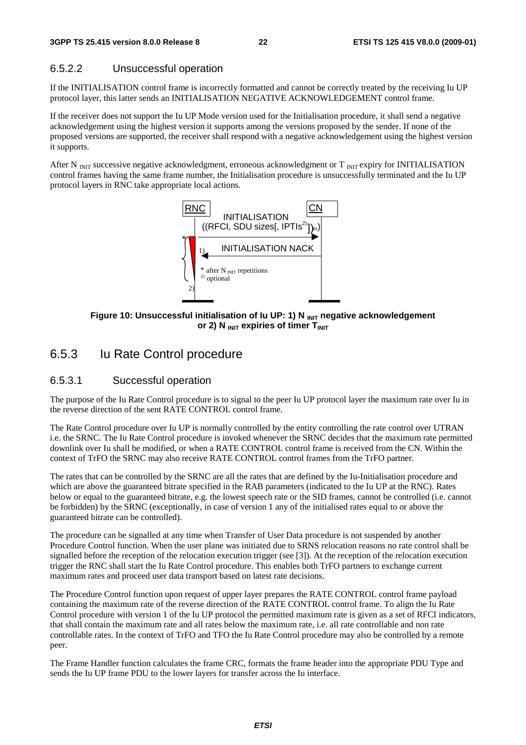#### 6.5.2.2 Unsuccessful operation

If the INITIALISATION control frame is incorrectly formatted and cannot be correctly treated by the receiving Iu UP protocol layer, this latter sends an INITIALISATION NEGATIVE ACKNOWLEDGEMENT control frame.

If the receiver does not support the Iu UP Mode version used for the Initialisation procedure, it shall send a negative acknowledgement using the highest version it supports among the versions proposed by the sender. If none of the proposed versions are supported, the receiver shall respond with a negative acknowledgement using the highest version it supports.

After $N_{INIT}$ successive negative acknowledgment, erroneous acknowledgment or $T_{INIT}$ expiry for INITIALISATION control frames having the same frame number, the Initialisation procedure is unsuccessfully terminated and the Iu UP protocol layers in RNC take appropriate local actions.

**Figure 10: Unsuccessful initialisation of Iu UP: 1) $N_{INIT}$ negative acknowledgement or 2) $N_{INIT}$ expiries of timer $T_{INIT}$**

### 6.5.3 Iu Rate Control procedure

#### 6.5.3.1 Successful operation

The purpose of the Iu Rate Control procedure is to signal to the peer Iu UP protocol layer the maximum rate over Iu in the reverse direction of the sent RATE CONTROL control frame.

The Rate Control procedure over Iu UP is normally controlled by the entity controlling the rate control over UTRAN i.e. the SRNC. The Iu Rate Control procedure is invoked whenever the SRNC decides that the maximum rate permitted downlink over Iu shall be modified, or when a RATE CONTROL control frame is received from the CN. Within the context of TrFO the SRNC may also receive RATE CONTROL control frames from the TrFO partner.

The rates that can be controlled by the SRNC are all the rates that are defined by the Iu-Initialisation procedure and which are above the guaranteed bitrate specified in the RAB parameters (indicated to the Iu UP at the RNC). Rates below or equal to the guaranteed bitrate, e.g. the lowest speech rate or the SID frames, cannot be controlled (i.e. cannot be forbidden) by the SRNC (exceptionally, in case of version 1 any of the initialised rates equal to or above the guaranteed bitrate can be controlled).

The procedure can be signalled at any time when Transfer of User Data procedure is not suspended by another Procedure Control function. When the user plane was initiated due to SRNS relocation reasons no rate control shall be signalled before the reception of the relocation execution trigger (see [3]). At the reception of the relocation execution trigger the RNC shall start the Iu Rate Control procedure. This enables both TrFO partners to exchange current maximum rates and proceed user data transport based on latest rate decisions.

The Procedure Control function upon request of upper layer prepares the RATE CONTROL control frame payload containing the maximum rate of the reverse direction of the RATE CONTROL control frame. To align the Iu Rate Control procedure with version 1 of the Iu UP protocol the permitted maximum rate is given as a set of RFCI indicators, that shall contain the maximum rate and all rates below the maximum rate, i.e. all rate controllable and non rate controllable rates. In the context of TrFO and TFO the Iu Rate Control procedure may also be controlled by a remote peer.

The Frame Handler function calculates the frame CRC, formats the frame header into the appropriate PDU Type and sends the Iu UP frame PDU to the lower layers for transfer across the Iu interface.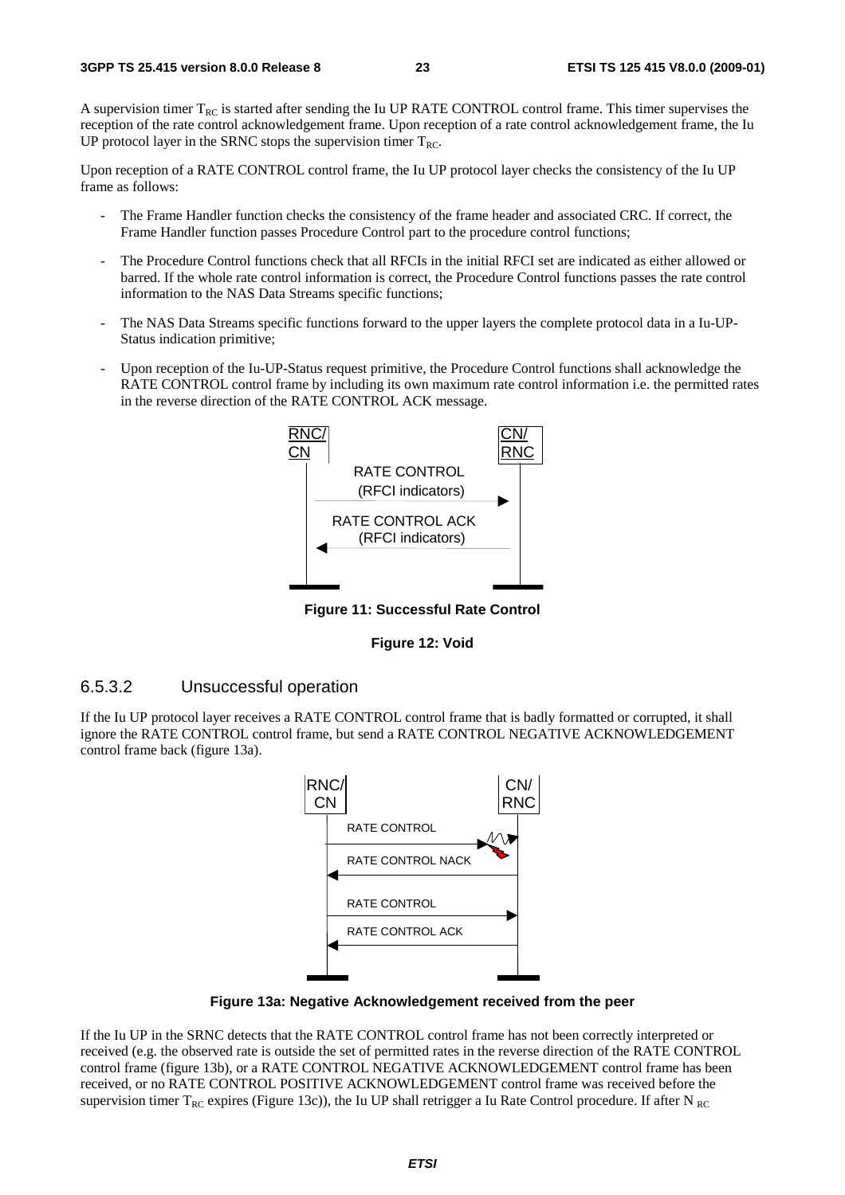A supervision timer $T_{RC}$ is started after sending the Iu UP RATE CONTROL control frame. This timer supervises the reception of the rate control acknowledgement frame. Upon reception of a rate control acknowledgement frame, the Iu UP protocol layer in the SRNC stops the supervision timer $T_{RC}$.

Upon reception of a RATE CONTROL control frame, the Iu UP protocol layer checks the consistency of the Iu UP frame as follows:

- The Frame Handler function checks the consistency of the frame header and associated CRC. If correct, the Frame Handler function passes Procedure Control part to the procedure control functions;
- The Procedure Control functions check that all RFCIs in the initial RFCI set are indicated as either allowed or barred. If the whole rate control information is correct, the Procedure Control functions passes the rate control information to the NAS Data Streams specific functions;
- The NAS Data Streams specific functions forward to the upper layers the complete protocol data in a Iu-UP-Status indication primitive;
- Upon reception of the Iu-UP-Status request primitive, the Procedure Control functions shall acknowledge the RATE CONTROL control frame by including its own maximum rate control information i.e. the permitted rates in the reverse direction of the RATE CONTROL ACK message.

RNC/CN | CN/RNC
RATE CONTROL (RFCI indicators)
RATE CONTROL ACK (RFCI indicators)

**Figure 11: Successful Rate Control**

**Figure 12: Void**

### 6.5.3.2 Unsuccessful operation

If the Iu UP protocol layer receives a RATE CONTROL control frame that is badly formatted or corrupted, it shall ignore the RATE CONTROL control frame, but send a RATE CONTROL NEGATIVE ACKNOWLEDGEMENT control frame back (figure 13a).

RNC/CN | CN/RNC
RATE CONTROL
RATE CONTROL NACK
RATE CONTROL
RATE CONTROL ACK

**Figure 13a: Negative Acknowledgement received from the peer**

If the Iu UP in the SRNC detects that the RATE CONTROL control frame has not been correctly interpreted or received (e.g. the observed rate is outside the set of permitted rates in the reverse direction of the RATE CONTROL control frame (figure 13b), or a RATE CONTROL NEGATIVE ACKNOWLEDGEMENT control frame has been received, or no RATE CONTROL POSITIVE ACKNOWLEDGEMENT control frame was received before the supervision timer $T_{RC}$ expires (Figure 13c)), the Iu UP shall retrigger a Iu Rate Control procedure. If after $N_{RC}$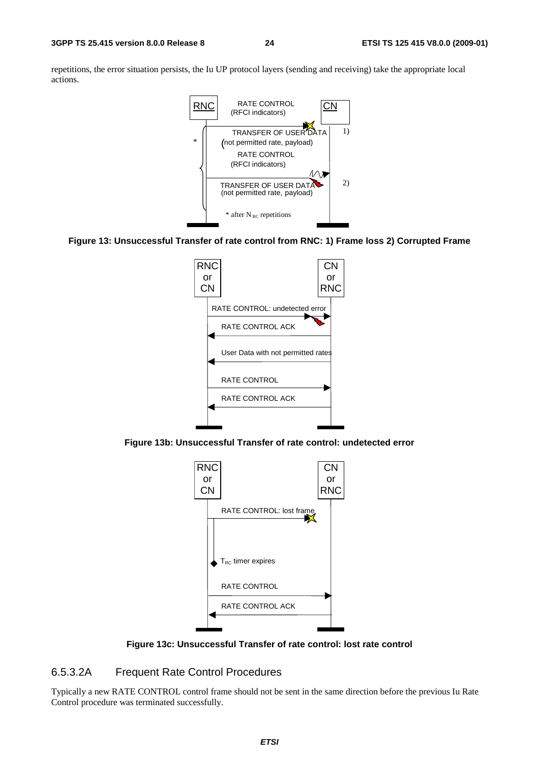repetitions, the error situation persists, the Iu UP protocol layers (sending and receiving) take the appropriate local actions.

**Figure 13: Unsuccessful Transfer of rate control from RNC: 1) Frame loss 2) Corrupted Frame**

**Figure 13b: Unsuccessful Transfer of rate control: undetected error**

**Figure 13c: Unsuccessful Transfer of rate control: lost rate control**

### 6.5.3.2A Frequent Rate Control Procedures

Typically a new RATE CONTROL control frame should not be sent in the same direction before the previous Iu Rate Control procedure was terminated successfully.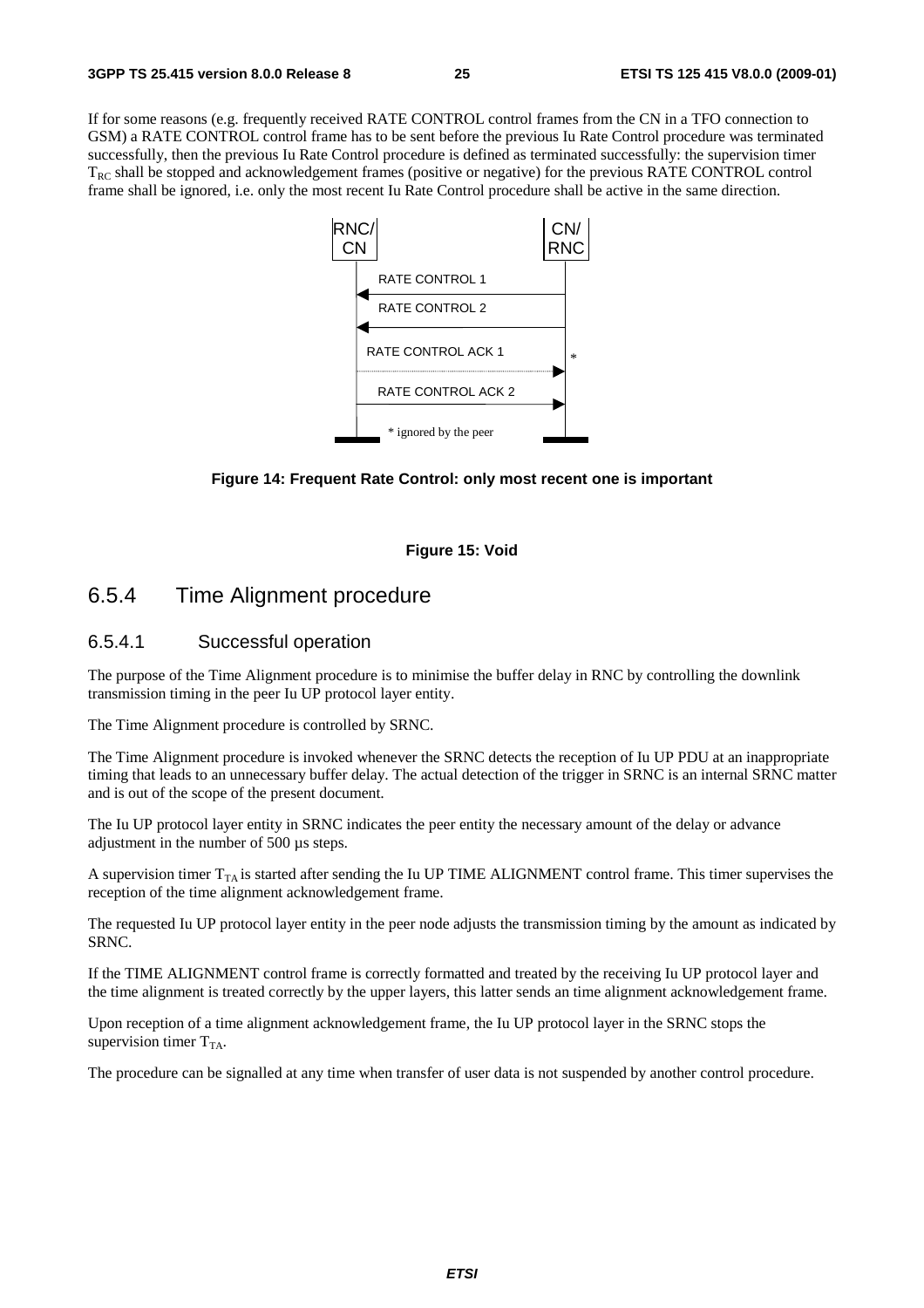If for some reasons (e.g. frequently received RATE CONTROL control frames from the CN in a TFO connection to GSM) a RATE CONTROL control frame has to be sent before the previous Iu Rate Control procedure was terminated successfully, then the previous Iu Rate Control procedure is defined as terminated successfully: the supervision timer $T_{RC}$ shall be stopped and acknowledgement frames (positive or negative) for the previous RATE CONTROL control frame shall be ignored, i.e. only the most recent Iu Rate Control procedure shall be active in the same direction.

RNC/CN — CN/RNC

RATE CONTROL 1

RATE CONTROL 2

RATE CONTROL ACK 1 *

RATE CONTROL ACK 2

* ignored by the peer

**Figure 14: Frequent Rate Control: only most recent one is important**

**Figure 15: Void**

## 6.5.4 Time Alignment procedure

### 6.5.4.1 Successful operation

The purpose of the Time Alignment procedure is to minimise the buffer delay in RNC by controlling the downlink transmission timing in the peer Iu UP protocol layer entity.

The Time Alignment procedure is controlled by SRNC.

The Time Alignment procedure is invoked whenever the SRNC detects the reception of Iu UP PDU at an inappropriate timing that leads to an unnecessary buffer delay. The actual detection of the trigger in SRNC is an internal SRNC matter and is out of the scope of the present document.

The Iu UP protocol layer entity in SRNC indicates the peer entity the necessary amount of the delay or advance adjustment in the number of 500 µs steps.

A supervision timer $T_{TA}$ is started after sending the Iu UP TIME ALIGNMENT control frame. This timer supervises the reception of the time alignment acknowledgement frame.

The requested Iu UP protocol layer entity in the peer node adjusts the transmission timing by the amount as indicated by SRNC.

If the TIME ALIGNMENT control frame is correctly formatted and treated by the receiving Iu UP protocol layer and the time alignment is treated correctly by the upper layers, this latter sends an time alignment acknowledgement frame.

Upon reception of a time alignment acknowledgement frame, the Iu UP protocol layer in the SRNC stops the supervision timer $T_{TA}$.

The procedure can be signalled at any time when transfer of user data is not suspended by another control procedure.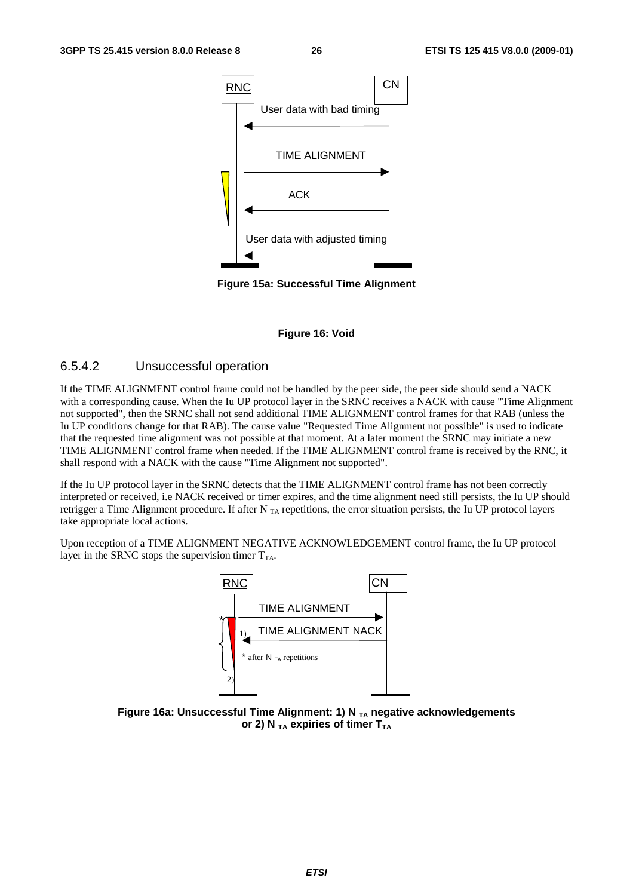Figure 15a: Successful Time Alignment

**Figure 16: Void**

#### 6.5.4.2 Unsuccessful operation

If the TIME ALIGNMENT control frame could not be handled by the peer side, the peer side should send a NACK with a corresponding cause. When the Iu UP protocol layer in the SRNC receives a NACK with cause "Time Alignment not supported", then the SRNC shall not send additional TIME ALIGNMENT control frames for that RAB (unless the Iu UP conditions change for that RAB). The cause value "Requested Time Alignment not possible" is used to indicate that the requested time alignment was not possible at that moment. At a later moment the SRNC may initiate a new TIME ALIGNMENT control frame when needed. If the TIME ALIGNMENT control frame is received by the RNC, it shall respond with a NACK with the cause "Time Alignment not supported".

If the Iu UP protocol layer in the SRNC detects that the TIME ALIGNMENT control frame has not been correctly interpreted or received, i.e NACK received or timer expires, and the time alignment need still persists, the Iu UP should retrigger a Time Alignment procedure. If after $N_{TA}$ repetitions, the error situation persists, the Iu UP protocol layers take appropriate local actions.

Upon reception of a TIME ALIGNMENT NEGATIVE ACKNOWLEDGEMENT control frame, the Iu UP protocol layer in the SRNC stops the supervision timer $T_{TA}$.

**Figure 16a: Unsuccessful Time Alignment: 1) $N_{TA}$ negative acknowledgements or 2) $N_{TA}$ expiries of timer $T_{TA}$**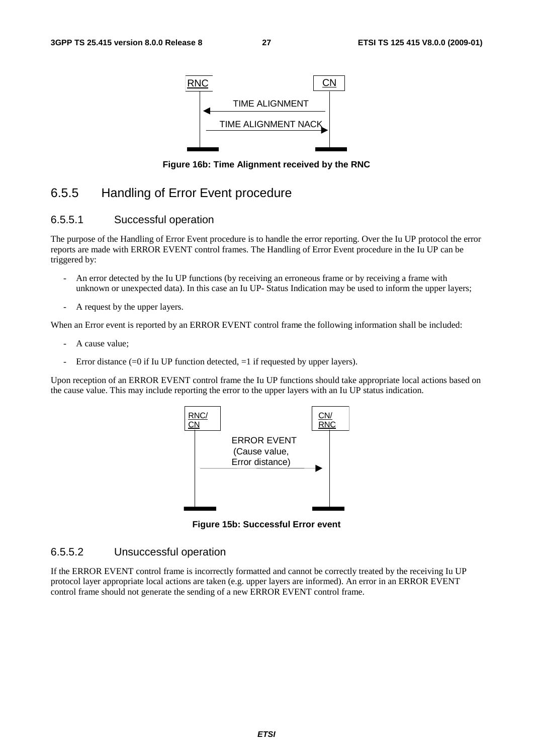Figure 16b: Time Alignment received by the RNC

### 6.5.5 Handling of Error Event procedure

#### 6.5.5.1 Successful operation

The purpose of the Handling of Error Event procedure is to handle the error reporting. Over the Iu UP protocol the error reports are made with ERROR EVENT control frames. The Handling of Error Event procedure in the Iu UP can be triggered by:

- An error detected by the Iu UP functions (by receiving an erroneous frame or by receiving a frame with unknown or unexpected data). In this case an Iu UP- Status Indication may be used to inform the upper layers;
- A request by the upper layers.

When an Error event is reported by an ERROR EVENT control frame the following information shall be included:

- A cause value;
- Error distance (=0 if Iu UP function detected, =1 if requested by upper layers).

Upon reception of an ERROR EVENT control frame the Iu UP functions should take appropriate local actions based on the cause value. This may include reporting the error to the upper layers with an Iu UP status indication.

Figure 15b: Successful Error event

#### 6.5.5.2 Unsuccessful operation

If the ERROR EVENT control frame is incorrectly formatted and cannot be correctly treated by the receiving Iu UP protocol layer appropriate local actions are taken (e.g. upper layers are informed). An error in an ERROR EVENT control frame should not generate the sending of a new ERROR EVENT control frame.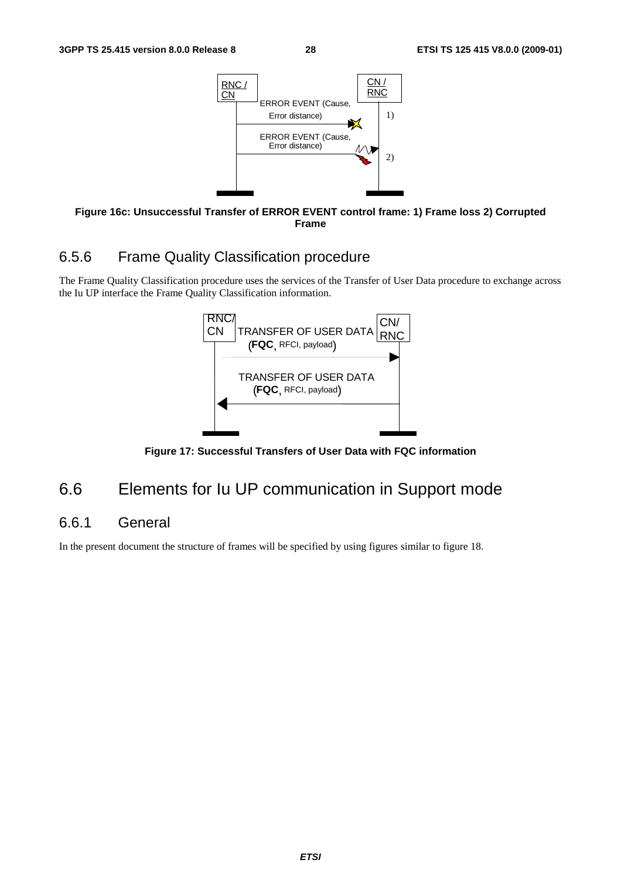Figure 16c: Unsuccessful Transfer of ERROR EVENT control frame: 1) Frame loss 2) Corrupted Frame

### 6.5.6 Frame Quality Classification procedure

The Frame Quality Classification procedure uses the services of the Transfer of User Data procedure to exchange across the Iu UP interface the Frame Quality Classification information.

Figure 17: Successful Transfers of User Data with FQC information

## 6.6 Elements for Iu UP communication in Support mode

### 6.6.1 General

In the present document the structure of frames will be specified by using figures similar to figure 18.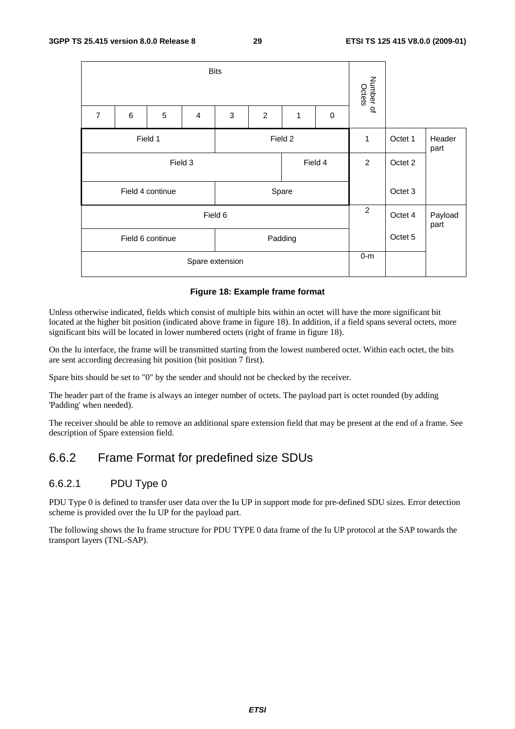| Bits | | | | | | | | Number of Octets | | |
|---|---|---|---|---|---|---|---|---|---|---|
| 7 | 6 | 5 | 4 | 3 | 2 | 1 | 0 | | | |
| Field 1 | | | | Field 2 | | | | 1 | Octet 1 | Header part |
| Field 3 | | | | | | Field 4 | | 2 | Octet 2 | |
| Field 4 continue | | | | Spare | | | | | Octet 3 | |
| Field 6 | | | | | | | | 2 | Octet 4 | Payload part |
| Field 6 continue | | | | Padding | | | | | Octet 5 | |
| Spare extension | | | | | | | | 0-m | | |

**Figure 18: Example frame format**

Unless otherwise indicated, fields which consist of multiple bits within an octet will have the more significant bit located at the higher bit position (indicated above frame in figure 18). In addition, if a field spans several octets, more significant bits will be located in lower numbered octets (right of frame in figure 18).

On the Iu interface, the frame will be transmitted starting from the lowest numbered octet. Within each octet, the bits are sent according decreasing bit position (bit position 7 first).

Spare bits should be set to "0" by the sender and should not be checked by the receiver.

The header part of the frame is always an integer number of octets. The payload part is octet rounded (by adding 'Padding' when needed).

The receiver should be able to remove an additional spare extension field that may be present at the end of a frame. See description of Spare extension field.

## 6.6.2 Frame Format for predefined size SDUs

### 6.6.2.1 PDU Type 0

PDU Type 0 is defined to transfer user data over the Iu UP in support mode for pre-defined SDU sizes. Error detection scheme is provided over the Iu UP for the payload part.

The following shows the Iu frame structure for PDU TYPE 0 data frame of the Iu UP protocol at the SAP towards the transport layers (TNL-SAP).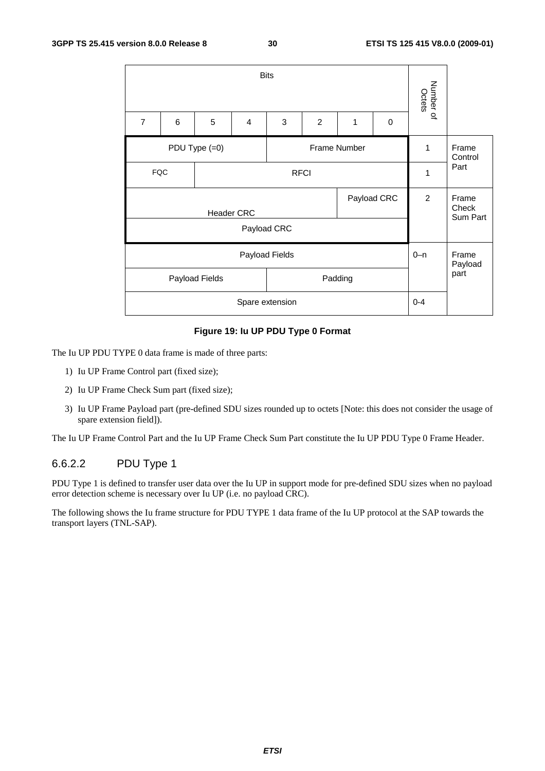| Bits | | | | | | | | Number of Octets | |
|---|---|---|---|---|---|---|---|---|---|
| 7 | 6 | 5 | 4 | 3 | 2 | 1 | 0 | | |
| PDU Type (=0) | | | | Frame Number | | | | 1 | Frame Control Part |
| FQC | | RFCI | | | | | | 1 | |
| Header CRC | | | | | | Payload CRC | | 2 | Frame Check Sum Part |
| Payload CRC | | | | | | | | | |
| Payload Fields | | | | | | | | 0–n | Frame Payload part |
| Payload Fields | | | | Padding | | | | | |
| Spare extension | | | | | | | | 0-4 | |

**Figure 19: Iu UP PDU Type 0 Format**

The Iu UP PDU TYPE 0 data frame is made of three parts:

1) Iu UP Frame Control part (fixed size);
2) Iu UP Frame Check Sum part (fixed size);
3) Iu UP Frame Payload part (pre-defined SDU sizes rounded up to octets [Note: this does not consider the usage of spare extension field]).

The Iu UP Frame Control Part and the Iu UP Frame Check Sum Part constitute the Iu UP PDU Type 0 Frame Header.

#### 6.6.2.2 PDU Type 1

PDU Type 1 is defined to transfer user data over the Iu UP in support mode for pre-defined SDU sizes when no payload error detection scheme is necessary over Iu UP (i.e. no payload CRC).

The following shows the Iu frame structure for PDU TYPE 1 data frame of the Iu UP protocol at the SAP towards the transport layers (TNL-SAP).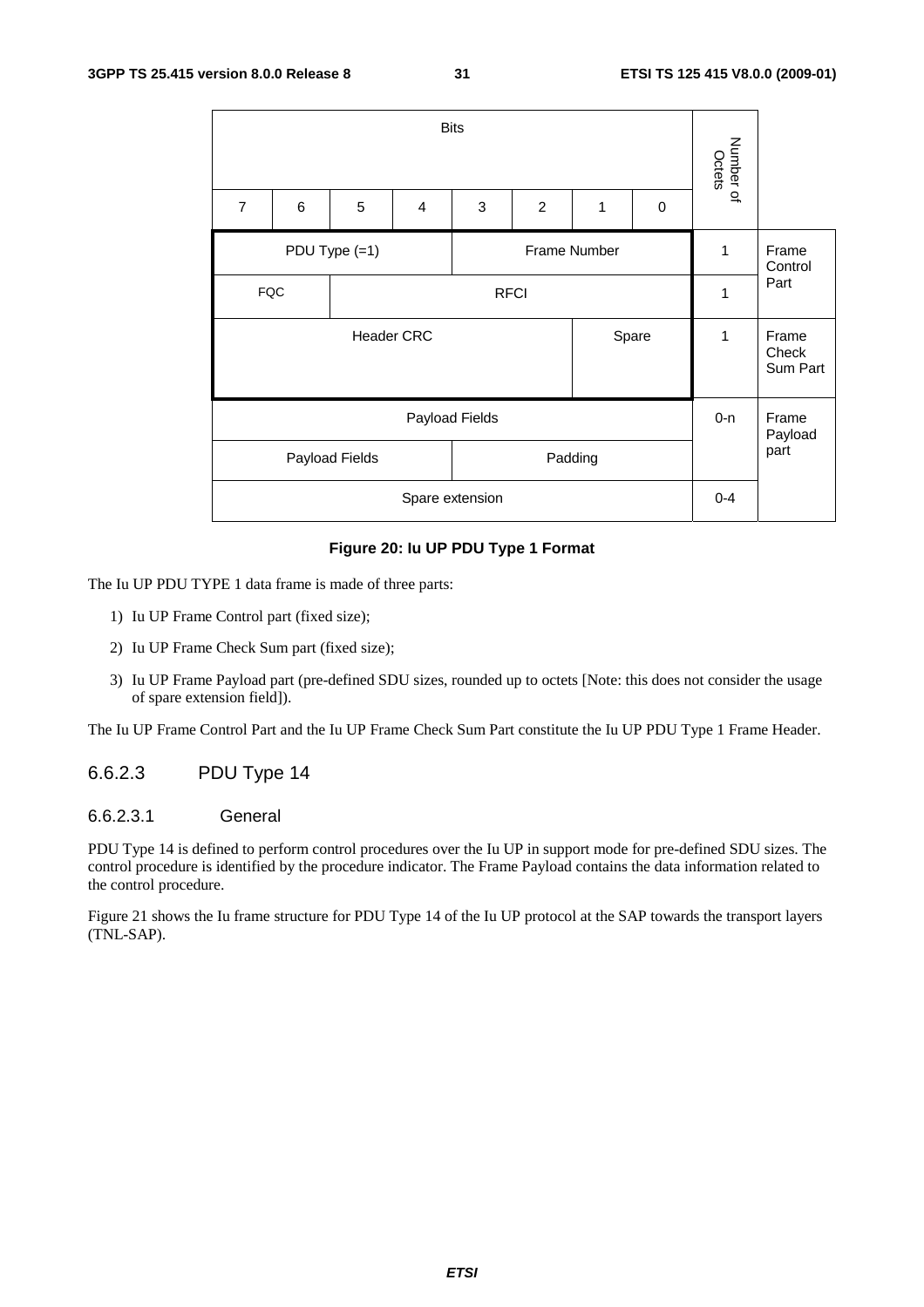| Bits | | | | | | | | Number of Octets | |
|---|---|---|---|---|---|---|---|---|---|
| 7 | 6 | 5 | 4 | 3 | 2 | 1 | 0 | | |
| PDU Type (=1) | | | | Frame Number | | | | 1 | Frame Control Part |
| FQC | | RFCI | | | | | | 1 | |
| Header CRC | | | | | | Spare | | 1 | Frame Check Sum Part |
| Payload Fields | | | | | | | | 0-n | Frame Payload part |
| Payload Fields | | | | Padding | | | | | |
| Spare extension | | | | | | | | 0-4 | |

**Figure 20: Iu UP PDU Type 1 Format**

The Iu UP PDU TYPE 1 data frame is made of three parts:

1) Iu UP Frame Control part (fixed size);
2) Iu UP Frame Check Sum part (fixed size);
3) Iu UP Frame Payload part (pre-defined SDU sizes, rounded up to octets [Note: this does not consider the usage of spare extension field]).

The Iu UP Frame Control Part and the Iu UP Frame Check Sum Part constitute the Iu UP PDU Type 1 Frame Header.

### 6.6.2.3 PDU Type 14

#### 6.6.2.3.1 General

PDU Type 14 is defined to perform control procedures over the Iu UP in support mode for pre-defined SDU sizes. The control procedure is identified by the procedure indicator. The Frame Payload contains the data information related to the control procedure.

Figure 21 shows the Iu frame structure for PDU Type 14 of the Iu UP protocol at the SAP towards the transport layers (TNL-SAP).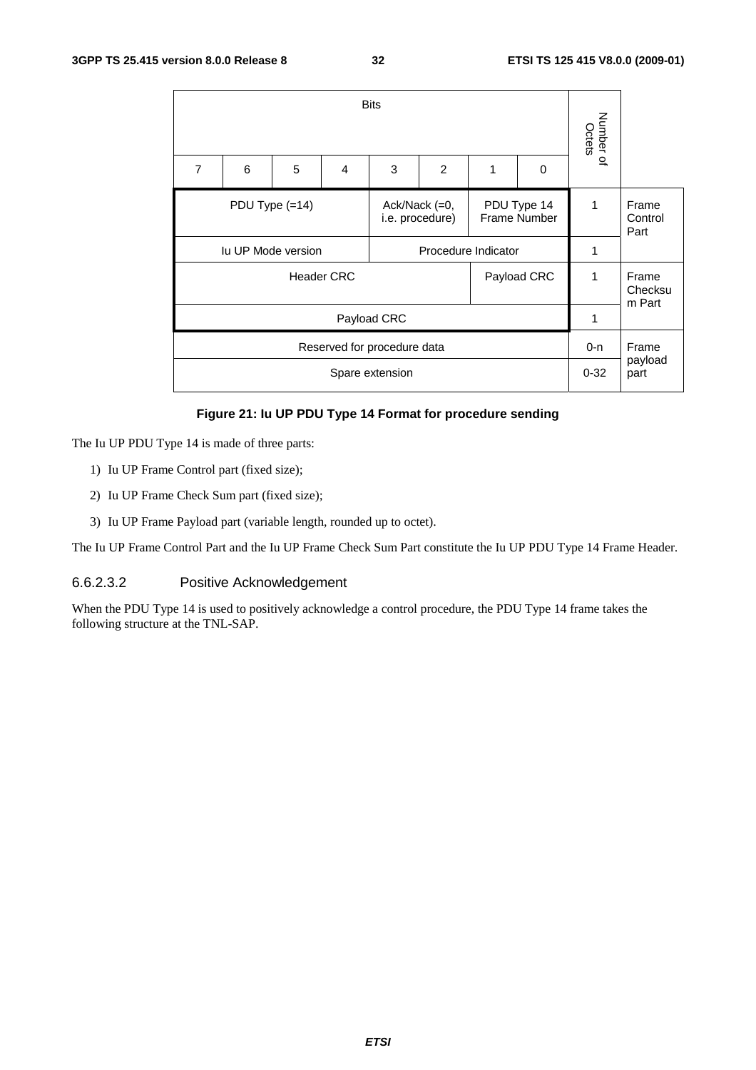| Bits | | | | | | | | Number of Octets | |
|---|---|---|---|---|---|---|---|---|---|
| 7 | 6 | 5 | 4 | 3 | 2 | 1 | 0 | | |
| PDU Type (=14) | | | | Ack/Nack (=0, i.e. procedure) | | PDU Type 14 Frame Number | | 1 | Frame Control Part |
| Iu UP Mode version | | | | Procedure Indicator | | | | 1 | |
| Header CRC | | | | | | Payload CRC | | 1 | Frame Checksum Part |
| Payload CRC | | | | | | | | 1 | |
| Reserved for procedure data | | | | | | | | 0-n | Frame payload part |
| Spare extension | | | | | | | | 0-32 | |

**Figure 21: Iu UP PDU Type 14 Format for procedure sending**

The Iu UP PDU Type 14 is made of three parts:

1) Iu UP Frame Control part (fixed size);
2) Iu UP Frame Check Sum part (fixed size);
3) Iu UP Frame Payload part (variable length, rounded up to octet).

The Iu UP Frame Control Part and the Iu UP Frame Check Sum Part constitute the Iu UP PDU Type 14 Frame Header.

#### 6.6.2.3.2 Positive Acknowledgement

When the PDU Type 14 is used to positively acknowledge a control procedure, the PDU Type 14 frame takes the following structure at the TNL-SAP.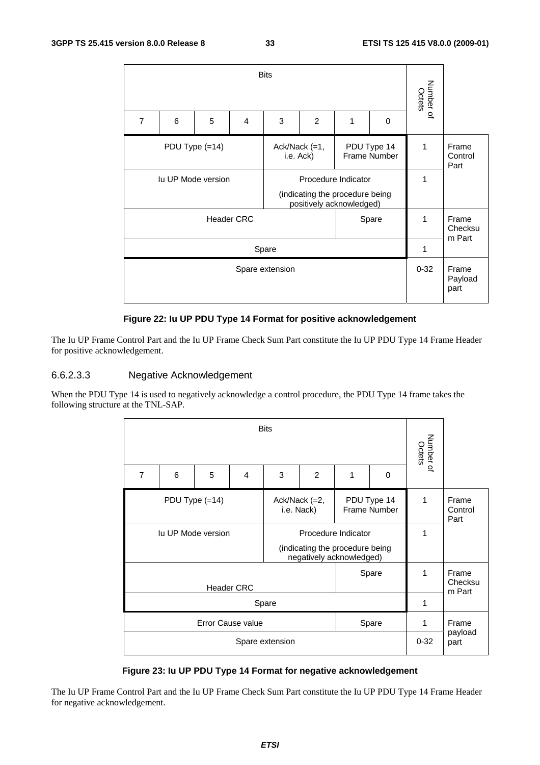| Bits | | | | | | | | Number of Octets | |
|---|---|---|---|---|---|---|---|---|---|
| 7 | 6 | 5 | 4 | 3 | 2 | 1 | 0 | | |
| PDU Type (=14) | | | | Ack/Nack (=1, i.e. Ack) | | PDU Type 14 Frame Number | | 1 | Frame Control Part |
| Iu UP Mode version | | | | Procedure Indicator (indicating the procedure being positively acknowledged) | | | | 1 | |
| Header CRC | | | | | | Spare | | 1 | Frame Checksum Part |
| Spare | | | | | | | | 1 | |
| Spare extension | | | | | | | | 0-32 | Frame Payload part |

**Figure 22: Iu UP PDU Type 14 Format for positive acknowledgement**

The Iu UP Frame Control Part and the Iu UP Frame Check Sum Part constitute the Iu UP PDU Type 14 Frame Header for positive acknowledgement.

#### 6.6.2.3.3 Negative Acknowledgement

When the PDU Type 14 is used to negatively acknowledge a control procedure, the PDU Type 14 frame takes the following structure at the TNL-SAP.

| Bits | | | | | | | | Number of Octets | |
|---|---|---|---|---|---|---|---|---|---|
| 7 | 6 | 5 | 4 | 3 | 2 | 1 | 0 | | |
| PDU Type (=14) | | | | Ack/Nack (=2, i.e. Nack) | | PDU Type 14 Frame Number | | 1 | Frame Control Part |
| Iu UP Mode version | | | | Procedure Indicator (indicating the procedure being negatively acknowledged) | | | | 1 | |
| Header CRC | | | | | | Spare | | 1 | Frame Checksum Part |
| Spare | | | | | | | | 1 | |
| Error Cause value | | | | | | Spare | | 1 | Frame payload part |
| Spare extension | | | | | | | | 0-32 | |

**Figure 23: Iu UP PDU Type 14 Format for negative acknowledgement**

The Iu UP Frame Control Part and the Iu UP Frame Check Sum Part constitute the Iu UP PDU Type 14 Frame Header for negative acknowledgement.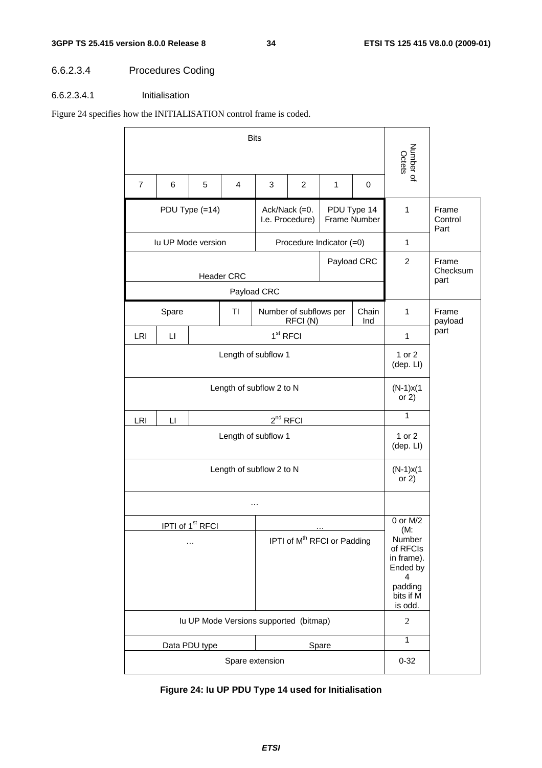#### 6.6.2.3.4 Procedures Coding

##### 6.6.2.3.4.1 Initialisation

Figure 24 specifies how the INITIALISATION control frame is coded.

| Bits | | | | | | | | Number of Octets | |
|---|---|---|---|---|---|---|---|---|---|
| 7 | 6 | 5 | 4 | 3 | 2 | 1 | 0 | | |
| PDU Type (=14) | | | | Ack/Nack (=0. I.e. Procedure) | | PDU Type 14 Frame Number | | 1 | Frame Control Part |
| Iu UP Mode version | | | | Procedure Indicator (=0) | | | | 1 | |
| Header CRC | | | | | | Payload CRC | | 2 | Frame Checksum part |
| Payload CRC | | | | | | | | | |
| Spare | | | TI | Number of subflows per RFCI (N) | | | Chain Ind | 1 | Frame payload part |
| LRI | LI | 1st RFCI | | | | | | 1 | |
| Length of subflow 1 | | | | | | | | 1 or 2 (dep. LI) | |
| Length of subflow 2 to N | | | | | | | | (N-1)x(1 or 2) | |
| LRI | LI | 2nd RFCI | | | | | | 1 | |
| Length of subflow 1 | | | | | | | | 1 or 2 (dep. LI) | |
| Length of subflow 2 to N | | | | | | | | (N-1)x(1 or 2) | |
| … | | | | | | | | | |
| IPTI of 1st RFCI | | | | … | | | | 0 or M/2 (M: Number of RFCIs in frame). Ended by 4 padding bits if M is odd. | |
| … | | | | IPTI of Mth RFCI or Padding | | | | | |
| Iu UP Mode Versions supported (bitmap) | | | | | | | | 2 | |
| Data PDU type | | | | Spare | | | | 1 | |
| Spare extension | | | | | | | | 0-32 | |

**Figure 24: Iu UP PDU Type 14 used for Initialisation**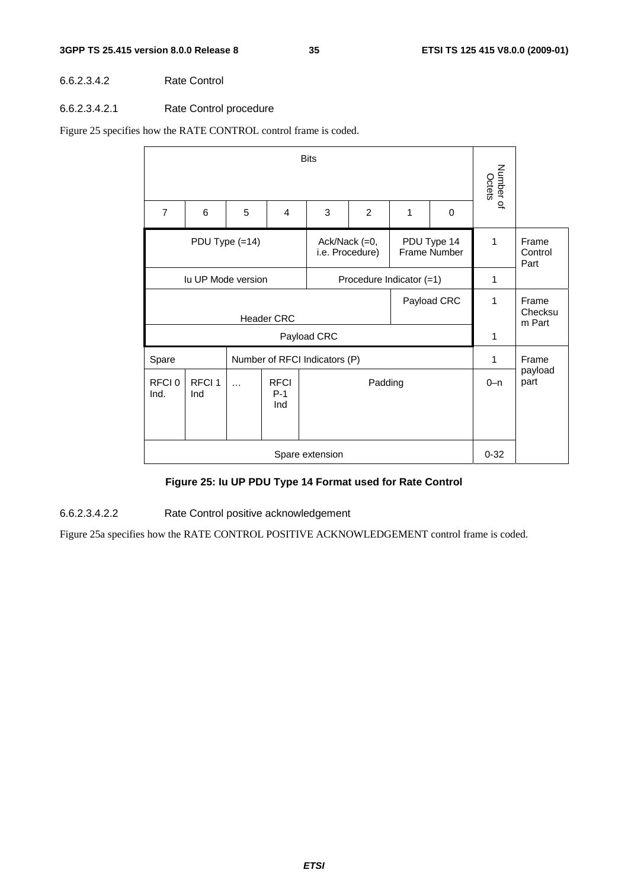###### 6.6.2.3.4.2 Rate Control

###### 6.6.2.3.4.2.1 Rate Control procedure

Figure 25 specifies how the RATE CONTROL control frame is coded.

| Bits | | | | | | | | Number of Octets | |
|---|---|---|---|---|---|---|---|---|---|
| 7 | 6 | 5 | 4 | 3 | 2 | 1 | 0 | | |
| PDU Type (=14) | | | | Ack/Nack (=0, i.e. Procedure) | | PDU Type 14 Frame Number | | 1 | Frame Control Part |
| Iu UP Mode version | | | | Procedure Indicator (=1) | | | | 1 | |
| Header CRC | | | | | | Payload CRC | | 1 | Frame Checksum Part |
| Payload CRC | | | | | | | | 1 | |
| Spare | | Number of RFCI Indicators (P) | | | | | | 1 | Frame payload part |
| RFCI 0 Ind. | RFCI 1 Ind | … | RFCI P-1 Ind | Padding | | | | 0–n | |
| Spare extension | | | | | | | | 0-32 | |

**Figure 25: Iu UP PDU Type 14 Format used for Rate Control**

###### 6.6.2.3.4.2.2 Rate Control positive acknowledgement

Figure 25a specifies how the RATE CONTROL POSITIVE ACKNOWLEDGEMENT control frame is coded.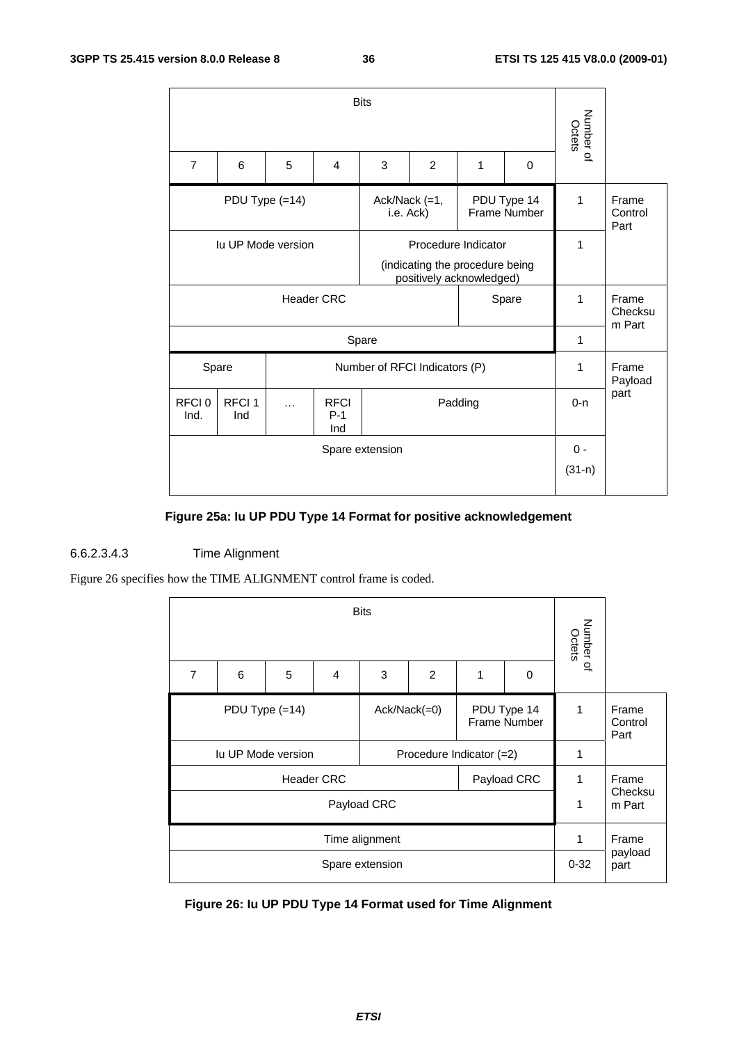| Bits | | | | | | | | Number of Octets | |
|---|---|---|---|---|---|---|---|---|---|
| 7 | 6 | 5 | 4 | 3 | 2 | 1 | 0 | | |
| PDU Type (=14) | | | | Ack/Nack (=1, i.e. Ack) | | PDU Type 14 Frame Number | | 1 | Frame Control Part |
| Iu UP Mode version | | | | Procedure Indicator (indicating the procedure being positively acknowledged) | | | | 1 | |
| Header CRC | | | | | | Spare | | 1 | Frame Checksum Part |
| Spare | | | | | | | | 1 | |
| Spare | | Number of RFCI Indicators (P) | | | | | | 1 | Frame Payload part |
| RFCI 0 Ind. | RFCI 1 Ind | … | RFCI P-1 Ind | Padding | | | | 0-n | |
| Spare extension | | | | | | | | 0 - (31-n) | |

**Figure 25a: Iu UP PDU Type 14 Format for positive acknowledgement**

#### 6.6.2.3.4.3 Time Alignment

Figure 26 specifies how the TIME ALIGNMENT control frame is coded.

| Bits | | | | | | | | Number of Octets | |
|---|---|---|---|---|---|---|---|---|---|
| 7 | 6 | 5 | 4 | 3 | 2 | 1 | 0 | | |
| PDU Type (=14) | | | | Ack/Nack(=0) | | PDU Type 14 Frame Number | | 1 | Frame Control Part |
| Iu UP Mode version | | | | Procedure Indicator (=2) | | | | 1 | |
| Header CRC | | | | | | Payload CRC | | 1 | Frame Checksum Part |
| Payload CRC | | | | | | | | 1 | |
| Time alignment | | | | | | | | 1 | Frame payload part |
| Spare extension | | | | | | | | 0-32 | |

**Figure 26: Iu UP PDU Type 14 Format used for Time Alignment**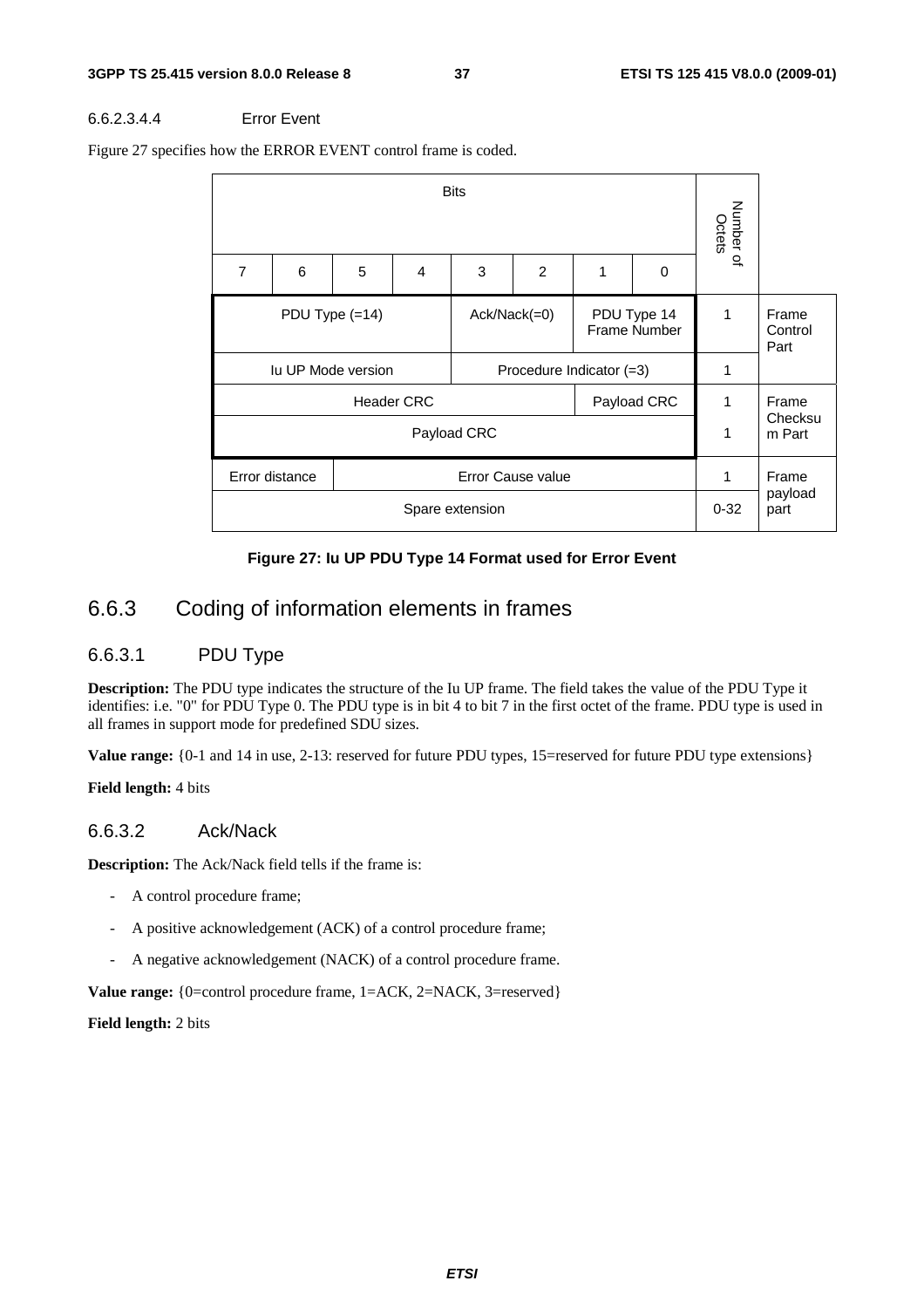#### 6.6.2.3.4.4 Error Event

Figure 27 specifies how the ERROR EVENT control frame is coded.

| Bits | | | | | | | | Number of Octets | |
|---|---|---|---|---|---|---|---|---|---|
| 7 | 6 | 5 | 4 | 3 | 2 | 1 | 0 | | |
| PDU Type (=14) | | | | Ack/Nack(=0) | | PDU Type 14 Frame Number | | 1 | Frame Control Part |
| Iu UP Mode version | | | | Procedure Indicator (=3) | | | | 1 | |
| Header CRC | | | | | | Payload CRC | | 1 | Frame Checksum Part |
| Payload CRC | | | | | | | | 1 | |
| Error distance | | Error Cause value | | | | | | 1 | Frame payload part |
| Spare extension | | | | | | | | 0-32 | |

**Figure 27: Iu UP PDU Type 14 Format used for Error Event**

## 6.6.3 Coding of information elements in frames

### 6.6.3.1 PDU Type

**Description:** The PDU type indicates the structure of the Iu UP frame. The field takes the value of the PDU Type it identifies: i.e. "0" for PDU Type 0. The PDU type is in bit 4 to bit 7 in the first octet of the frame. PDU type is used in all frames in support mode for predefined SDU sizes.

**Value range:** {0-1 and 14 in use, 2-13: reserved for future PDU types, 15=reserved for future PDU type extensions}

**Field length:** 4 bits

### 6.6.3.2 Ack/Nack

**Description:** The Ack/Nack field tells if the frame is:

- A control procedure frame;
- A positive acknowledgement (ACK) of a control procedure frame;
- A negative acknowledgement (NACK) of a control procedure frame.

**Value range:** {0=control procedure frame, 1=ACK, 2=NACK, 3=reserved}

**Field length:** 2 bits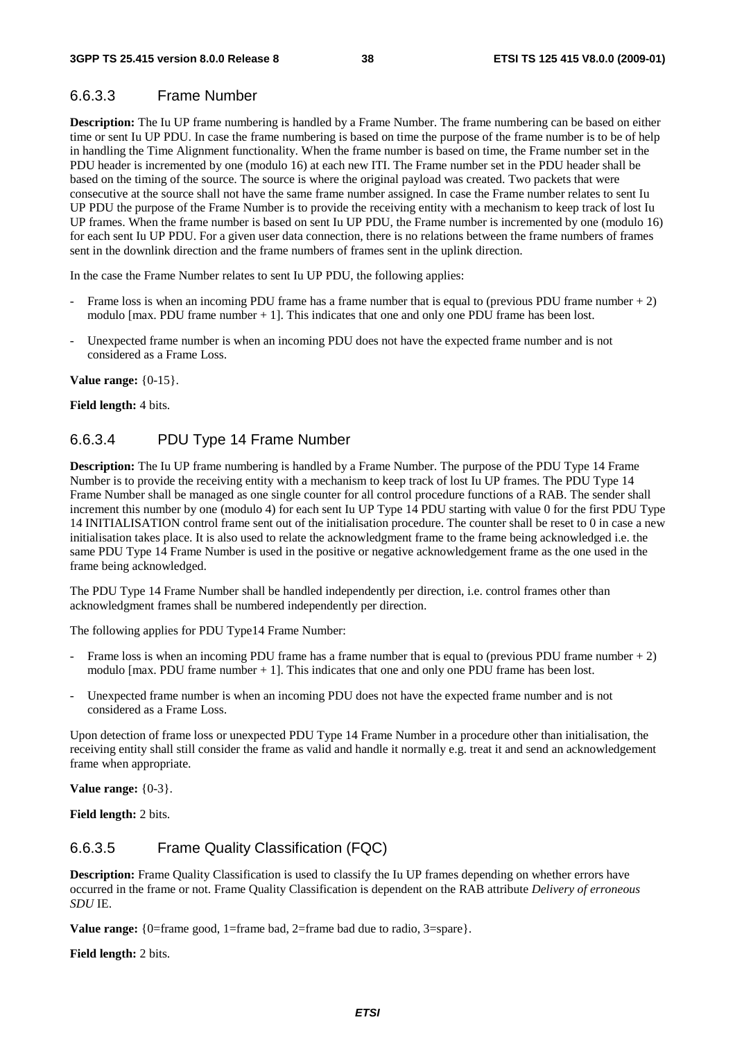### 6.6.3.3 Frame Number

**Description:** The Iu UP frame numbering is handled by a Frame Number. The frame numbering can be based on either time or sent Iu UP PDU. In case the frame numbering is based on time the purpose of the frame number is to be of help in handling the Time Alignment functionality. When the frame number is based on time, the Frame number set in the PDU header is incremented by one (modulo 16) at each new ITI. The Frame number set in the PDU header shall be based on the timing of the source. The source is where the original payload was created. Two packets that were consecutive at the source shall not have the same frame number assigned. In case the Frame number relates to sent Iu UP PDU the purpose of the Frame Number is to provide the receiving entity with a mechanism to keep track of lost Iu UP frames. When the frame number is based on sent Iu UP PDU, the Frame number is incremented by one (modulo 16) for each sent Iu UP PDU. For a given user data connection, there is no relations between the frame numbers of frames sent in the downlink direction and the frame numbers of frames sent in the uplink direction.

In the case the Frame Number relates to sent Iu UP PDU, the following applies:

- Frame loss is when an incoming PDU frame has a frame number that is equal to (previous PDU frame number + 2) modulo [max. PDU frame number + 1]. This indicates that one and only one PDU frame has been lost.
- Unexpected frame number is when an incoming PDU does not have the expected frame number and is not considered as a Frame Loss.

**Value range:** {0-15}.

**Field length:** 4 bits.

### 6.6.3.4 PDU Type 14 Frame Number

**Description:** The Iu UP frame numbering is handled by a Frame Number. The purpose of the PDU Type 14 Frame Number is to provide the receiving entity with a mechanism to keep track of lost Iu UP frames. The PDU Type 14 Frame Number shall be managed as one single counter for all control procedure functions of a RAB. The sender shall increment this number by one (modulo 4) for each sent Iu UP Type 14 PDU starting with value 0 for the first PDU Type 14 INITIALISATION control frame sent out of the initialisation procedure. The counter shall be reset to 0 in case a new initialisation takes place. It is also used to relate the acknowledgment frame to the frame being acknowledged i.e. the same PDU Type 14 Frame Number is used in the positive or negative acknowledgement frame as the one used in the frame being acknowledged.

The PDU Type 14 Frame Number shall be handled independently per direction, i.e. control frames other than acknowledgment frames shall be numbered independently per direction.

The following applies for PDU Type14 Frame Number:

- Frame loss is when an incoming PDU frame has a frame number that is equal to (previous PDU frame number + 2) modulo [max. PDU frame number + 1]. This indicates that one and only one PDU frame has been lost.
- Unexpected frame number is when an incoming PDU does not have the expected frame number and is not considered as a Frame Loss.

Upon detection of frame loss or unexpected PDU Type 14 Frame Number in a procedure other than initialisation, the receiving entity shall still consider the frame as valid and handle it normally e.g. treat it and send an acknowledgement frame when appropriate.

**Value range:** {0-3}.

**Field length:** 2 bits.

### 6.6.3.5 Frame Quality Classification (FQC)

**Description:** Frame Quality Classification is used to classify the Iu UP frames depending on whether errors have occurred in the frame or not. Frame Quality Classification is dependent on the RAB attribute *Delivery of erroneous SDU* IE.

**Value range:** {0=frame good, 1=frame bad, 2=frame bad due to radio, 3=spare}.

**Field length:** 2 bits.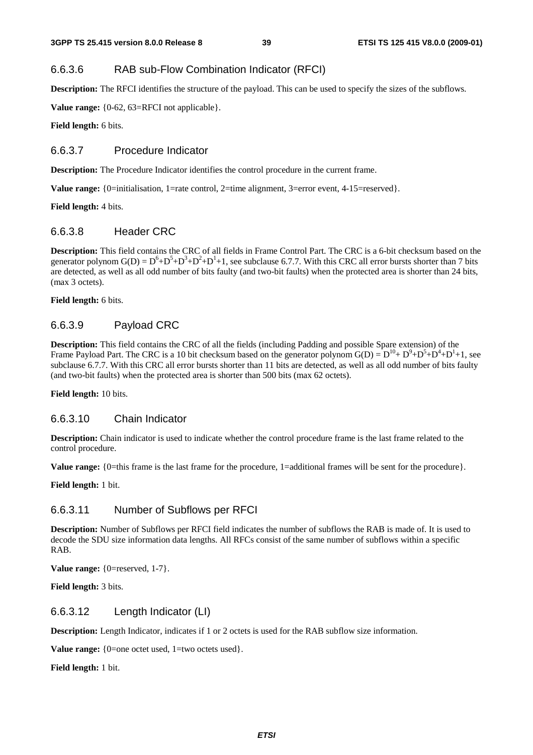#### 6.6.3.6 RAB sub-Flow Combination Indicator (RFCI)

**Description:** The RFCI identifies the structure of the payload. This can be used to specify the sizes of the subflows.

**Value range:** {0-62, 63=RFCI not applicable}.

**Field length:** 6 bits.

#### 6.6.3.7 Procedure Indicator

**Description:** The Procedure Indicator identifies the control procedure in the current frame.

**Value range:** {0=initialisation, 1=rate control, 2=time alignment, 3=error event, 4-15=reserved}.

**Field length:** 4 bits.

#### 6.6.3.8 Header CRC

**Description:** This field contains the CRC of all fields in Frame Control Part. The CRC is a 6-bit checksum based on the generator polynom $G(D) = D^6+D^5+D^3+D^2+D^1+1$, see subclause 6.7.7. With this CRC all error bursts shorter than 7 bits are detected, as well as all odd number of bits faulty (and two-bit faults) when the protected area is shorter than 24 bits, (max 3 octets).

**Field length:** 6 bits.

#### 6.6.3.9 Payload CRC

**Description:** This field contains the CRC of all the fields (including Padding and possible Spare extension) of the Frame Payload Part. The CRC is a 10 bit checksum based on the generator polynom $G(D) = D^{10}+ D^9+D^5+D^4+D^1+1$, see subclause 6.7.7. With this CRC all error bursts shorter than 11 bits are detected, as well as all odd number of bits faulty (and two-bit faults) when the protected area is shorter than 500 bits (max 62 octets).

**Field length:** 10 bits.

#### 6.6.3.10 Chain Indicator

**Description:** Chain indicator is used to indicate whether the control procedure frame is the last frame related to the control procedure.

**Value range:** {0=this frame is the last frame for the procedure, 1=additional frames will be sent for the procedure}.

**Field length:** 1 bit.

#### 6.6.3.11 Number of Subflows per RFCI

**Description:** Number of Subflows per RFCI field indicates the number of subflows the RAB is made of. It is used to decode the SDU size information data lengths. All RFCs consist of the same number of subflows within a specific RAB.

**Value range:** {0=reserved, 1-7}.

**Field length:** 3 bits.

#### 6.6.3.12 Length Indicator (LI)

**Description:** Length Indicator, indicates if 1 or 2 octets is used for the RAB subflow size information.

**Value range:** {0=one octet used, 1=two octets used}.

**Field length:** 1 bit.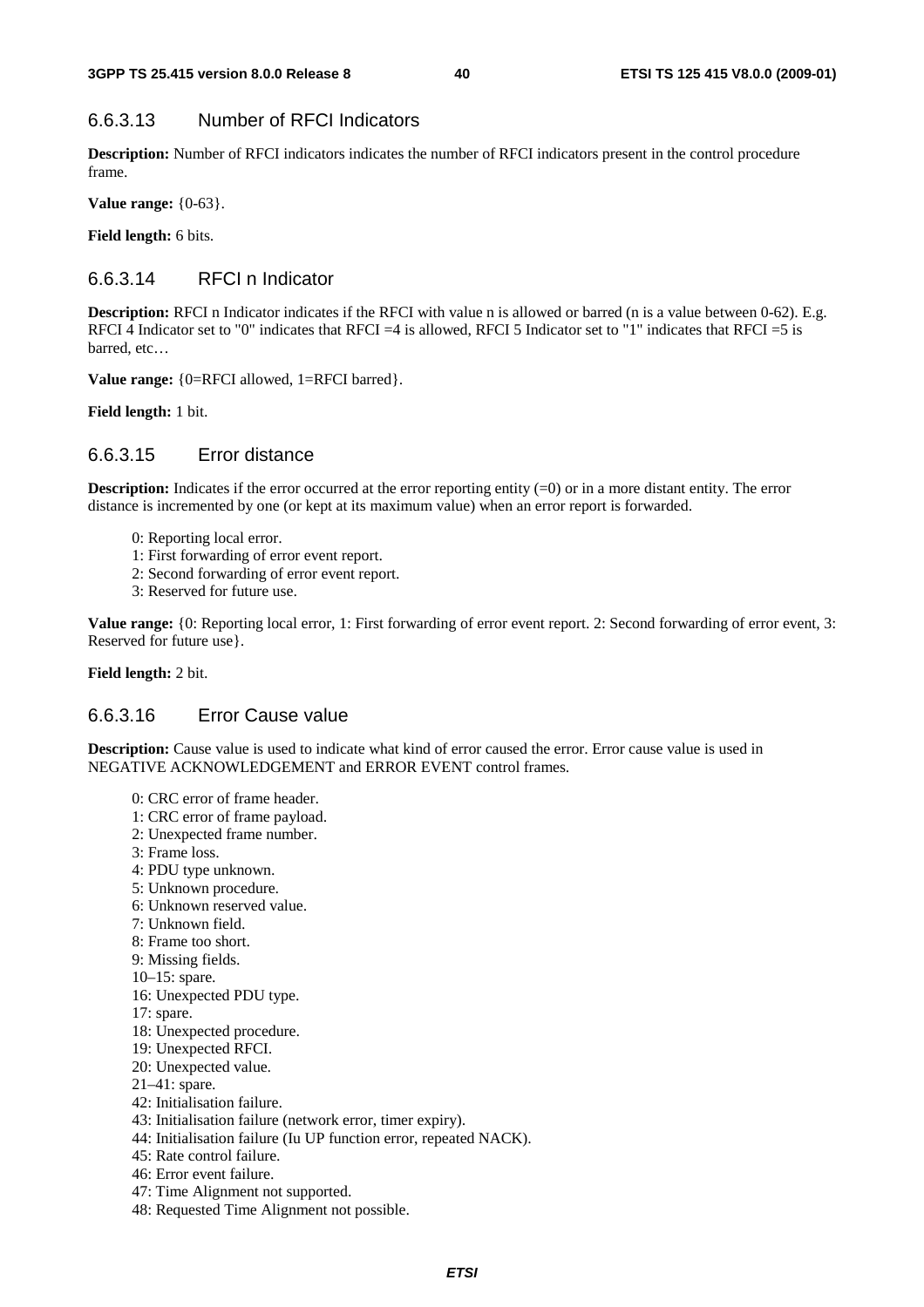#### 6.6.3.13 Number of RFCI Indicators

**Description:** Number of RFCI indicators indicates the number of RFCI indicators present in the control procedure frame.

**Value range:** {0-63}.

**Field length:** 6 bits.

#### 6.6.3.14 RFCI n Indicator

**Description:** RFCI n Indicator indicates if the RFCI with value n is allowed or barred (n is a value between 0-62). E.g. RFCI 4 Indicator set to "0" indicates that RFCI =4 is allowed, RFCI 5 Indicator set to "1" indicates that RFCI =5 is barred, etc…

**Value range:** {0=RFCI allowed, 1=RFCI barred}.

**Field length:** 1 bit.

#### 6.6.3.15 Error distance

**Description:** Indicates if the error occurred at the error reporting entity (=0) or in a more distant entity. The error distance is incremented by one (or kept at its maximum value) when an error report is forwarded.

- 0: Reporting local error.
- 1: First forwarding of error event report.
- 2: Second forwarding of error event report.
- 3: Reserved for future use.

**Value range:** {0: Reporting local error, 1: First forwarding of error event report. 2: Second forwarding of error event, 3: Reserved for future use}.

**Field length:** 2 bit.

#### 6.6.3.16 Error Cause value

**Description:** Cause value is used to indicate what kind of error caused the error. Error cause value is used in NEGATIVE ACKNOWLEDGEMENT and ERROR EVENT control frames.

- 0: CRC error of frame header.
- 1: CRC error of frame payload.
- 2: Unexpected frame number.
- 3: Frame loss.
- 4: PDU type unknown.
- 5: Unknown procedure.
- 6: Unknown reserved value.
- 7: Unknown field.
- 8: Frame too short.
- 9: Missing fields.
- 10–15: spare.
- 16: Unexpected PDU type.
- 17: spare.
- 18: Unexpected procedure.
- 19: Unexpected RFCI.
- 20: Unexpected value.
- 21–41: spare.
- 42: Initialisation failure.
- 43: Initialisation failure (network error, timer expiry).
- 44: Initialisation failure (Iu UP function error, repeated NACK).
- 45: Rate control failure.
- 46: Error event failure.
- 47: Time Alignment not supported.
- 48: Requested Time Alignment not possible.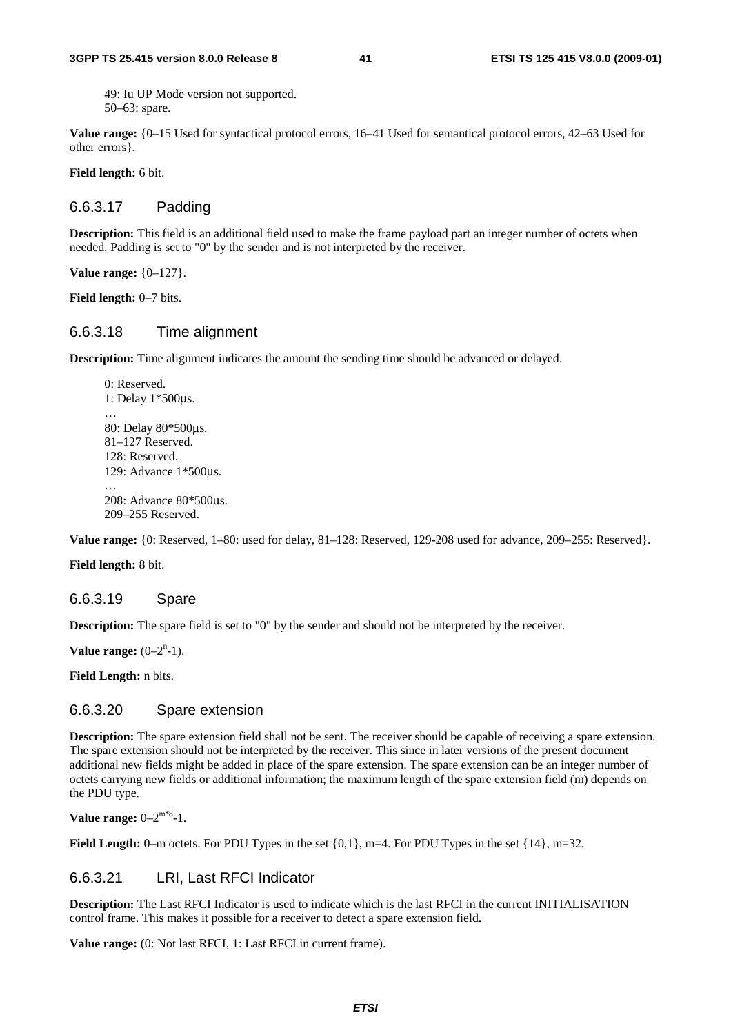49: Iu UP Mode version not supported.
50–63: spare.

**Value range:** {0–15 Used for syntactical protocol errors, 16–41 Used for semantical protocol errors, 42–63 Used for other errors}.

**Field length:** 6 bit.

### 6.6.3.17 Padding

**Description:** This field is an additional field used to make the frame payload part an integer number of octets when needed. Padding is set to "0" by the sender and is not interpreted by the receiver.

**Value range:** {0–127}.

**Field length:** 0–7 bits.

### 6.6.3.18 Time alignment

**Description:** Time alignment indicates the amount the sending time should be advanced or delayed.

0: Reserved.
1: Delay 1*500µs.
…
80: Delay 80*500µs.
81–127 Reserved.
128: Reserved.
129: Advance 1*500µs.
…
208: Advance 80*500µs.
209–255 Reserved.

**Value range:** {0: Reserved, 1–80: used for delay, 81–128: Reserved, 129-208 used for advance, 209–255: Reserved}.

**Field length:** 8 bit.

### 6.6.3.19 Spare

**Description:** The spare field is set to "0" by the sender and should not be interpreted by the receiver.

**Value range:** ($0–2^n$-1).

**Field Length:** n bits.

### 6.6.3.20 Spare extension

**Description:** The spare extension field shall not be sent. The receiver should be capable of receiving a spare extension. The spare extension should not be interpreted by the receiver. This since in later versions of the present document additional new fields might be added in place of the spare extension. The spare extension can be an integer number of octets carrying new fields or additional information; the maximum length of the spare extension field (m) depends on the PDU type.

**Value range:** $0–2^{m*8}$-1.

**Field Length:** 0–m octets. For PDU Types in the set {0,1}, m=4. For PDU Types in the set {14}, m=32.

### 6.6.3.21 LRI, Last RFCI Indicator

**Description:** The Last RFCI Indicator is used to indicate which is the last RFCI in the current INITIALISATION control frame. This makes it possible for a receiver to detect a spare extension field.

**Value range:** (0: Not last RFCI, 1: Last RFCI in current frame).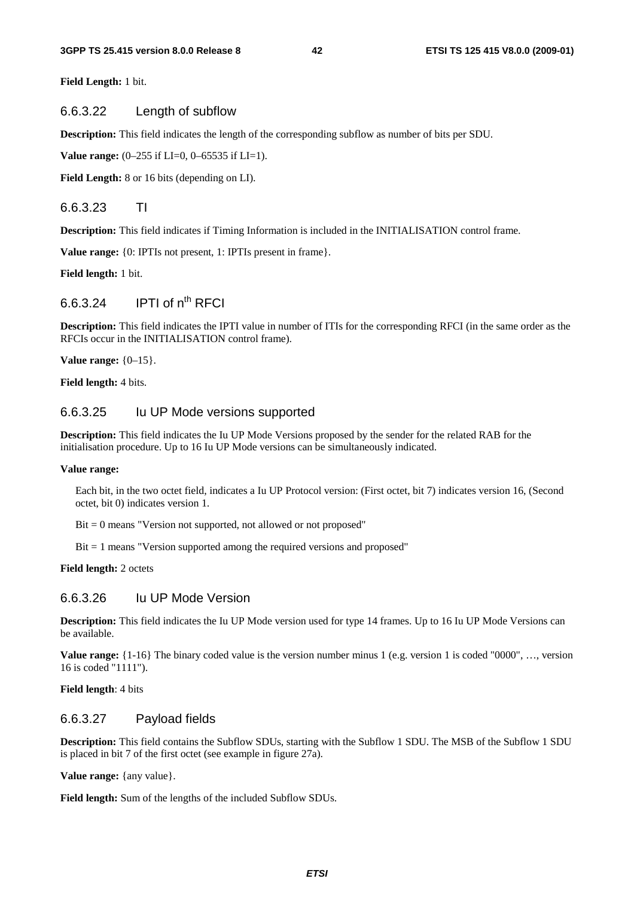**Field Length:** 1 bit.

#### 6.6.3.22 Length of subflow

**Description:** This field indicates the length of the corresponding subflow as number of bits per SDU.

**Value range:** (0–255 if LI=0, 0–65535 if LI=1).

**Field Length:** 8 or 16 bits (depending on LI).

#### 6.6.3.23 TI

**Description:** This field indicates if Timing Information is included in the INITIALISATION control frame.

**Value range:** {0: IPTIs not present, 1: IPTIs present in frame}.

**Field length:** 1 bit.

#### 6.6.3.24 IPTI of n$^{th}$ RFCI

**Description:** This field indicates the IPTI value in number of ITIs for the corresponding RFCI (in the same order as the RFCIs occur in the INITIALISATION control frame).

**Value range:** {0–15}.

**Field length:** 4 bits.

#### 6.6.3.25 Iu UP Mode versions supported

**Description:** This field indicates the Iu UP Mode Versions proposed by the sender for the related RAB for the initialisation procedure. Up to 16 Iu UP Mode versions can be simultaneously indicated.

**Value range:**

Each bit, in the two octet field, indicates a Iu UP Protocol version: (First octet, bit 7) indicates version 16, (Second octet, bit 0) indicates version 1.

Bit = 0 means "Version not supported, not allowed or not proposed"

Bit = 1 means "Version supported among the required versions and proposed"

**Field length:** 2 octets

#### 6.6.3.26 Iu UP Mode Version

**Description:** This field indicates the Iu UP Mode version used for type 14 frames. Up to 16 Iu UP Mode Versions can be available.

**Value range:** {1-16} The binary coded value is the version number minus 1 (e.g. version 1 is coded "0000", …, version 16 is coded "1111").

**Field length**: 4 bits

#### 6.6.3.27 Payload fields

**Description:** This field contains the Subflow SDUs, starting with the Subflow 1 SDU. The MSB of the Subflow 1 SDU is placed in bit 7 of the first octet (see example in figure 27a).

**Value range:** {any value}.

**Field length:** Sum of the lengths of the included Subflow SDUs.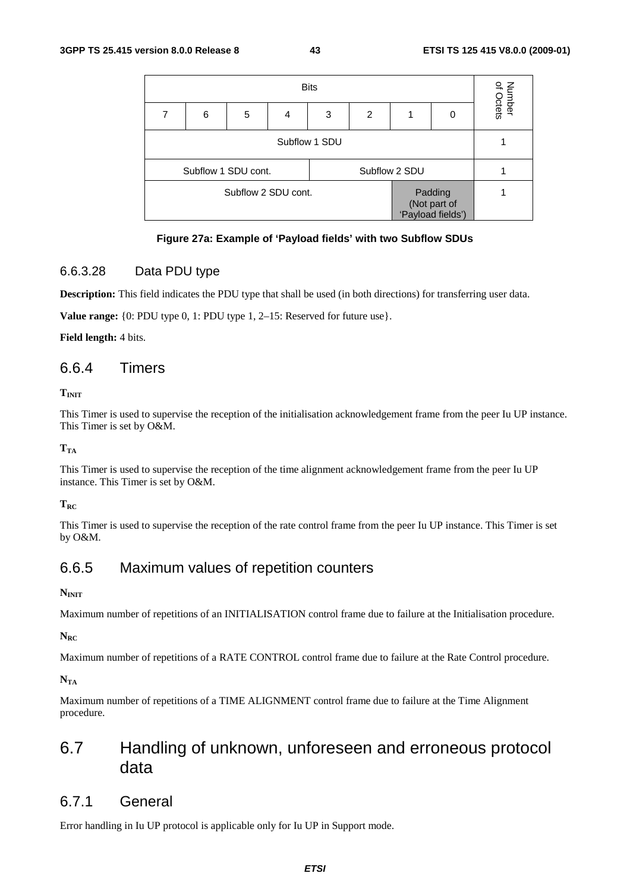| Bits | | | | | | | | Number of Octets |
|---|---|---|---|---|---|---|---|---|
| 7 | 6 | 5 | 4 | 3 | 2 | 1 | 0 | |
| Subflow 1 SDU | | | | | | | | 1 |
| Subflow 1 SDU cont. | | | | Subflow 2 SDU | | | | 1 |
| Subflow 2 SDU cont. | | | | | | Padding (Not part of 'Payload fields') | | 1 |

**Figure 27a: Example of 'Payload fields' with two Subflow SDUs**

### 6.6.3.28 Data PDU type

**Description:** This field indicates the PDU type that shall be used (in both directions) for transferring user data.

**Value range:** {0: PDU type 0, 1: PDU type 1, 2–15: Reserved for future use}.

**Field length:** 4 bits.

## 6.6.4 Timers

**$T_{INIT}$**

This Timer is used to supervise the reception of the initialisation acknowledgement frame from the peer Iu UP instance. This Timer is set by O&M.

**$T_{TA}$**

This Timer is used to supervise the reception of the time alignment acknowledgement frame from the peer Iu UP instance. This Timer is set by O&M.

**$T_{RC}$**

This Timer is used to supervise the reception of the rate control frame from the peer Iu UP instance. This Timer is set by O&M.

## 6.6.5 Maximum values of repetition counters

**$N_{INIT}$**

Maximum number of repetitions of an INITIALISATION control frame due to failure at the Initialisation procedure.

**$N_{RC}$**

Maximum number of repetitions of a RATE CONTROL control frame due to failure at the Rate Control procedure.

**$N_{TA}$**

Maximum number of repetitions of a TIME ALIGNMENT control frame due to failure at the Time Alignment procedure.

# 6.7 Handling of unknown, unforeseen and erroneous protocol data

## 6.7.1 General

Error handling in Iu UP protocol is applicable only for Iu UP in Support mode.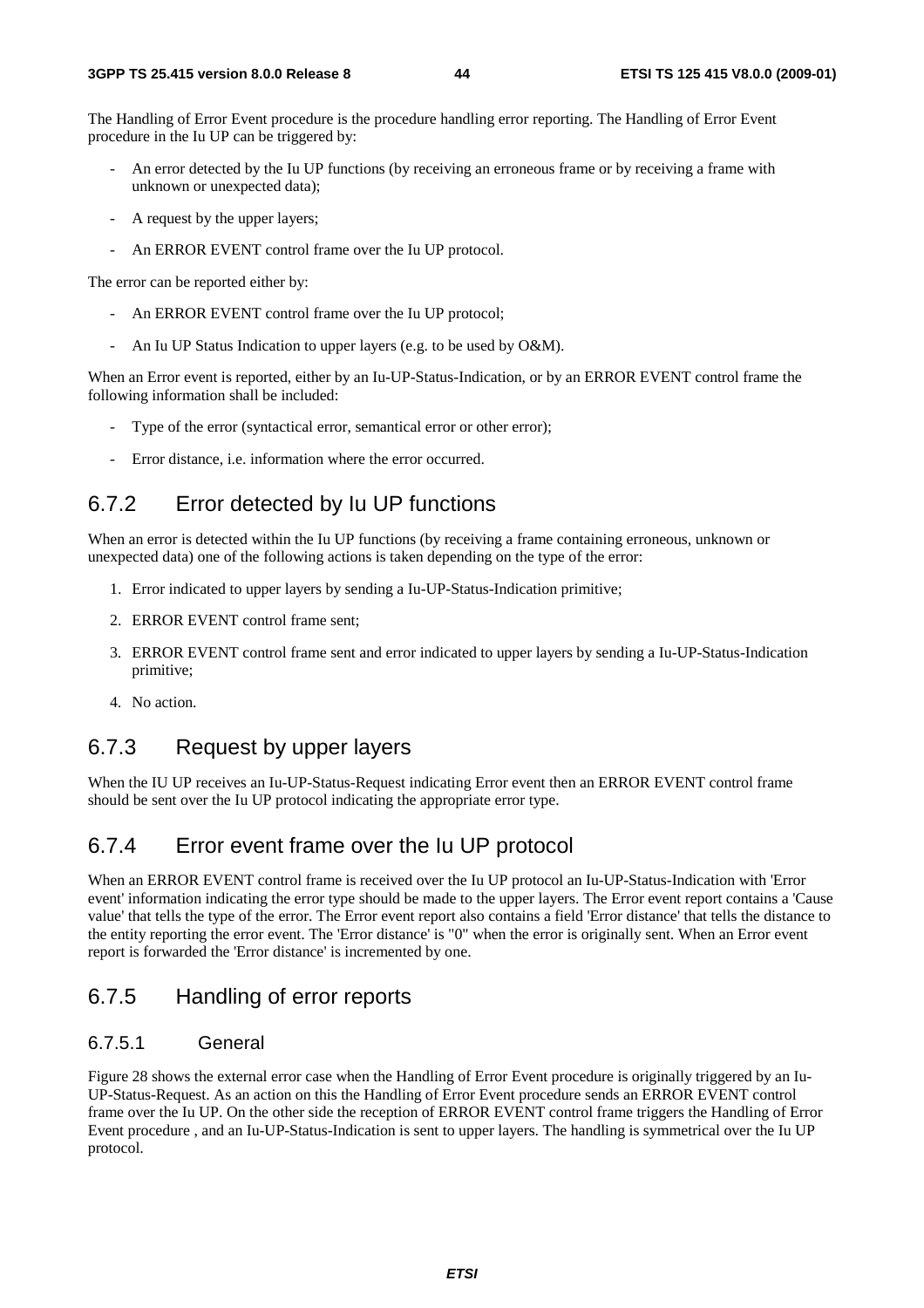The Handling of Error Event procedure is the procedure handling error reporting. The Handling of Error Event procedure in the Iu UP can be triggered by:

- An error detected by the Iu UP functions (by receiving an erroneous frame or by receiving a frame with unknown or unexpected data);
- A request by the upper layers;
- An ERROR EVENT control frame over the Iu UP protocol.

The error can be reported either by:

- An ERROR EVENT control frame over the Iu UP protocol;
- An Iu UP Status Indication to upper layers (e.g. to be used by O&M).

When an Error event is reported, either by an Iu-UP-Status-Indication, or by an ERROR EVENT control frame the following information shall be included:

- Type of the error (syntactical error, semantical error or other error);
- Error distance, i.e. information where the error occurred.

## 6.7.2 Error detected by Iu UP functions

When an error is detected within the Iu UP functions (by receiving a frame containing erroneous, unknown or unexpected data) one of the following actions is taken depending on the type of the error:

1. Error indicated to upper layers by sending a Iu-UP-Status-Indication primitive;
2. ERROR EVENT control frame sent;
3. ERROR EVENT control frame sent and error indicated to upper layers by sending a Iu-UP-Status-Indication primitive;
4. No action.

## 6.7.3 Request by upper layers

When the IU UP receives an Iu-UP-Status-Request indicating Error event then an ERROR EVENT control frame should be sent over the Iu UP protocol indicating the appropriate error type.

## 6.7.4 Error event frame over the Iu UP protocol

When an ERROR EVENT control frame is received over the Iu UP protocol an Iu-UP-Status-Indication with 'Error event' information indicating the error type should be made to the upper layers. The Error event report contains a 'Cause value' that tells the type of the error. The Error event report also contains a field 'Error distance' that tells the distance to the entity reporting the error event. The 'Error distance' is "0" when the error is originally sent. When an Error event report is forwarded the 'Error distance' is incremented by one.

## 6.7.5 Handling of error reports

### 6.7.5.1 General

Figure 28 shows the external error case when the Handling of Error Event procedure is originally triggered by an Iu-UP-Status-Request. As an action on this the Handling of Error Event procedure sends an ERROR EVENT control frame over the Iu UP. On the other side the reception of ERROR EVENT control frame triggers the Handling of Error Event procedure , and an Iu-UP-Status-Indication is sent to upper layers. The handling is symmetrical over the Iu UP protocol.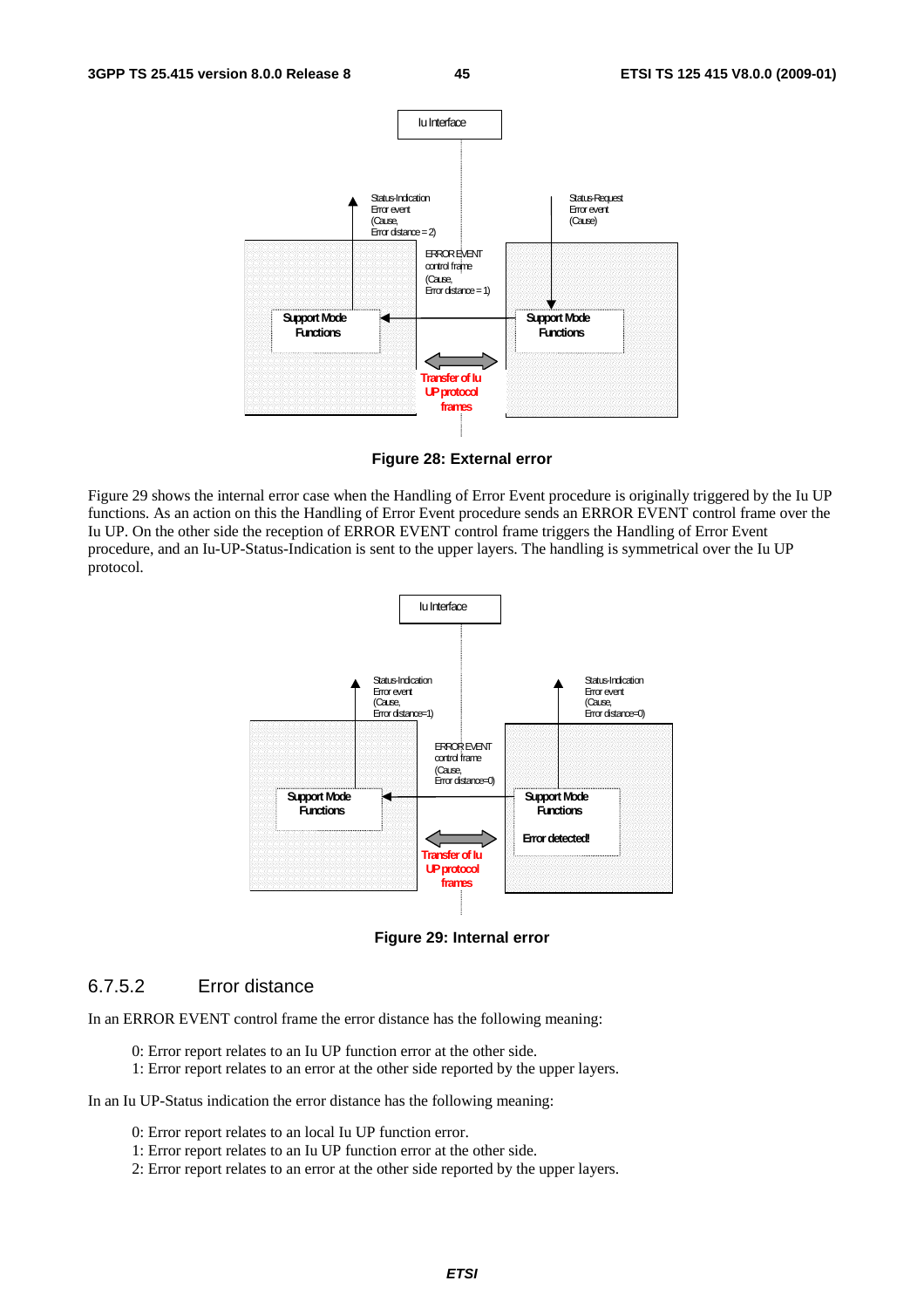Figure 28: External error

Figure 29 shows the internal error case when the Handling of Error Event procedure is originally triggered by the Iu UP functions. As an action on this the Handling of Error Event procedure sends an ERROR EVENT control frame over the Iu UP. On the other side the reception of ERROR EVENT control frame triggers the Handling of Error Event procedure, and an Iu-UP-Status-Indication is sent to the upper layers. The handling is symmetrical over the Iu UP protocol.

Figure 29: Internal error

### 6.7.5.2 Error distance

In an ERROR EVENT control frame the error distance has the following meaning:

0: Error report relates to an Iu UP function error at the other side.
1: Error report relates to an error at the other side reported by the upper layers.

In an Iu UP-Status indication the error distance has the following meaning:

0: Error report relates to an local Iu UP function error.
1: Error report relates to an Iu UP function error at the other side.
2: Error report relates to an error at the other side reported by the upper layers.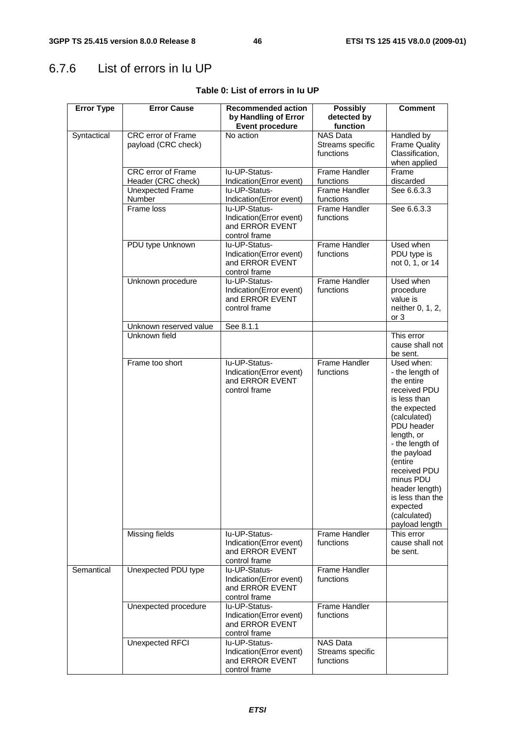## 6.7.6 List of errors in Iu UP

**Table 0: List of errors in Iu UP**

| Error Type | Error Cause | Recommended action by Handling of Error Event procedure | Possibly detected by function | Comment |
|---|---|---|---|---|
| Syntactical | CRC error of Frame payload (CRC check) | No action | NAS Data Streams specific functions | Handled by Frame Quality Classification, when applied |
| | CRC error of Frame Header (CRC check) | Iu-UP-Status-Indication(Error event) | Frame Handler functions | Frame discarded |
| | Unexpected Frame Number | Iu-UP-Status-Indication(Error event) | Frame Handler functions | See 6.6.3.3 |
| | Frame loss | Iu-UP-Status-Indication(Error event) and ERROR EVENT control frame | Frame Handler functions | See 6.6.3.3 |
| | PDU type Unknown | Iu-UP-Status-Indication(Error event) and ERROR EVENT control frame | Frame Handler functions | Used when PDU type is not 0, 1, or 14 |
| | Unknown procedure | Iu-UP-Status-Indication(Error event) and ERROR EVENT control frame | Frame Handler functions | Used when procedure value is neither 0, 1, 2, or 3 |
| | Unknown reserved value | See 8.1.1 | | |
| | Unknown field | | | This error cause shall not be sent. |
| | Frame too short | Iu-UP-Status-Indication(Error event) and ERROR EVENT control frame | Frame Handler functions | Used when:<br>- the length of the entire received PDU is less than the expected (calculated) PDU header length, or<br>- the length of the payload (entire received PDU minus PDU header length) is less than the expected (calculated) payload length |
| | Missing fields | Iu-UP-Status-Indication(Error event) and ERROR EVENT control frame | Frame Handler functions | This error cause shall not be sent. |
| Semantical | Unexpected PDU type | Iu-UP-Status-Indication(Error event) and ERROR EVENT control frame | Frame Handler functions | |
| | Unexpected procedure | Iu-UP-Status-Indication(Error event) and ERROR EVENT control frame | Frame Handler functions | |
| | Unexpected RFCI | Iu-UP-Status-Indication(Error event) and ERROR EVENT control frame | NAS Data Streams specific functions | |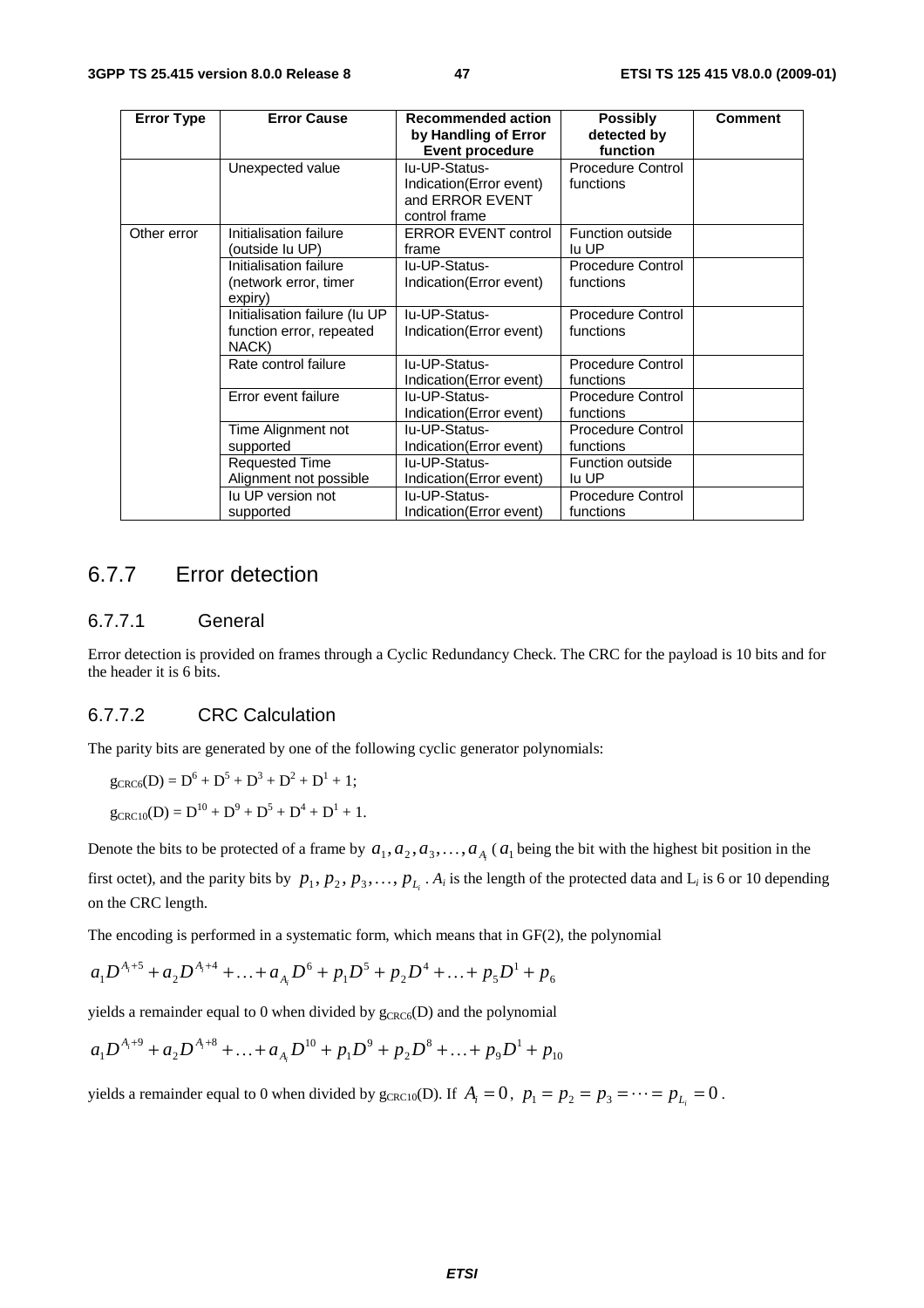| Error Type | Error Cause | Recommended action by Handling of Error Event procedure | Possibly detected by function | Comment |
| --- | --- | --- | --- | --- |
| | Unexpected value | Iu-UP-Status-Indication(Error event) and ERROR EVENT control frame | Procedure Control functions | |
| Other error | Initialisation failure (outside Iu UP) | ERROR EVENT control frame | Function outside Iu UP | |
| | Initialisation failure (network error, timer expiry) | Iu-UP-Status-Indication(Error event) | Procedure Control functions | |
| | Initialisation failure (Iu UP function error, repeated NACK) | Iu-UP-Status-Indication(Error event) | Procedure Control functions | |
| | Rate control failure | Iu-UP-Status-Indication(Error event) | Procedure Control functions | |
| | Error event failure | Iu-UP-Status-Indication(Error event) | Procedure Control functions | |
| | Time Alignment not supported | Iu-UP-Status-Indication(Error event) | Procedure Control functions | |
| | Requested Time Alignment not possible | Iu-UP-Status-Indication(Error event) | Function outside Iu UP | |
| | Iu UP version not supported | Iu-UP-Status-Indication(Error event) | Procedure Control functions | |

## 6.7.7 Error detection

### 6.7.7.1 General

Error detection is provided on frames through a Cyclic Redundancy Check. The CRC for the payload is 10 bits and for the header it is 6 bits.

### 6.7.7.2 CRC Calculation

The parity bits are generated by one of the following cyclic generator polynomials:

$g_{CRC6}(D) = D^6 + D^5 + D^3 + D^2 + D^1 + 1$;

$g_{CRC10}(D) = D^{10} + D^9 + D^5 + D^4 + D^1 + 1$.

Denote the bits to be protected of a frame by $a_1, a_2, a_3, \ldots, a_{A_i}$ ($a_1$ being the bit with the highest bit position in the first octet), and the parity bits by $p_1, p_2, p_3, \ldots, p_{L_i}$. $A_i$ is the length of the protected data and $L_i$ is 6 or 10 depending on the CRC length.

The encoding is performed in a systematic form, which means that in GF(2), the polynomial

$$a_1 D^{A_i+5} + a_2 D^{A_i+4} + \ldots + a_{A_i} D^6 + p_1 D^5 + p_2 D^4 + \ldots + p_5 D^1 + p_6$$

yields a remainder equal to 0 when divided by $g_{CRC6}(D)$ and the polynomial

$$a_1 D^{A_i+9} + a_2 D^{A_i+8} + \ldots + a_{A_i} D^{10} + p_1 D^9 + p_2 D^8 + \ldots + p_9 D^1 + p_{10}$$

yields a remainder equal to 0 when divided by $g_{CRC10}(D)$. If $A_i = 0$, $p_1 = p_2 = p_3 = \cdots = p_{L_i} = 0$.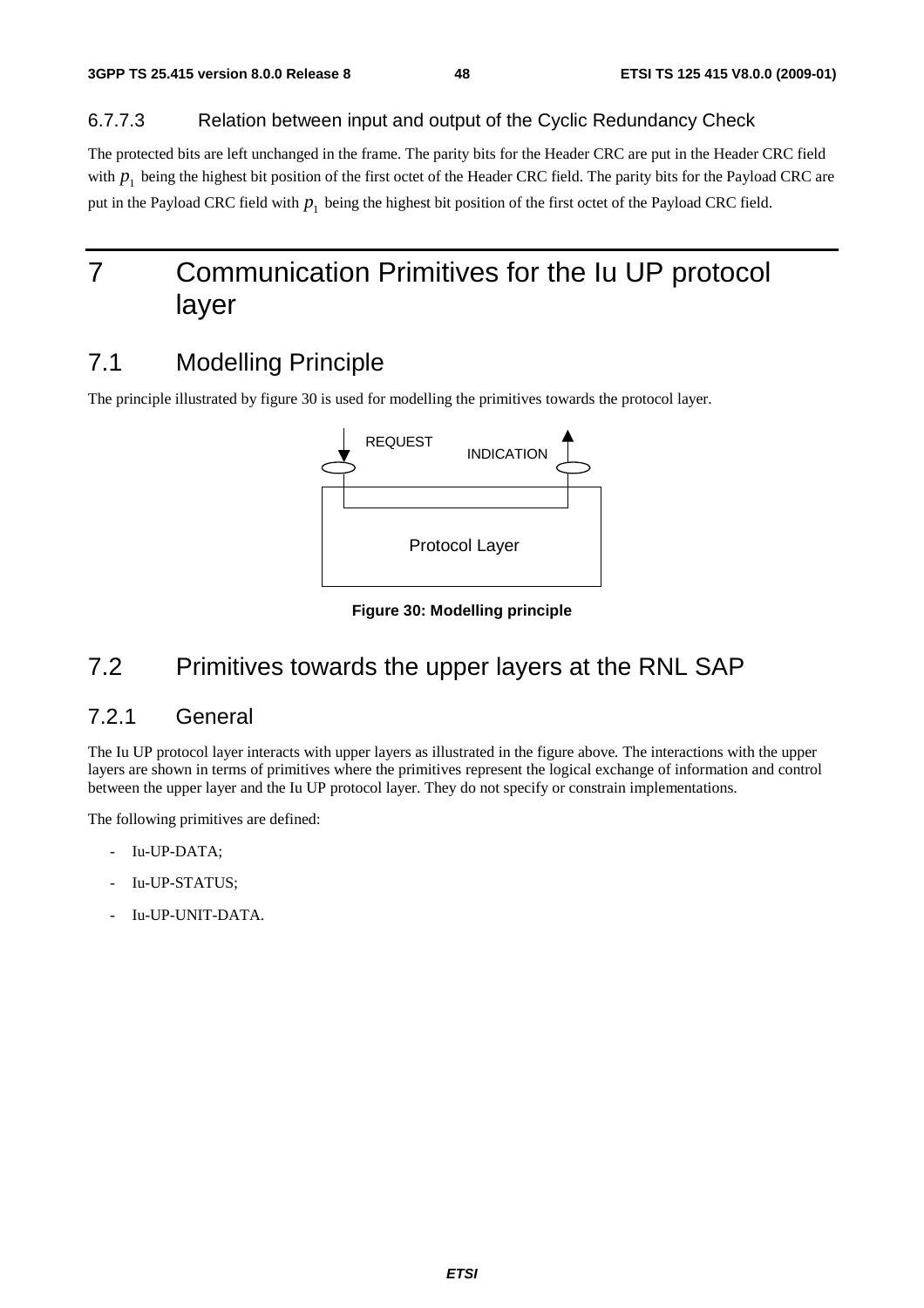#### 6.7.7.3 Relation between input and output of the Cyclic Redundancy Check

The protected bits are left unchanged in the frame. The parity bits for the Header CRC are put in the Header CRC field with $p_1$ being the highest bit position of the first octet of the Header CRC field. The parity bits for the Payload CRC are put in the Payload CRC field with $p_1$ being the highest bit position of the first octet of the Payload CRC field.

# 7 Communication Primitives for the Iu UP protocol layer

## 7.1 Modelling Principle

The principle illustrated by figure 30 is used for modelling the primitives towards the protocol layer.

REQUEST INDICATION

Protocol Layer

**Figure 30: Modelling principle**

## 7.2 Primitives towards the upper layers at the RNL SAP

### 7.2.1 General

The Iu UP protocol layer interacts with upper layers as illustrated in the figure above. The interactions with the upper layers are shown in terms of primitives where the primitives represent the logical exchange of information and control between the upper layer and the Iu UP protocol layer. They do not specify or constrain implementations.

The following primitives are defined:

- Iu-UP-DATA;
- Iu-UP-STATUS;
- Iu-UP-UNIT-DATA.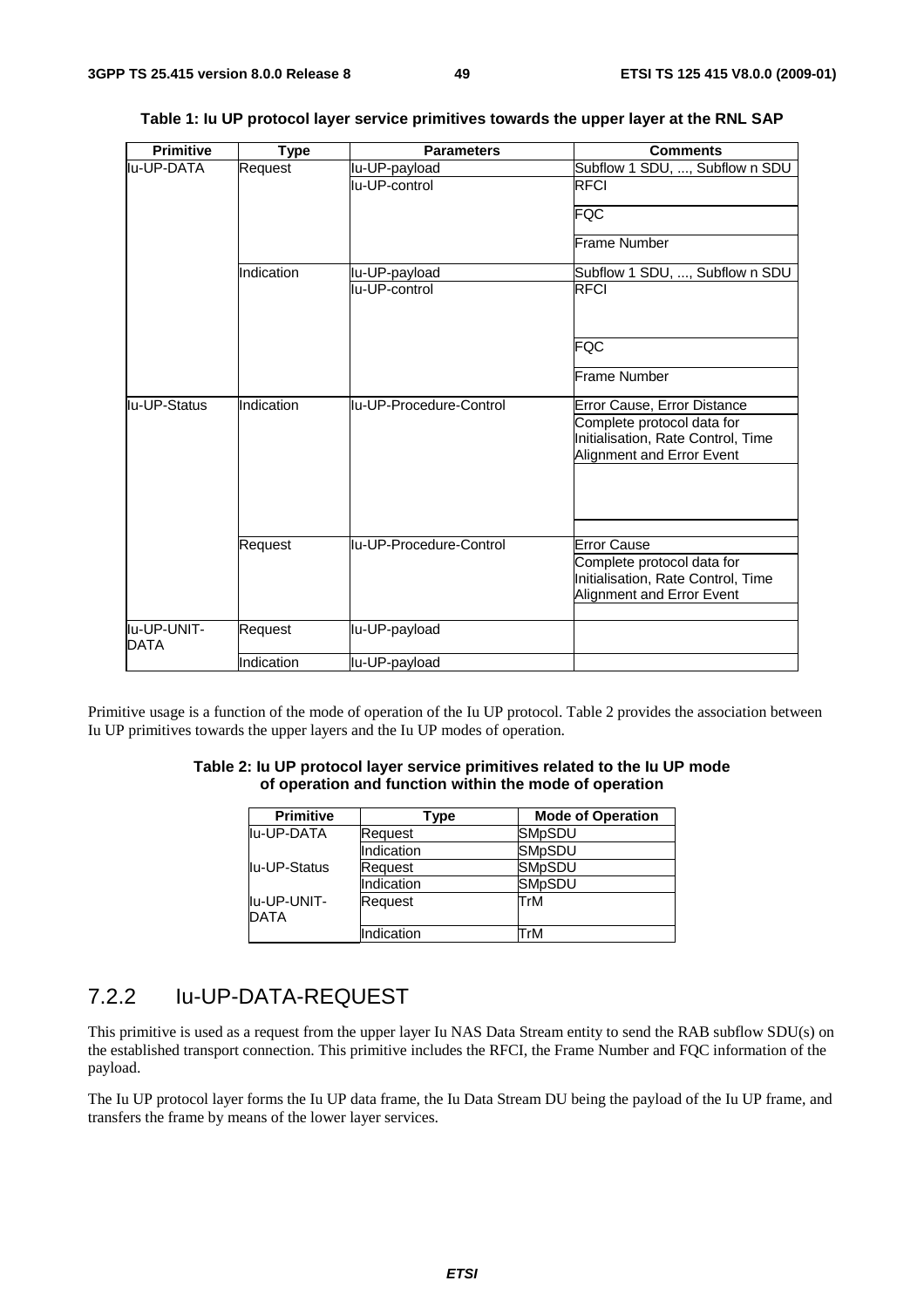**Table 1: Iu UP protocol layer service primitives towards the upper layer at the RNL SAP**

| Primitive | Type | Parameters | Comments |
|---|---|---|---|
| Iu-UP-DATA | Request | Iu-UP-payload | Subflow 1 SDU, ..., Subflow n SDU |
| | | Iu-UP-control | RFCI |
| | | | FQC |
| | | | Frame Number |
| | Indication | Iu-UP-payload | Subflow 1 SDU, ..., Subflow n SDU |
| | | Iu-UP-control | RFCI |
| | | | FQC |
| | | | Frame Number |
| Iu-UP-Status | Indication | Iu-UP-Procedure-Control | Error Cause, Error Distance |
| | | | Complete protocol data for Initialisation, Rate Control, Time Alignment and Error Event |
| | | | |
| | | | |
| | Request | Iu-UP-Procedure-Control | Error Cause |
| | | | Complete protocol data for Initialisation, Rate Control, Time Alignment and Error Event |
| | | | |
| Iu-UP-UNIT-DATA | Request | Iu-UP-payload | |
| | Indication | Iu-UP-payload | |

Primitive usage is a function of the mode of operation of the Iu UP protocol. Table 2 provides the association between Iu UP primitives towards the upper layers and the Iu UP modes of operation.

**Table 2: Iu UP protocol layer service primitives related to the Iu UP mode of operation and function within the mode of operation**

| Primitive | Type | Mode of Operation |
|---|---|---|
| Iu-UP-DATA | Request | SMpSDU |
| | Indication | SMpSDU |
| Iu-UP-Status | Request | SMpSDU |
| | Indication | SMpSDU |
| Iu-UP-UNIT-DATA | Request | TrM |
| | Indication | TrM |

## 7.2.2 Iu-UP-DATA-REQUEST

This primitive is used as a request from the upper layer Iu NAS Data Stream entity to send the RAB subflow SDU(s) on the established transport connection. This primitive includes the RFCI, the Frame Number and FQC information of the payload.

The Iu UP protocol layer forms the Iu UP data frame, the Iu Data Stream DU being the payload of the Iu UP frame, and transfers the frame by means of the lower layer services.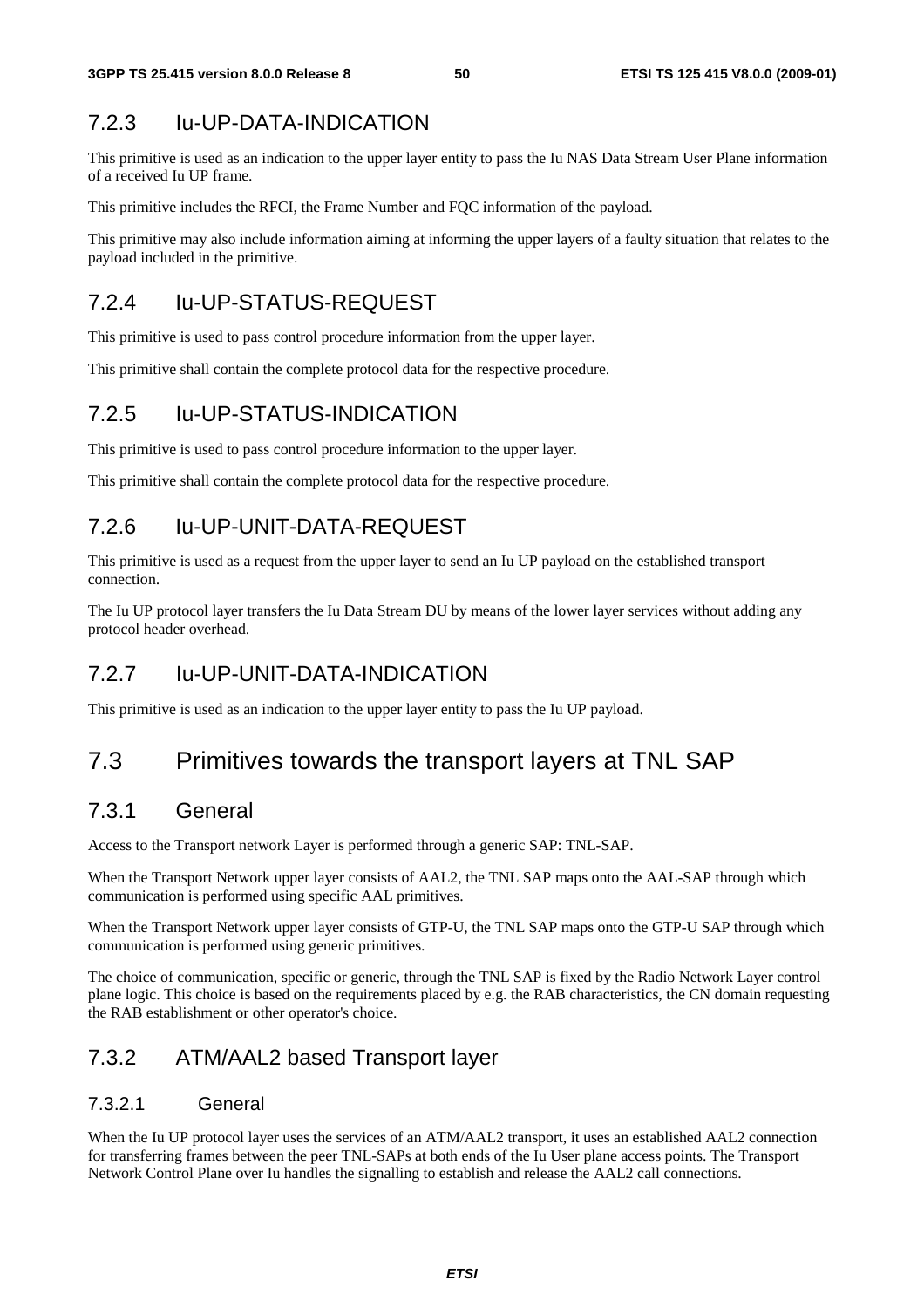### 7.2.3 Iu-UP-DATA-INDICATION

This primitive is used as an indication to the upper layer entity to pass the Iu NAS Data Stream User Plane information of a received Iu UP frame.

This primitive includes the RFCI, the Frame Number and FQC information of the payload.

This primitive may also include information aiming at informing the upper layers of a faulty situation that relates to the payload included in the primitive.

### 7.2.4 Iu-UP-STATUS-REQUEST

This primitive is used to pass control procedure information from the upper layer.

This primitive shall contain the complete protocol data for the respective procedure.

### 7.2.5 Iu-UP-STATUS-INDICATION

This primitive is used to pass control procedure information to the upper layer.

This primitive shall contain the complete protocol data for the respective procedure.

### 7.2.6 Iu-UP-UNIT-DATA-REQUEST

This primitive is used as a request from the upper layer to send an Iu UP payload on the established transport connection.

The Iu UP protocol layer transfers the Iu Data Stream DU by means of the lower layer services without adding any protocol header overhead.

### 7.2.7 Iu-UP-UNIT-DATA-INDICATION

This primitive is used as an indication to the upper layer entity to pass the Iu UP payload.

## 7.3 Primitives towards the transport layers at TNL SAP

### 7.3.1 General

Access to the Transport network Layer is performed through a generic SAP: TNL-SAP.

When the Transport Network upper layer consists of AAL2, the TNL SAP maps onto the AAL-SAP through which communication is performed using specific AAL primitives.

When the Transport Network upper layer consists of GTP-U, the TNL SAP maps onto the GTP-U SAP through which communication is performed using generic primitives.

The choice of communication, specific or generic, through the TNL SAP is fixed by the Radio Network Layer control plane logic. This choice is based on the requirements placed by e.g. the RAB characteristics, the CN domain requesting the RAB establishment or other operator's choice.

### 7.3.2 ATM/AAL2 based Transport layer

#### 7.3.2.1 General

When the Iu UP protocol layer uses the services of an ATM/AAL2 transport, it uses an established AAL2 connection for transferring frames between the peer TNL-SAPs at both ends of the Iu User plane access points. The Transport Network Control Plane over Iu handles the signalling to establish and release the AAL2 call connections.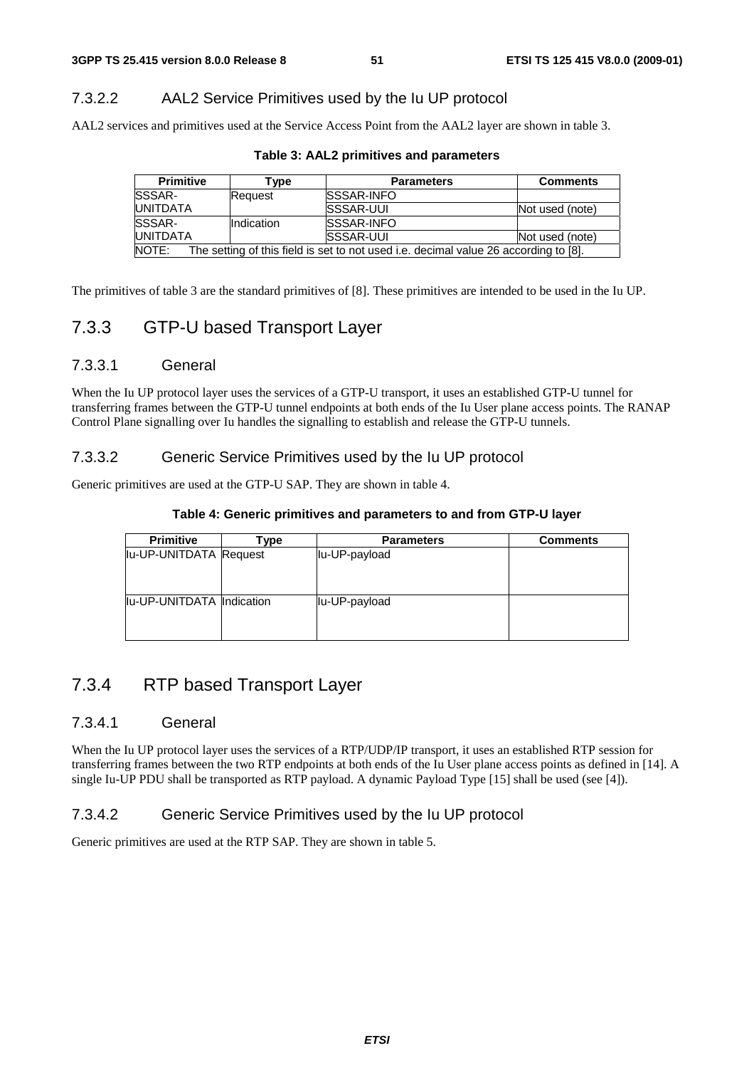#### 7.3.2.2 AAL2 Service Primitives used by the Iu UP protocol

AAL2 services and primitives used at the Service Access Point from the AAL2 layer are shown in table 3.

**Table 3: AAL2 primitives and parameters**

| Primitive | Type | Parameters | Comments |
|---|---|---|---|
| SSSAR-UNITDATA | Request | SSSAR-INFO | |
| | | SSSAR-UUI | Not used (note) |
| SSSAR-UNITDATA | Indication | SSSAR-INFO | |
| | | SSSAR-UUI | Not used (note) |
| NOTE: The setting of this field is set to not used i.e. decimal value 26 according to [8]. | | | |

The primitives of table 3 are the standard primitives of [8]. These primitives are intended to be used in the Iu UP.

### 7.3.3 GTP-U based Transport Layer

#### 7.3.3.1 General

When the Iu UP protocol layer uses the services of a GTP-U transport, it uses an established GTP-U tunnel for transferring frames between the GTP-U tunnel endpoints at both ends of the Iu User plane access points. The RANAP Control Plane signalling over Iu handles the signalling to establish and release the GTP-U tunnels.

#### 7.3.3.2 Generic Service Primitives used by the Iu UP protocol

Generic primitives are used at the GTP-U SAP. They are shown in table 4.

**Table 4: Generic primitives and parameters to and from GTP-U layer**

| Primitive | Type | Parameters | Comments |
|---|---|---|---|
| Iu-UP-UNITDATA | Request | Iu-UP-payload | |
| Iu-UP-UNITDATA | Indication | Iu-UP-payload | |

### 7.3.4 RTP based Transport Layer

#### 7.3.4.1 General

When the Iu UP protocol layer uses the services of a RTP/UDP/IP transport, it uses an established RTP session for transferring frames between the two RTP endpoints at both ends of the Iu User plane access points as defined in [14]. A single Iu-UP PDU shall be transported as RTP payload. A dynamic Payload Type [15] shall be used (see [4]).

#### 7.3.4.2 Generic Service Primitives used by the Iu UP protocol

Generic primitives are used at the RTP SAP. They are shown in table 5.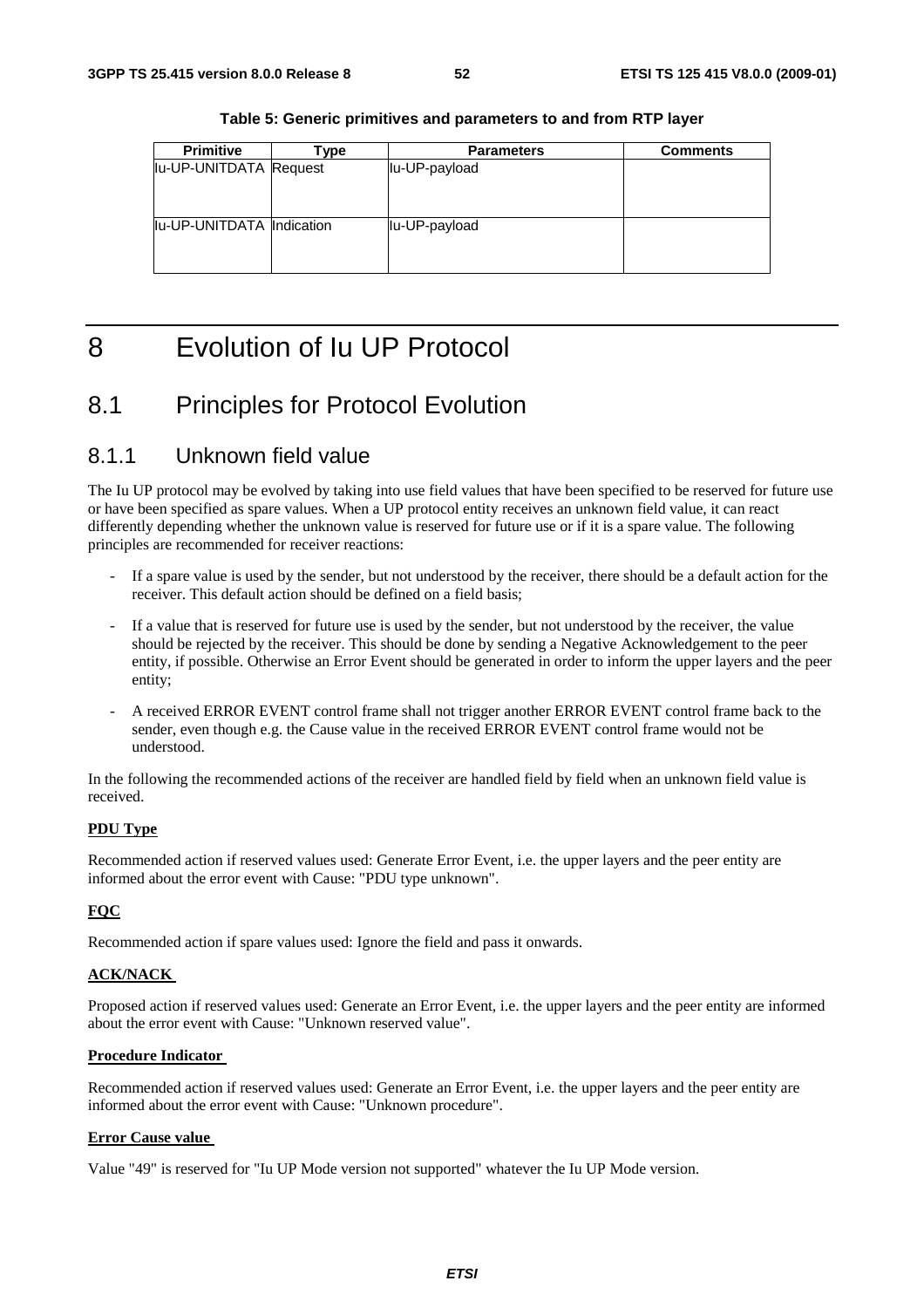**Table 5: Generic primitives and parameters to and from RTP layer**

| Primitive | Type | Parameters | Comments |
|---|---|---|---|
| Iu-UP-UNITDATA | Request | Iu-UP-payload | |
| Iu-UP-UNITDATA | Indication | Iu-UP-payload | |

# 8 Evolution of Iu UP Protocol

## 8.1 Principles for Protocol Evolution

### 8.1.1 Unknown field value

The Iu UP protocol may be evolved by taking into use field values that have been specified to be reserved for future use or have been specified as spare values. When a UP protocol entity receives an unknown field value, it can react differently depending whether the unknown value is reserved for future use or if it is a spare value. The following principles are recommended for receiver reactions:

- If a spare value is used by the sender, but not understood by the receiver, there should be a default action for the receiver. This default action should be defined on a field basis;
- If a value that is reserved for future use is used by the sender, but not understood by the receiver, the value should be rejected by the receiver. This should be done by sending a Negative Acknowledgement to the peer entity, if possible. Otherwise an Error Event should be generated in order to inform the upper layers and the peer entity;
- A received ERROR EVENT control frame shall not trigger another ERROR EVENT control frame back to the sender, even though e.g. the Cause value in the received ERROR EVENT control frame would not be understood.

In the following the recommended actions of the receiver are handled field by field when an unknown field value is received.

**PDU Type**

Recommended action if reserved values used: Generate Error Event, i.e. the upper layers and the peer entity are informed about the error event with Cause: "PDU type unknown".

**FQC**

Recommended action if spare values used: Ignore the field and pass it onwards.

**ACK/NACK**

Proposed action if reserved values used: Generate an Error Event, i.e. the upper layers and the peer entity are informed about the error event with Cause: "Unknown reserved value".

**Procedure Indicator**

Recommended action if reserved values used: Generate an Error Event, i.e. the upper layers and the peer entity are informed about the error event with Cause: "Unknown procedure".

**Error Cause value**

Value "49" is reserved for "Iu UP Mode version not supported" whatever the Iu UP Mode version.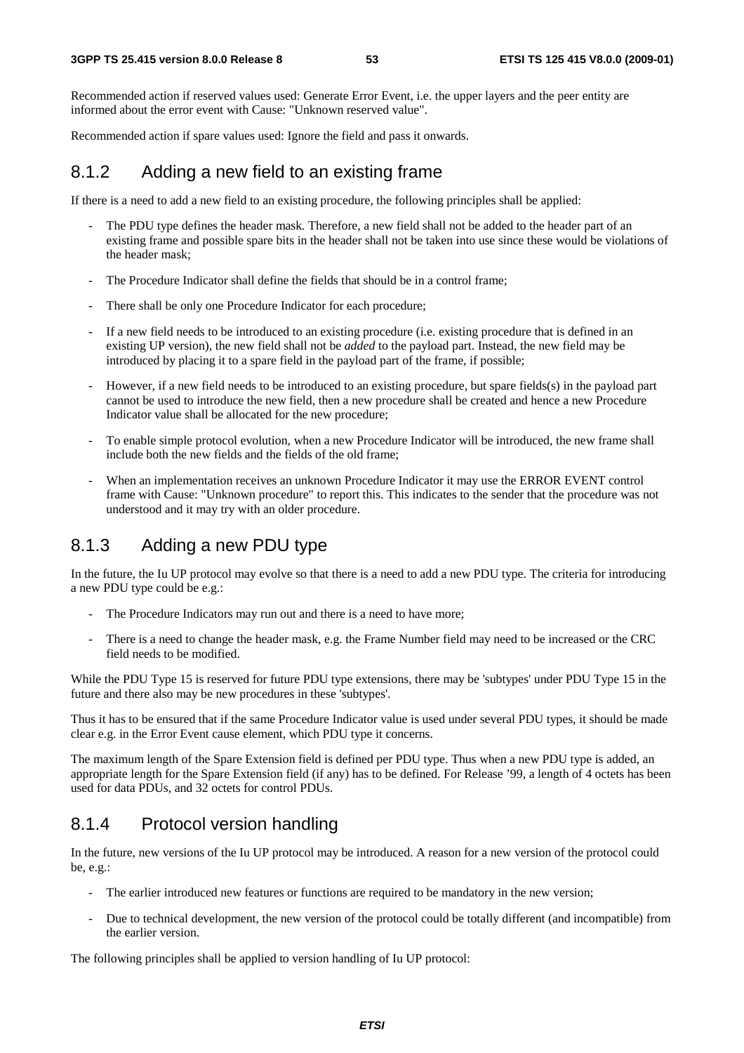Recommended action if reserved values used: Generate Error Event, i.e. the upper layers and the peer entity are informed about the error event with Cause: "Unknown reserved value".

Recommended action if spare values used: Ignore the field and pass it onwards.

### 8.1.2 Adding a new field to an existing frame

If there is a need to add a new field to an existing procedure, the following principles shall be applied:

- The PDU type defines the header mask. Therefore, a new field shall not be added to the header part of an existing frame and possible spare bits in the header shall not be taken into use since these would be violations of the header mask;
- The Procedure Indicator shall define the fields that should be in a control frame;
- There shall be only one Procedure Indicator for each procedure;
- If a new field needs to be introduced to an existing procedure (i.e. existing procedure that is defined in an existing UP version), the new field shall not be *added* to the payload part. Instead, the new field may be introduced by placing it to a spare field in the payload part of the frame, if possible;
- However, if a new field needs to be introduced to an existing procedure, but spare fields(s) in the payload part cannot be used to introduce the new field, then a new procedure shall be created and hence a new Procedure Indicator value shall be allocated for the new procedure;
- To enable simple protocol evolution, when a new Procedure Indicator will be introduced, the new frame shall include both the new fields and the fields of the old frame;
- When an implementation receives an unknown Procedure Indicator it may use the ERROR EVENT control frame with Cause: "Unknown procedure" to report this. This indicates to the sender that the procedure was not understood and it may try with an older procedure.

### 8.1.3 Adding a new PDU type

In the future, the Iu UP protocol may evolve so that there is a need to add a new PDU type. The criteria for introducing a new PDU type could be e.g.:

- The Procedure Indicators may run out and there is a need to have more;
- There is a need to change the header mask, e.g. the Frame Number field may need to be increased or the CRC field needs to be modified.

While the PDU Type 15 is reserved for future PDU type extensions, there may be 'subtypes' under PDU Type 15 in the future and there also may be new procedures in these 'subtypes'.

Thus it has to be ensured that if the same Procedure Indicator value is used under several PDU types, it should be made clear e.g. in the Error Event cause element, which PDU type it concerns.

The maximum length of the Spare Extension field is defined per PDU type. Thus when a new PDU type is added, an appropriate length for the Spare Extension field (if any) has to be defined. For Release '99, a length of 4 octets has been used for data PDUs, and 32 octets for control PDUs.

### 8.1.4 Protocol version handling

In the future, new versions of the Iu UP protocol may be introduced. A reason for a new version of the protocol could be, e.g.:

- The earlier introduced new features or functions are required to be mandatory in the new version;
- Due to technical development, the new version of the protocol could be totally different (and incompatible) from the earlier version.

The following principles shall be applied to version handling of Iu UP protocol: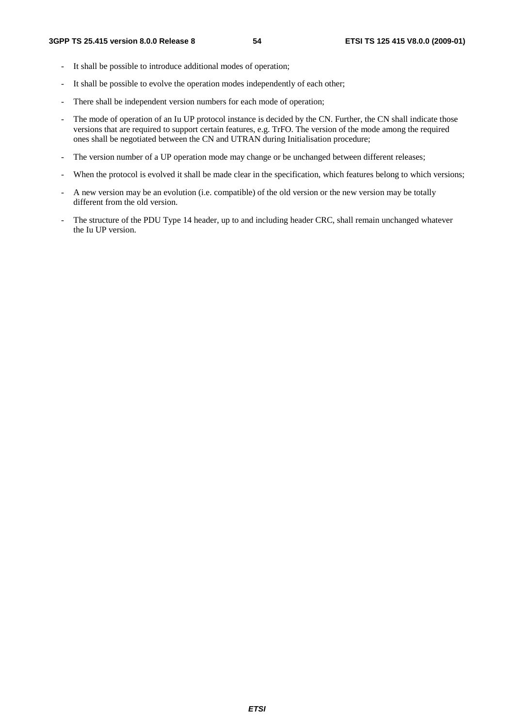- It shall be possible to introduce additional modes of operation;
- It shall be possible to evolve the operation modes independently of each other;
- There shall be independent version numbers for each mode of operation;
- The mode of operation of an Iu UP protocol instance is decided by the CN. Further, the CN shall indicate those versions that are required to support certain features, e.g. TrFO. The version of the mode among the required ones shall be negotiated between the CN and UTRAN during Initialisation procedure;
- The version number of a UP operation mode may change or be unchanged between different releases;
- When the protocol is evolved it shall be made clear in the specification, which features belong to which versions;
- A new version may be an evolution (i.e. compatible) of the old version or the new version may be totally different from the old version.
- The structure of the PDU Type 14 header, up to and including header CRC, shall remain unchanged whatever the Iu UP version.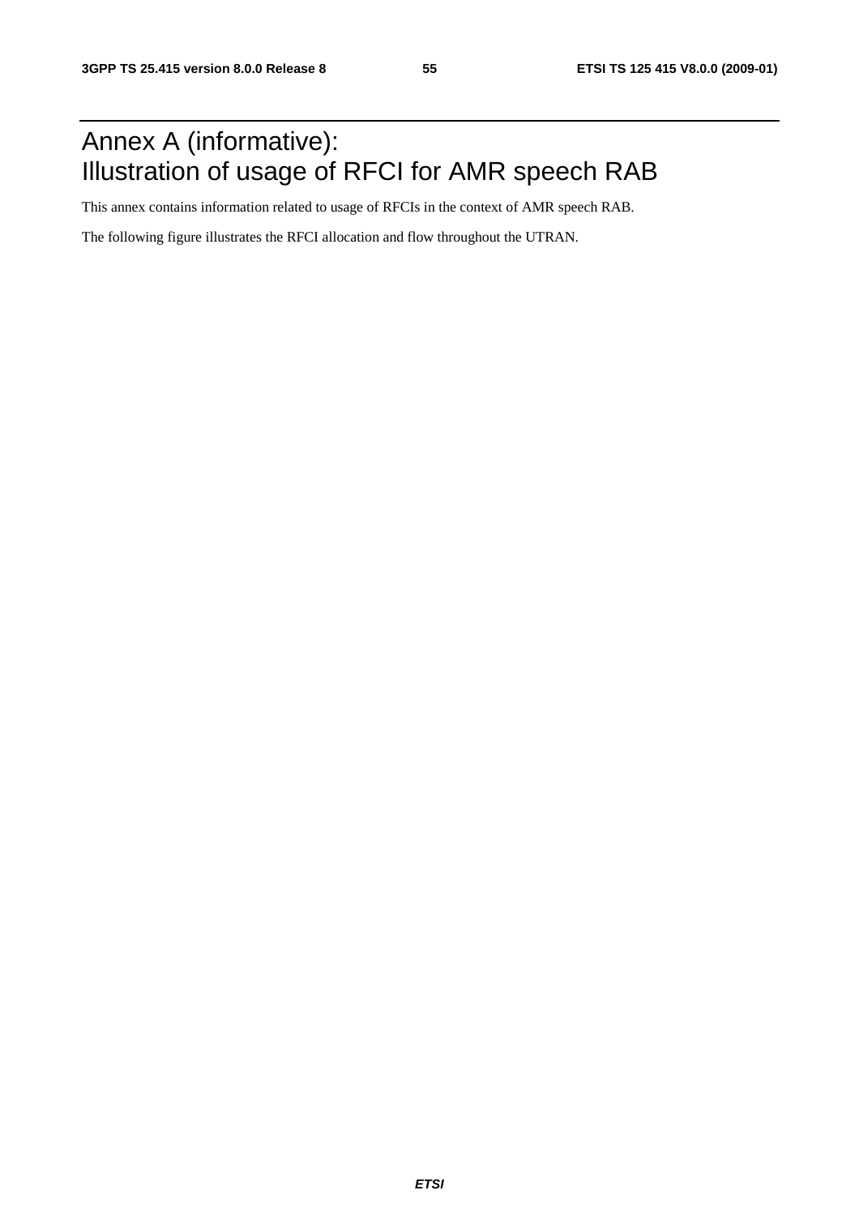# Annex A (informative): Illustration of usage of RFCI for AMR speech RAB

This annex contains information related to usage of RFCIs in the context of AMR speech RAB.

The following figure illustrates the RFCI allocation and flow throughout the UTRAN.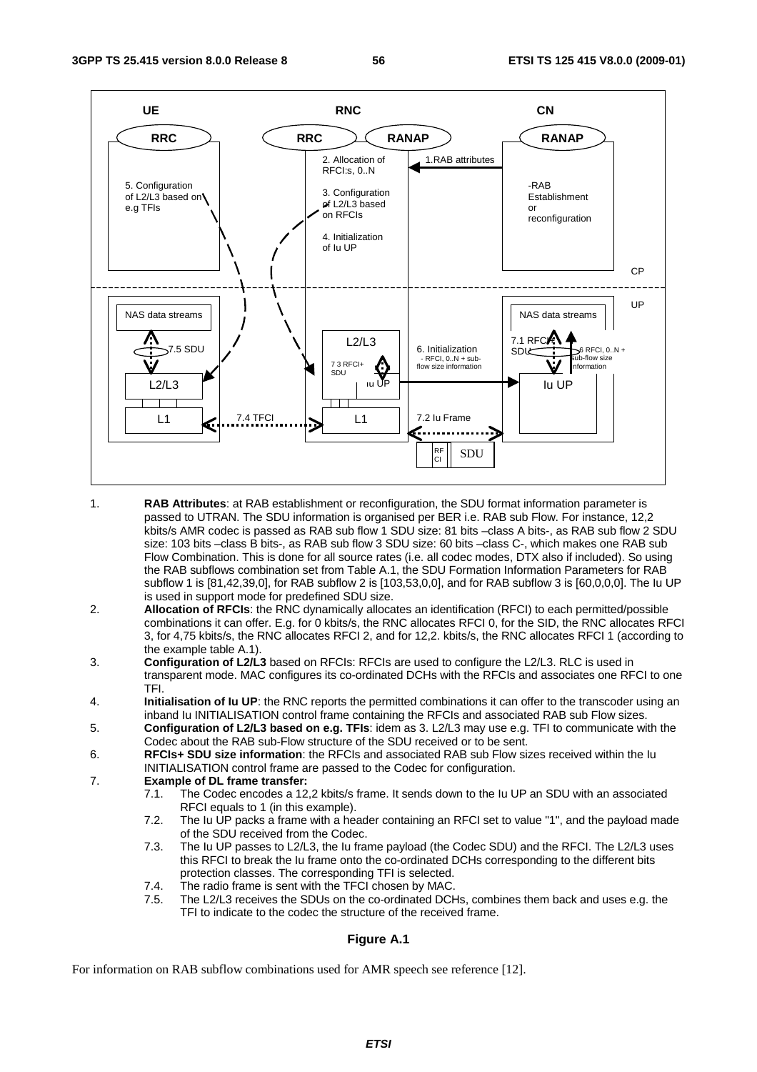1. **RAB Attributes**: at RAB establishment or reconfiguration, the SDU format information parameter is passed to UTRAN. The SDU information is organised per BER i.e. RAB sub Flow. For instance, 12,2 kbits/s AMR codec is passed as RAB sub flow 1 SDU size: 81 bits –class A bits-, as RAB sub flow 2 SDU size: 103 bits –class B bits-, as RAB sub flow 3 SDU size: 60 bits –class C-, which makes one RAB sub Flow Combination. This is done for all source rates (i.e. all codec modes, DTX also if included). So using the RAB subflows combination set from Table A.1, the SDU Formation Information Parameters for RAB subflow 1 is [81,42,39,0], for RAB subflow 2 is [103,53,0,0], and for RAB subflow 3 is [60,0,0,0]. The Iu UP is used in support mode for predefined SDU size.
2. **Allocation of RFCIs**: the RNC dynamically allocates an identification (RFCI) to each permitted/possible combinations it can offer. E.g. for 0 kbits/s, the RNC allocates RFCI 0, for the SID, the RNC allocates RFCI 3, for 4,75 kbits/s, the RNC allocates RFCI 2, and for 12,2. kbits/s, the RNC allocates RFCI 1 (according to the example table A.1).
3. **Configuration of L2/L3** based on RFCIs: RFCIs are used to configure the L2/L3. RLC is used in transparent mode. MAC configures its co-ordinated DCHs with the RFCIs and associates one RFCI to one TFI.
4. **Initialisation of Iu UP**: the RNC reports the permitted combinations it can offer to the transcoder using an inband Iu INITIALISATION control frame containing the RFCIs and associated RAB sub Flow sizes.
5. **Configuration of L2/L3 based on e.g. TFIs**: idem as 3. L2/L3 may use e.g. TFI to communicate with the Codec about the RAB sub-Flow structure of the SDU received or to be sent.
6. **RFCIs+ SDU size information**: the RFCIs and associated RAB sub Flow sizes received within the Iu INITIALISATION control frame are passed to the Codec for configuration.
7. **Example of DL frame transfer:**
   - 7.1. The Codec encodes a 12,2 kbits/s frame. It sends down to the Iu UP an SDU with an associated RFCI equals to 1 (in this example).
   - 7.2. The Iu UP packs a frame with a header containing an RFCI set to value "1", and the payload made of the SDU received from the Codec.
   - 7.3. The Iu UP passes to L2/L3, the Iu frame payload (the Codec SDU) and the RFCI. The L2/L3 uses this RFCI to break the Iu frame onto the co-ordinated DCHs corresponding to the different bits protection classes. The corresponding TFI is selected.
   - 7.4. The radio frame is sent with the TFCI chosen by MAC.
   - 7.5. The L2/L3 receives the SDUs on the co-ordinated DCHs, combines them back and uses e.g. the TFI to indicate to the codec the structure of the received frame.

**Figure A.1**

For information on RAB subflow combinations used for AMR speech see reference [12].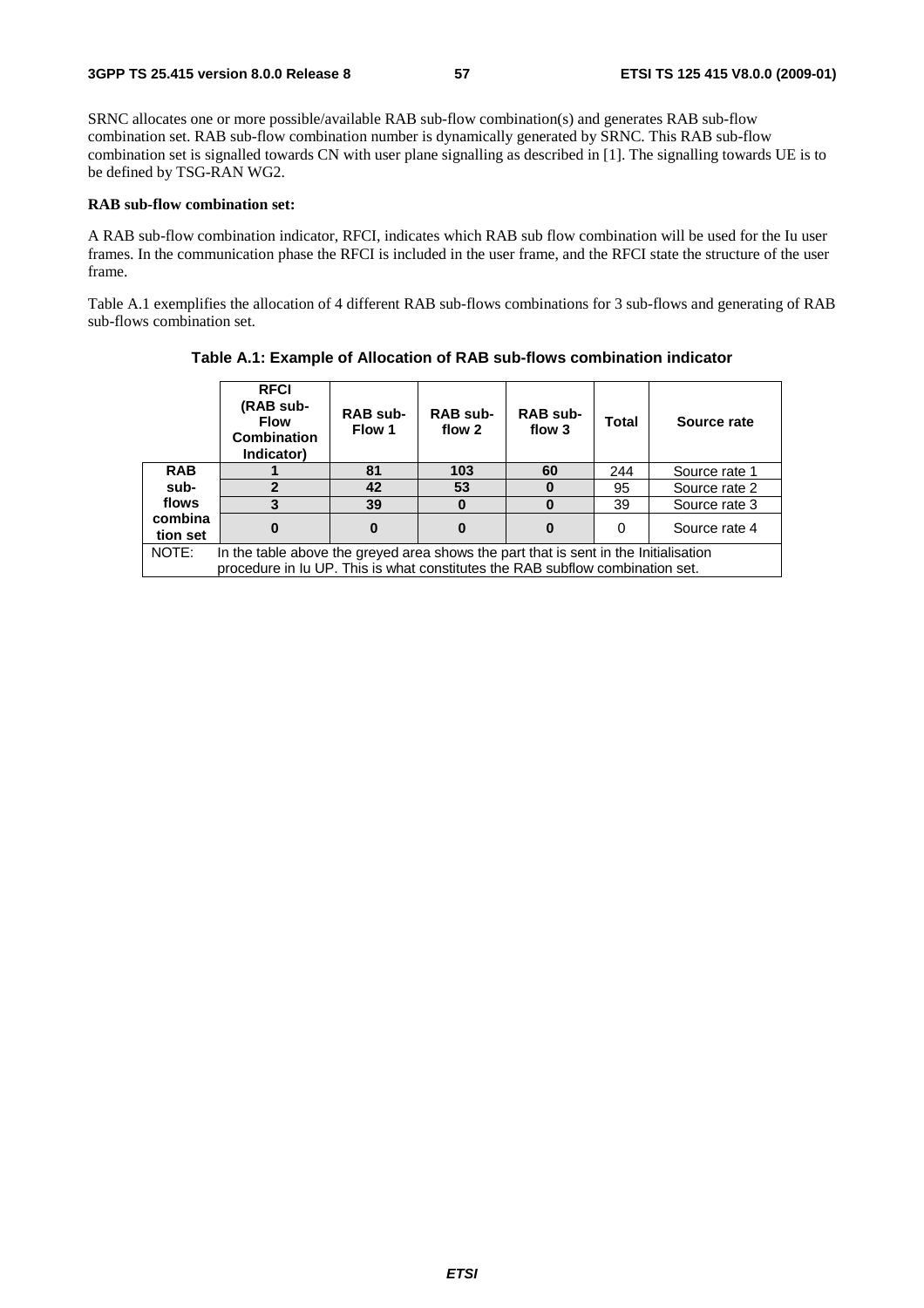SRNC allocates one or more possible/available RAB sub-flow combination(s) and generates RAB sub-flow combination set. RAB sub-flow combination number is dynamically generated by SRNC. This RAB sub-flow combination set is signalled towards CN with user plane signalling as described in [1]. The signalling towards UE is to be defined by TSG-RAN WG2.

**RAB sub-flow combination set:**

A RAB sub-flow combination indicator, RFCI, indicates which RAB sub flow combination will be used for the Iu user frames. In the communication phase the RFCI is included in the user frame, and the RFCI state the structure of the user frame.

Table A.1 exemplifies the allocation of 4 different RAB sub-flows combinations for 3 sub-flows and generating of RAB sub-flows combination set.

**Table A.1: Example of Allocation of RAB sub-flows combination indicator**

| | RFCI (RAB sub-Flow Combination Indicator) | RAB sub-Flow 1 | RAB sub-flow 2 | RAB sub-flow 3 | Total | Source rate |
|---|---|---|---|---|---|---|
| **RAB sub-flows combination set** | **1** | **81** | **103** | **60** | 244 | Source rate 1 |
| | **2** | **42** | **53** | **0** | 95 | Source rate 2 |
| | **3** | **39** | **0** | **0** | 39 | Source rate 3 |
| | **0** | **0** | **0** | **0** | 0 | Source rate 4 |
| NOTE: | In the table above the greyed area shows the part that is sent in the Initialisation procedure in Iu UP. This is what constitutes the RAB subflow combination set. | | | | | |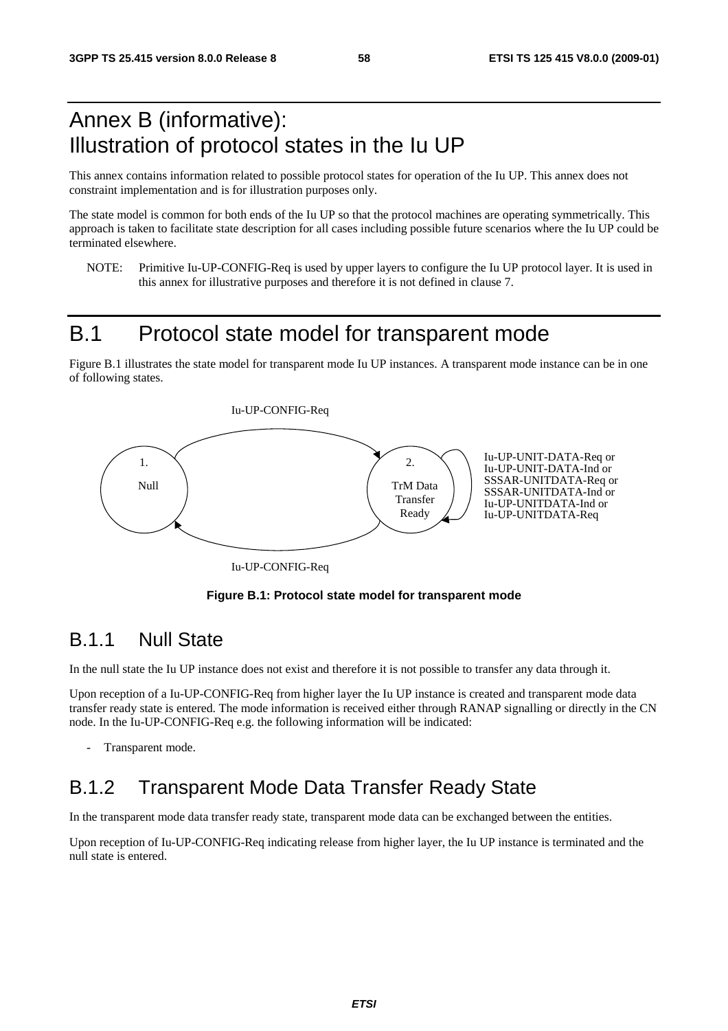# Annex B (informative): Illustration of protocol states in the Iu UP

This annex contains information related to possible protocol states for operation of the Iu UP. This annex does not constraint implementation and is for illustration purposes only.

The state model is common for both ends of the Iu UP so that the protocol machines are operating symmetrically. This approach is taken to facilitate state description for all cases including possible future scenarios where the Iu UP could be terminated elsewhere.

NOTE: Primitive Iu-UP-CONFIG-Req is used by upper layers to configure the Iu UP protocol layer. It is used in this annex for illustrative purposes and therefore it is not defined in clause 7.

# B.1 Protocol state model for transparent mode

Figure B.1 illustrates the state model for transparent mode Iu UP instances. A transparent mode instance can be in one of following states.

Iu-UP-CONFIG-Req

1. Null

2. TrM Data Transfer Ready

Iu-UP-UNIT-DATA-Req or
Iu-UP-UNIT-DATA-Ind or
SSSAR-UNITDATA-Req or
SSSAR-UNITDATA-Ind or
Iu-UP-UNITDATA-Ind or
Iu-UP-UNITDATA-Req

Iu-UP-CONFIG-Req

**Figure B.1: Protocol state model for transparent mode**

## B.1.1 Null State

In the null state the Iu UP instance does not exist and therefore it is not possible to transfer any data through it.

Upon reception of a Iu-UP-CONFIG-Req from higher layer the Iu UP instance is created and transparent mode data transfer ready state is entered. The mode information is received either through RANAP signalling or directly in the CN node. In the Iu-UP-CONFIG-Req e.g. the following information will be indicated:

- Transparent mode.

## B.1.2 Transparent Mode Data Transfer Ready State

In the transparent mode data transfer ready state, transparent mode data can be exchanged between the entities.

Upon reception of Iu-UP-CONFIG-Req indicating release from higher layer, the Iu UP instance is terminated and the null state is entered.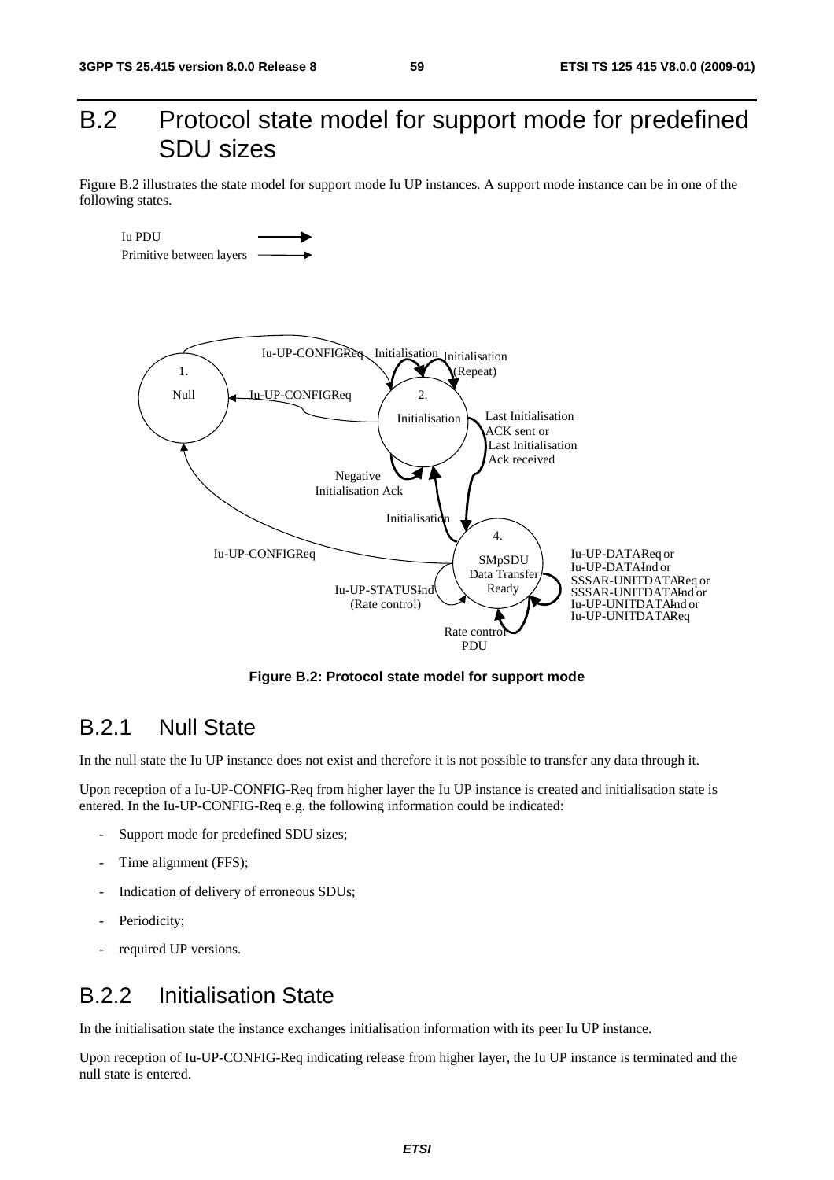# B.2 Protocol state model for support mode for predefined SDU sizes

Figure B.2 illustrates the state model for support mode Iu UP instances. A support mode instance can be in one of the following states.

**Figure B.2: Protocol state model for support mode**

## B.2.1 Null State

In the null state the Iu UP instance does not exist and therefore it is not possible to transfer any data through it.

Upon reception of a Iu-UP-CONFIG-Req from higher layer the Iu UP instance is created and initialisation state is entered. In the Iu-UP-CONFIG-Req e.g. the following information could be indicated:

- Support mode for predefined SDU sizes;
- Time alignment (FFS);
- Indication of delivery of erroneous SDUs;
- Periodicity;
- required UP versions.

## B.2.2 Initialisation State

In the initialisation state the instance exchanges initialisation information with its peer Iu UP instance.

Upon reception of Iu-UP-CONFIG-Req indicating release from higher layer, the Iu UP instance is terminated and the null state is entered.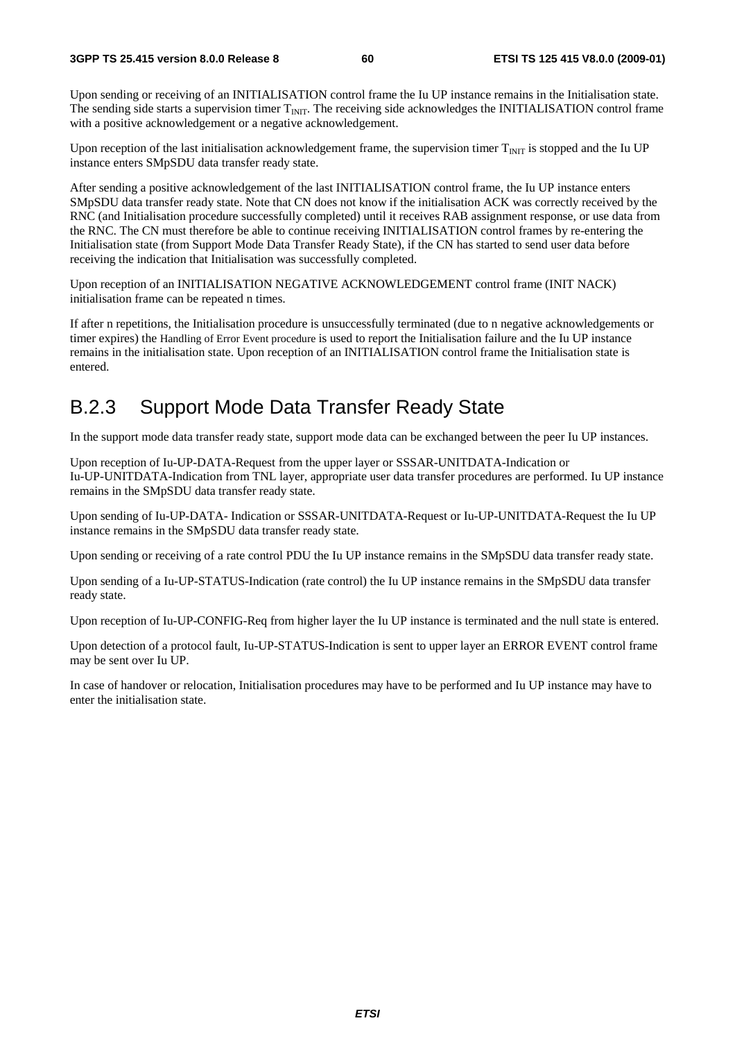Upon sending or receiving of an INITIALISATION control frame the Iu UP instance remains in the Initialisation state. The sending side starts a supervision timer $T_{INIT}$. The receiving side acknowledges the INITIALISATION control frame with a positive acknowledgement or a negative acknowledgement.

Upon reception of the last initialisation acknowledgement frame, the supervision timer $T_{INIT}$ is stopped and the Iu UP instance enters SMpSDU data transfer ready state.

After sending a positive acknowledgement of the last INITIALISATION control frame, the Iu UP instance enters SMpSDU data transfer ready state. Note that CN does not know if the initialisation ACK was correctly received by the RNC (and Initialisation procedure successfully completed) until it receives RAB assignment response, or use data from the RNC. The CN must therefore be able to continue receiving INITIALISATION control frames by re-entering the Initialisation state (from Support Mode Data Transfer Ready State), if the CN has started to send user data before receiving the indication that Initialisation was successfully completed.

Upon reception of an INITIALISATION NEGATIVE ACKNOWLEDGEMENT control frame (INIT NACK) initialisation frame can be repeated n times.

If after n repetitions, the Initialisation procedure is unsuccessfully terminated (due to n negative acknowledgements or timer expires) the Handling of Error Event procedure is used to report the Initialisation failure and the Iu UP instance remains in the initialisation state. Upon reception of an INITIALISATION control frame the Initialisation state is entered.

## B.2.3 Support Mode Data Transfer Ready State

In the support mode data transfer ready state, support mode data can be exchanged between the peer Iu UP instances.

Upon reception of Iu-UP-DATA-Request from the upper layer or SSSAR-UNITDATA-Indication or Iu-UP-UNITDATA-Indication from TNL layer, appropriate user data transfer procedures are performed. Iu UP instance remains in the SMpSDU data transfer ready state.

Upon sending of Iu-UP-DATA- Indication or SSSAR-UNITDATA-Request or Iu-UP-UNITDATA-Request the Iu UP instance remains in the SMpSDU data transfer ready state.

Upon sending or receiving of a rate control PDU the Iu UP instance remains in the SMpSDU data transfer ready state.

Upon sending of a Iu-UP-STATUS-Indication (rate control) the Iu UP instance remains in the SMpSDU data transfer ready state.

Upon reception of Iu-UP-CONFIG-Req from higher layer the Iu UP instance is terminated and the null state is entered.

Upon detection of a protocol fault, Iu-UP-STATUS-Indication is sent to upper layer an ERROR EVENT control frame may be sent over Iu UP.

In case of handover or relocation, Initialisation procedures may have to be performed and Iu UP instance may have to enter the initialisation state.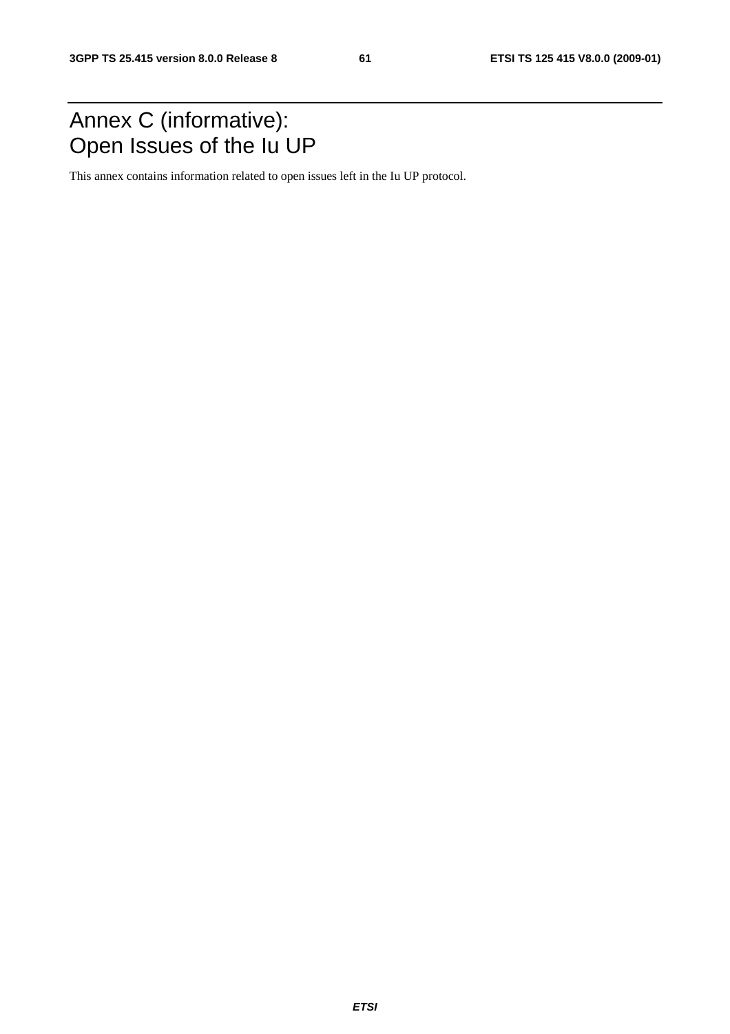# Annex C (informative): Open Issues of the Iu UP

This annex contains information related to open issues left in the Iu UP protocol.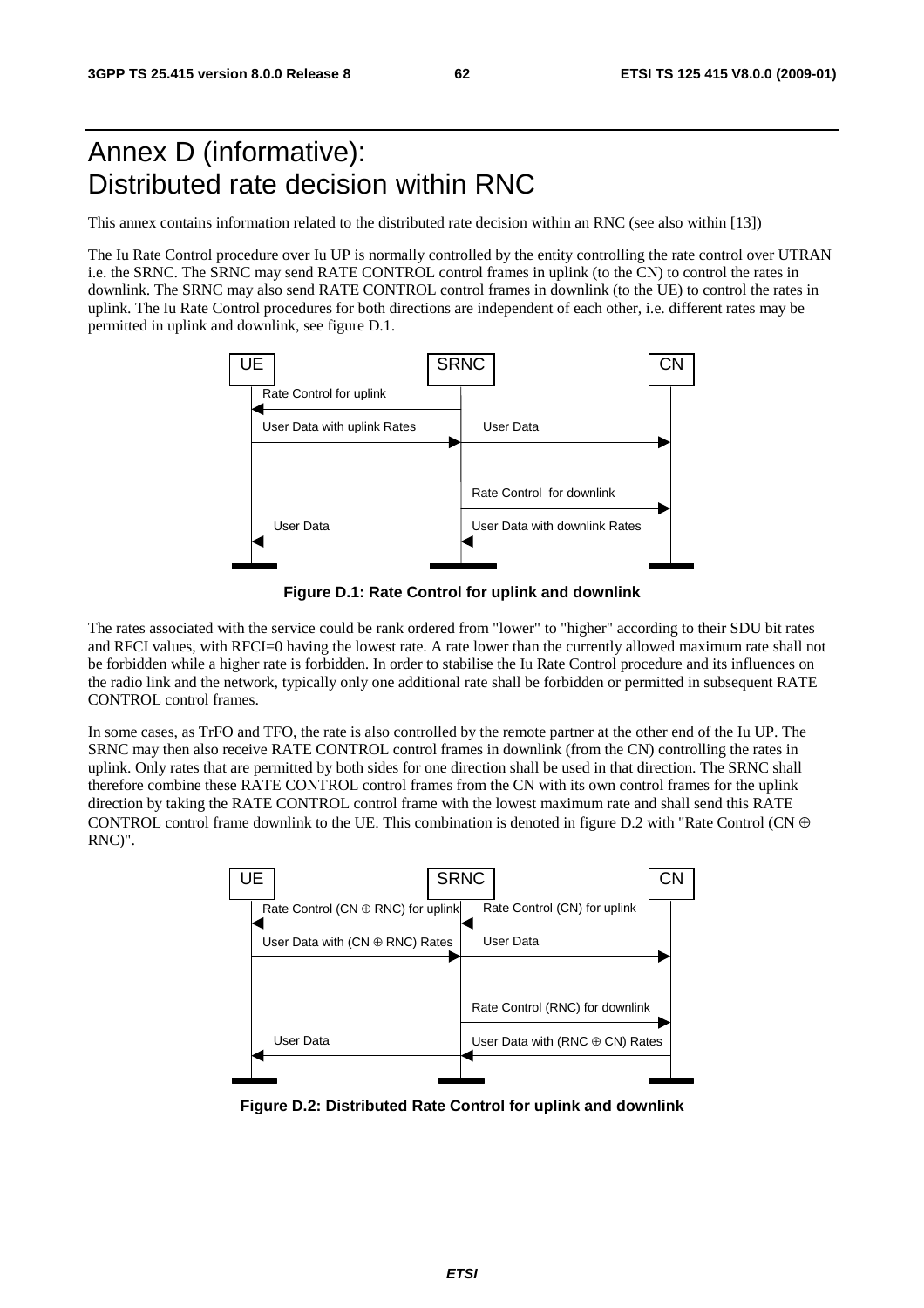# Annex D (informative): Distributed rate decision within RNC

This annex contains information related to the distributed rate decision within an RNC (see also within [13])

The Iu Rate Control procedure over Iu UP is normally controlled by the entity controlling the rate control over UTRAN i.e. the SRNC. The SRNC may send RATE CONTROL control frames in uplink (to the CN) to control the rates in downlink. The SRNC may also send RATE CONTROL control frames in downlink (to the UE) to control the rates in uplink. The Iu Rate Control procedures for both directions are independent of each other, i.e. different rates may be permitted in uplink and downlink, see figure D.1.

UE | SRNC | CN

Rate Control for uplink

User Data with uplink Rates | User Data

Rate Control for downlink

User Data | User Data with downlink Rates

**Figure D.1: Rate Control for uplink and downlink**

The rates associated with the service could be rank ordered from "lower" to "higher" according to their SDU bit rates and RFCI values, with RFCI=0 having the lowest rate. A rate lower than the currently allowed maximum rate shall not be forbidden while a higher rate is forbidden. In order to stabilise the Iu Rate Control procedure and its influences on the radio link and the network, typically only one additional rate shall be forbidden or permitted in subsequent RATE CONTROL control frames.

In some cases, as TrFO and TFO, the rate is also controlled by the remote partner at the other end of the Iu UP. The SRNC may then also receive RATE CONTROL control frames in downlink (from the CN) controlling the rates in uplink. Only rates that are permitted by both sides for one direction shall be used in that direction. The SRNC shall therefore combine these RATE CONTROL control frames from the CN with its own control frames for the uplink direction by taking the RATE CONTROL control frame with the lowest maximum rate and shall send this RATE CONTROL control frame downlink to the UE. This combination is denoted in figure D.2 with "Rate Control (CN ⊕ RNC)".

UE | SRNC | CN

Rate Control (CN ⊕ RNC) for uplink | Rate Control (CN) for uplink

User Data with (CN ⊕ RNC) Rates | User Data

Rate Control (RNC) for downlink

User Data | User Data with (RNC ⊕ CN) Rates

**Figure D.2: Distributed Rate Control for uplink and downlink**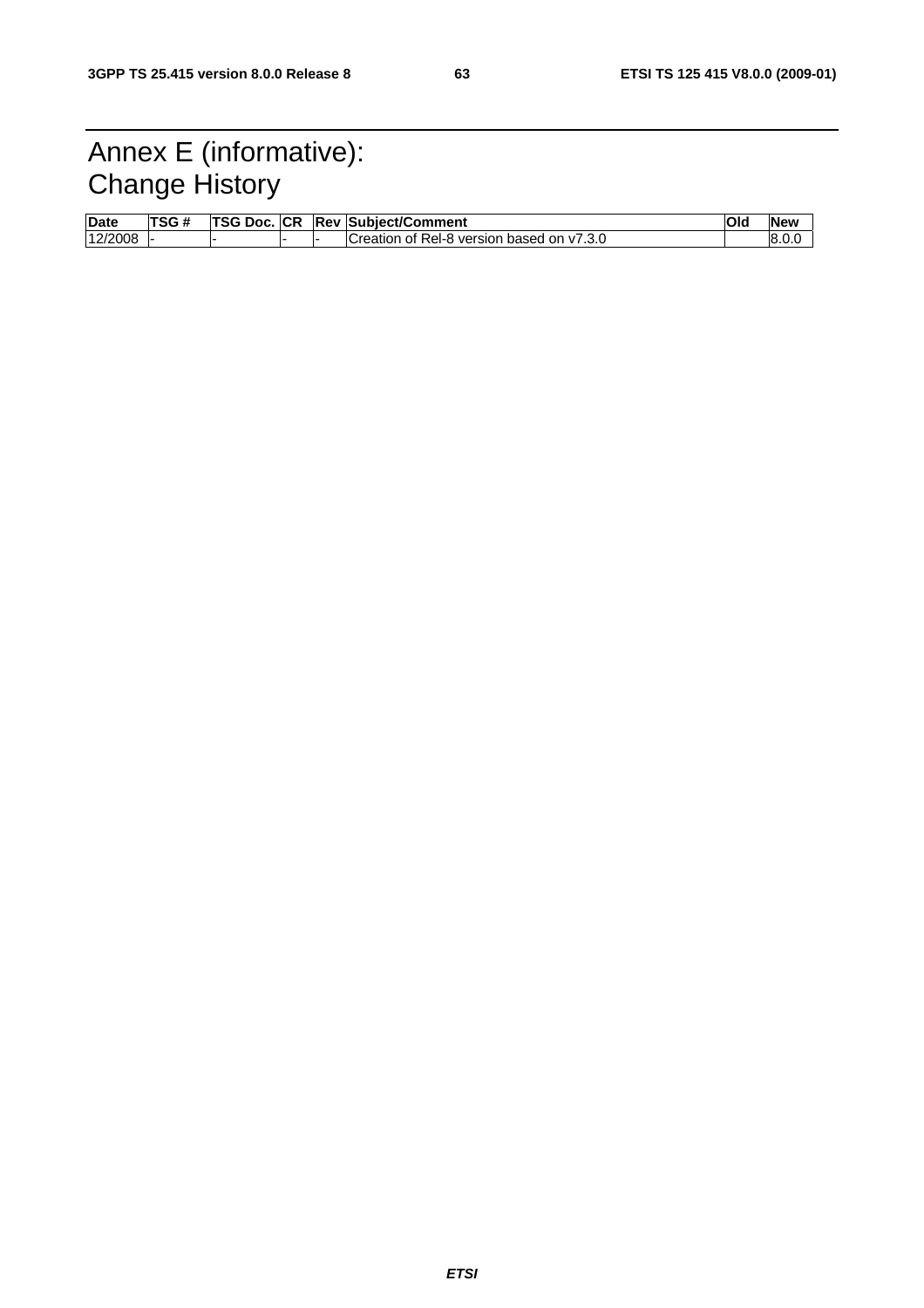# Annex E (informative): Change History

| Date | TSG # | TSG Doc. | CR | Rev | Subject/Comment | Old | New |
|---|---|---|---|---|---|---|---|
| 12/2008 | - | - | - | - | Creation of Rel-8 version based on v7.3.0 | | 8.0.0 |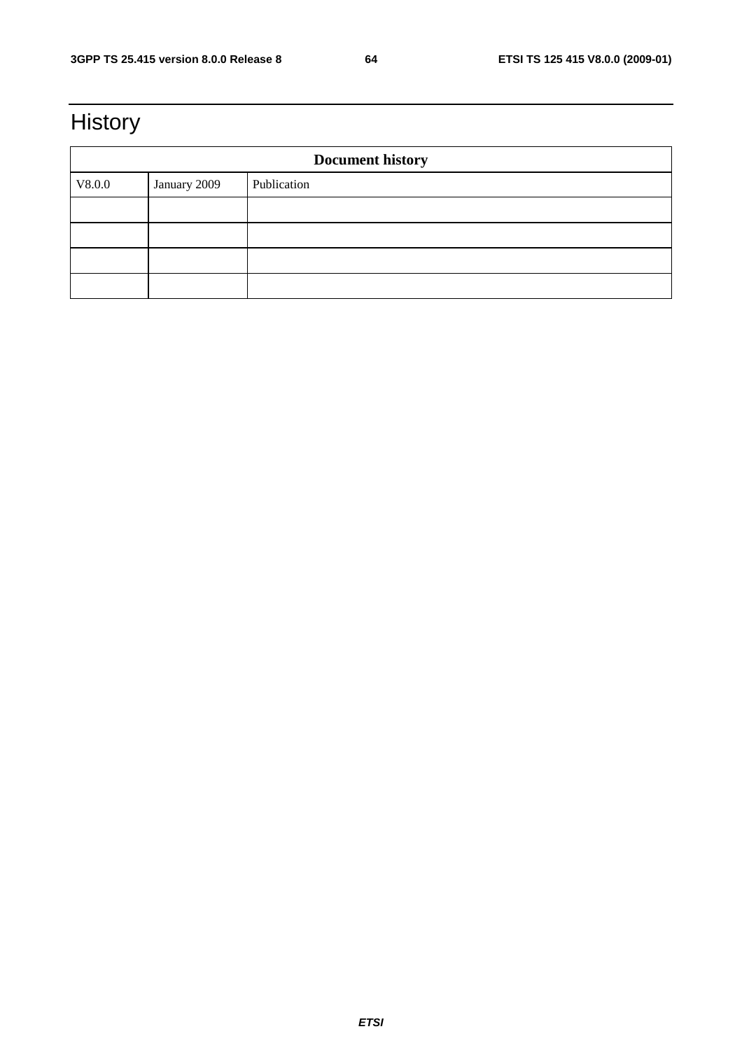# History

| Document history | | |
|---|---|---|
| V8.0.0 | January 2009 | Publication |
| | | |
| | | |
| | | |
| | | |